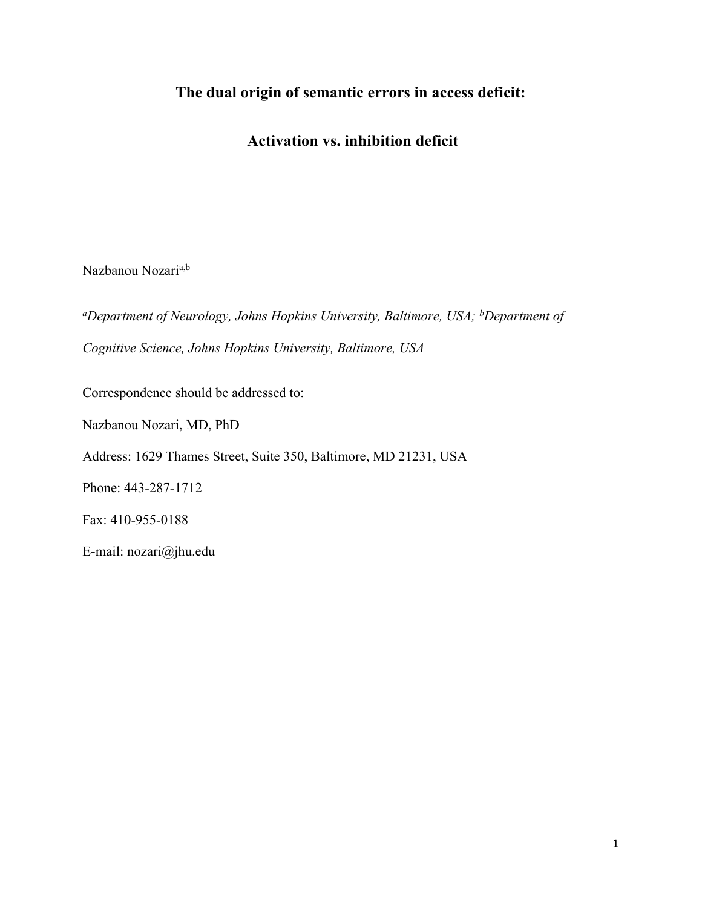# The dual origin of semantic errors in access deficit:

# Activation vs. inhibition deficit

Nazbanou Nozari[a,b]

[a]*Department of Neurology, Johns Hopkins University, Baltimore, USA;* [b]*Department of Cognitive Science, Johns Hopkins University, Baltimore, USA*

Correspondence should be addressed to:

Nazbanou Nozari, MD, PhD

Address: 1629 Thames Street, Suite 350, Baltimore, MD 21231, USA

Phone: 443-287-1712

Fax: 410-955-0188

E-mail: nozari@jhu.edu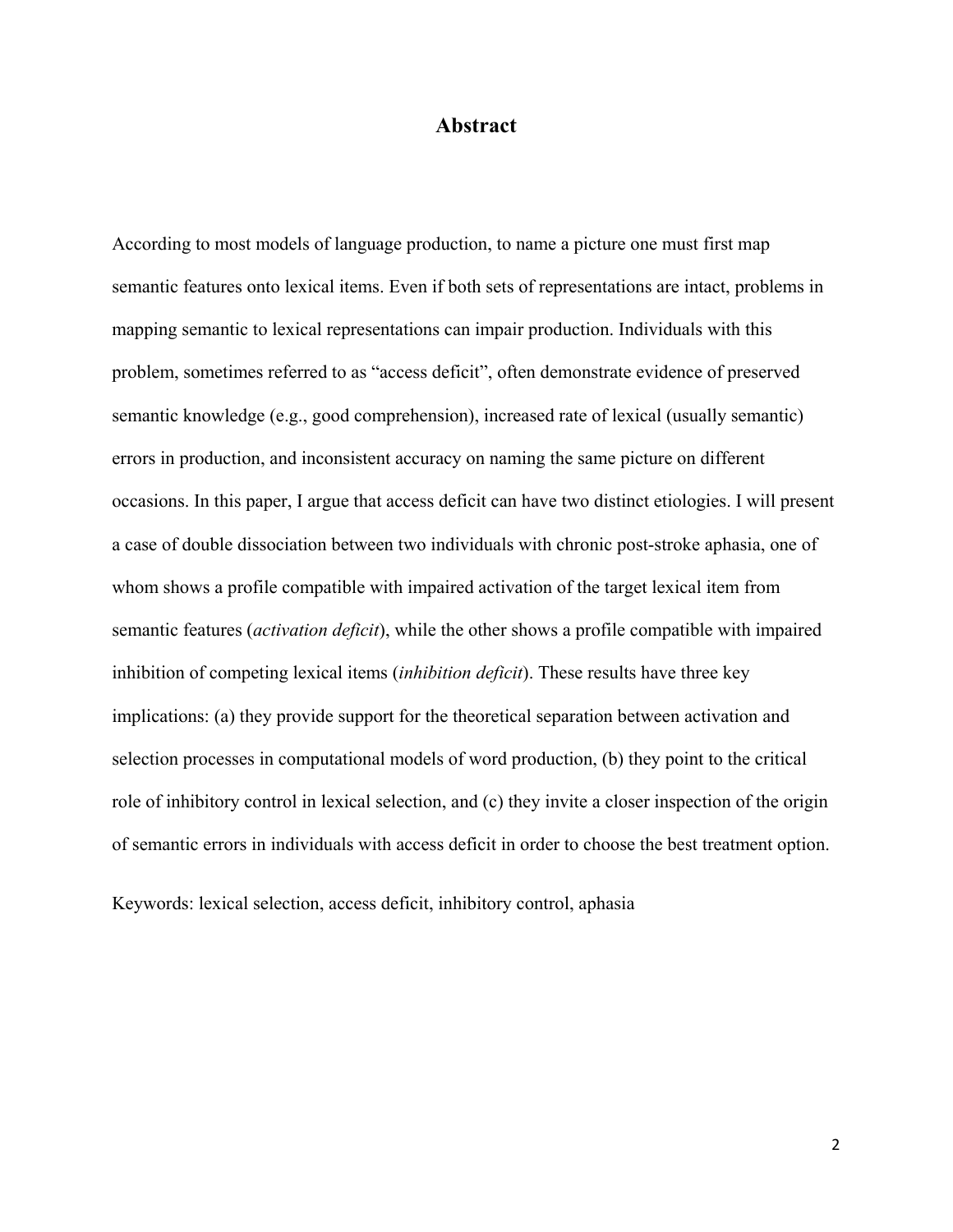# Abstract

According to most models of language production, to name a picture one must first map semantic features onto lexical items. Even if both sets of representations are intact, problems in mapping semantic to lexical representations can impair production. Individuals with this problem, sometimes referred to as "access deficit", often demonstrate evidence of preserved semantic knowledge (e.g., good comprehension), increased rate of lexical (usually semantic) errors in production, and inconsistent accuracy on naming the same picture on different occasions. In this paper, I argue that access deficit can have two distinct etiologies. I will present a case of double dissociation between two individuals with chronic post-stroke aphasia, one of whom shows a profile compatible with impaired activation of the target lexical item from semantic features (*activation deficit*), while the other shows a profile compatible with impaired inhibition of competing lexical items (*inhibition deficit*). These results have three key implications: (a) they provide support for the theoretical separation between activation and selection processes in computational models of word production, (b) they point to the critical role of inhibitory control in lexical selection, and (c) they invite a closer inspection of the origin of semantic errors in individuals with access deficit in order to choose the best treatment option.

Keywords: lexical selection, access deficit, inhibitory control, aphasia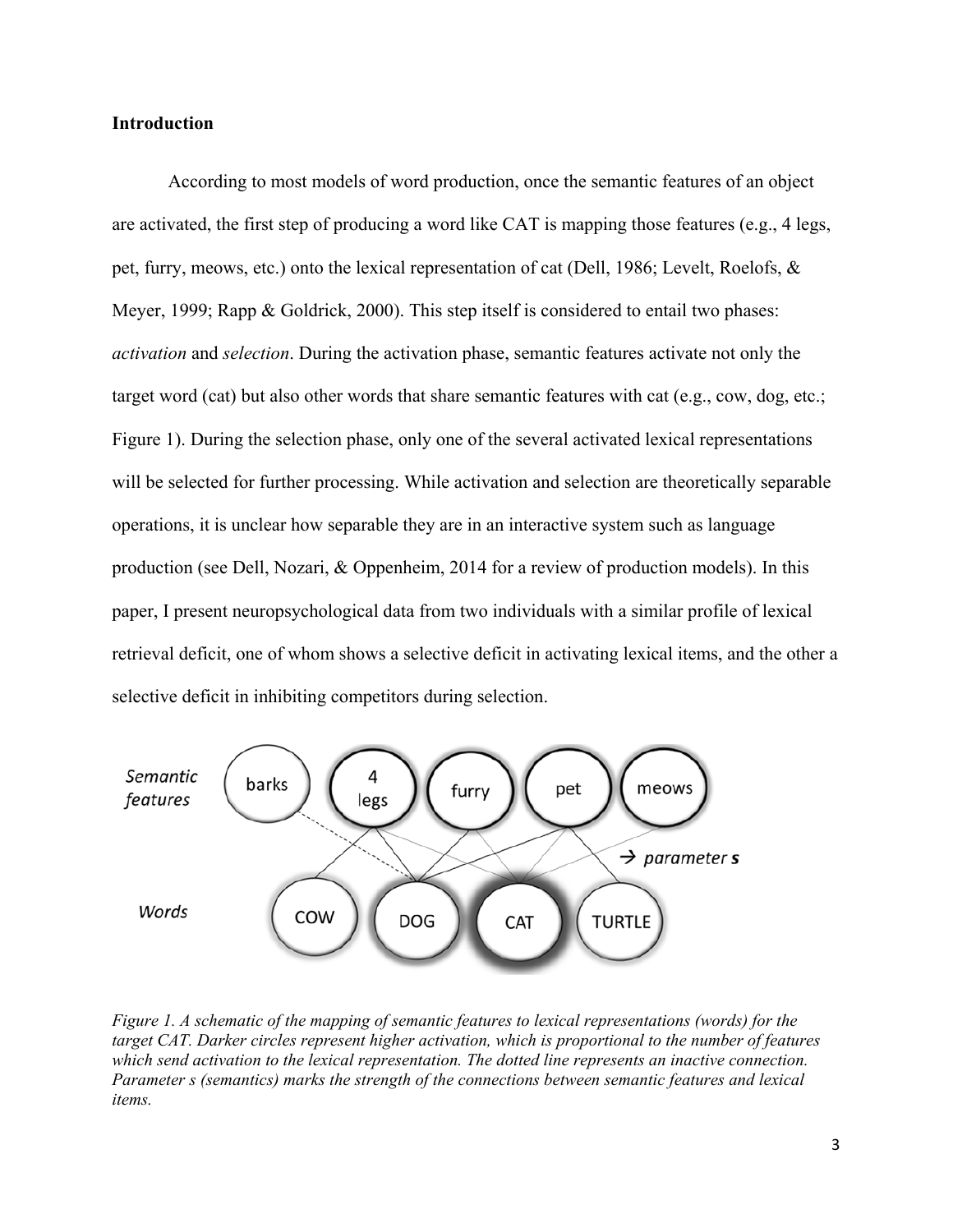## Introduction

According to most models of word production, once the semantic features of an object are activated, the first step of producing a word like CAT is mapping those features (e.g., 4 legs, pet, furry, meows, etc.) onto the lexical representation of cat (Dell, 1986; Levelt, Roelofs, & Meyer, 1999; Rapp & Goldrick, 2000). This step itself is considered to entail two phases: *activation* and *selection*. During the activation phase, semantic features activate not only the target word (cat) but also other words that share semantic features with cat (e.g., cow, dog, etc.; Figure 1). During the selection phase, only one of the several activated lexical representations will be selected for further processing. While activation and selection are theoretically separable operations, it is unclear how separable they are in an interactive system such as language production (see Dell, Nozari, & Oppenheim, 2014 for a review of production models). In this paper, I present neuropsychological data from two individuals with a similar profile of lexical retrieval deficit, one of whom shows a selective deficit in activating lexical items, and the other a selective deficit in inhibiting competitors during selection.

*Figure 1. A schematic of the mapping of semantic features to lexical representations (words) for the target CAT. Darker circles represent higher activation, which is proportional to the number of features which send activation to the lexical representation. The dotted line represents an inactive connection. Parameter s (semantics) marks the strength of the connections between semantic features and lexical items.*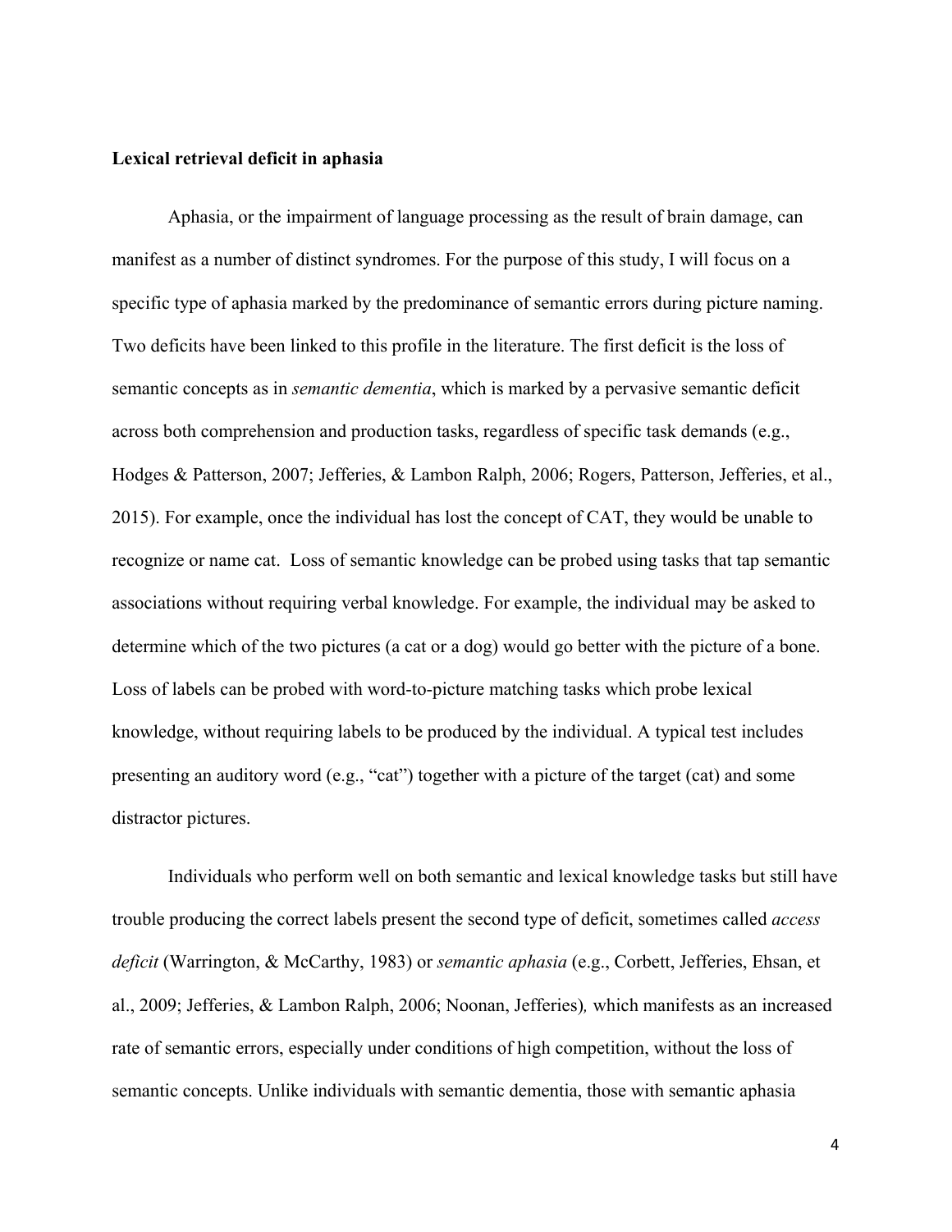**Lexical retrieval deficit in aphasia**

Aphasia, or the impairment of language processing as the result of brain damage, can manifest as a number of distinct syndromes. For the purpose of this study, I will focus on a specific type of aphasia marked by the predominance of semantic errors during picture naming. Two deficits have been linked to this profile in the literature. The first deficit is the loss of semantic concepts as in *semantic dementia*, which is marked by a pervasive semantic deficit across both comprehension and production tasks, regardless of specific task demands (e.g., Hodges & Patterson, 2007; Jefferies, & Lambon Ralph, 2006; Rogers, Patterson, Jefferies, et al., 2015). For example, once the individual has lost the concept of CAT, they would be unable to recognize or name cat. Loss of semantic knowledge can be probed using tasks that tap semantic associations without requiring verbal knowledge. For example, the individual may be asked to determine which of the two pictures (a cat or a dog) would go better with the picture of a bone. Loss of labels can be probed with word-to-picture matching tasks which probe lexical knowledge, without requiring labels to be produced by the individual. A typical test includes presenting an auditory word (e.g., "cat") together with a picture of the target (cat) and some distractor pictures.

Individuals who perform well on both semantic and lexical knowledge tasks but still have trouble producing the correct labels present the second type of deficit, sometimes called *access deficit* (Warrington, & McCarthy, 1983) or *semantic aphasia* (e.g., Corbett, Jefferies, Ehsan, et al., 2009; Jefferies, & Lambon Ralph, 2006; Noonan, Jefferies), which manifests as an increased rate of semantic errors, especially under conditions of high competition, without the loss of semantic concepts. Unlike individuals with semantic dementia, those with semantic aphasia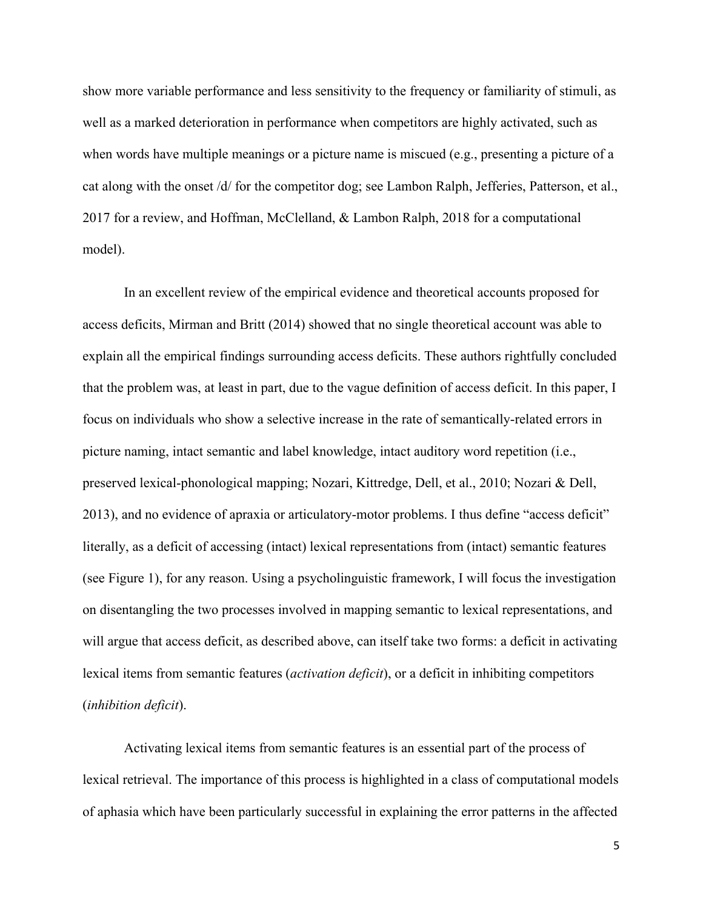show more variable performance and less sensitivity to the frequency or familiarity of stimuli, as well as a marked deterioration in performance when competitors are highly activated, such as when words have multiple meanings or a picture name is miscued (e.g., presenting a picture of a cat along with the onset /d/ for the competitor dog; see Lambon Ralph, Jefferies, Patterson, et al., 2017 for a review, and Hoffman, McClelland, & Lambon Ralph, 2018 for a computational model).

In an excellent review of the empirical evidence and theoretical accounts proposed for access deficits, Mirman and Britt (2014) showed that no single theoretical account was able to explain all the empirical findings surrounding access deficits. These authors rightfully concluded that the problem was, at least in part, due to the vague definition of access deficit. In this paper, I focus on individuals who show a selective increase in the rate of semantically-related errors in picture naming, intact semantic and label knowledge, intact auditory word repetition (i.e., preserved lexical-phonological mapping; Nozari, Kittredge, Dell, et al., 2010; Nozari & Dell, 2013), and no evidence of apraxia or articulatory-motor problems. I thus define "access deficit" literally, as a deficit of accessing (intact) lexical representations from (intact) semantic features (see Figure 1), for any reason. Using a psycholinguistic framework, I will focus the investigation on disentangling the two processes involved in mapping semantic to lexical representations, and will argue that access deficit, as described above, can itself take two forms: a deficit in activating lexical items from semantic features (*activation deficit*), or a deficit in inhibiting competitors (*inhibition deficit*).

Activating lexical items from semantic features is an essential part of the process of lexical retrieval. The importance of this process is highlighted in a class of computational models of aphasia which have been particularly successful in explaining the error patterns in the affected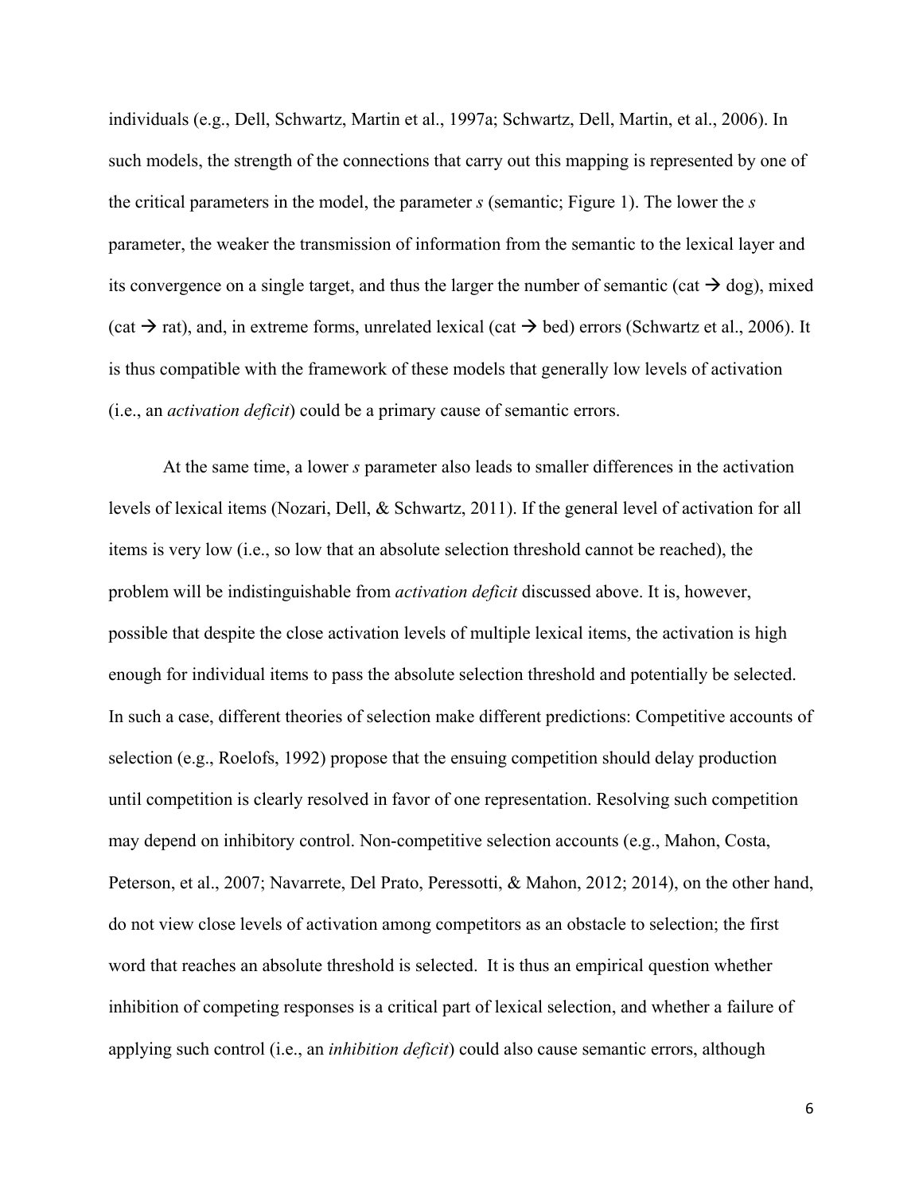individuals (e.g., Dell, Schwartz, Martin et al., 1997a; Schwartz, Dell, Martin, et al., 2006). In such models, the strength of the connections that carry out this mapping is represented by one of the critical parameters in the model, the parameter *s* (semantic; Figure 1). The lower the *s* parameter, the weaker the transmission of information from the semantic to the lexical layer and its convergence on a single target, and thus the larger the number of semantic (cat → dog), mixed (cat → rat), and, in extreme forms, unrelated lexical (cat → bed) errors (Schwartz et al., 2006). It is thus compatible with the framework of these models that generally low levels of activation (i.e., an *activation deficit*) could be a primary cause of semantic errors.

At the same time, a lower *s* parameter also leads to smaller differences in the activation levels of lexical items (Nozari, Dell, & Schwartz, 2011). If the general level of activation for all items is very low (i.e., so low that an absolute selection threshold cannot be reached), the problem will be indistinguishable from *activation deficit* discussed above. It is, however, possible that despite the close activation levels of multiple lexical items, the activation is high enough for individual items to pass the absolute selection threshold and potentially be selected. In such a case, different theories of selection make different predictions: Competitive accounts of selection (e.g., Roelofs, 1992) propose that the ensuing competition should delay production until competition is clearly resolved in favor of one representation. Resolving such competition may depend on inhibitory control. Non-competitive selection accounts (e.g., Mahon, Costa, Peterson, et al., 2007; Navarrete, Del Prato, Peressotti, & Mahon, 2012; 2014), on the other hand, do not view close levels of activation among competitors as an obstacle to selection; the first word that reaches an absolute threshold is selected. It is thus an empirical question whether inhibition of competing responses is a critical part of lexical selection, and whether a failure of applying such control (i.e., an *inhibition deficit*) could also cause semantic errors, although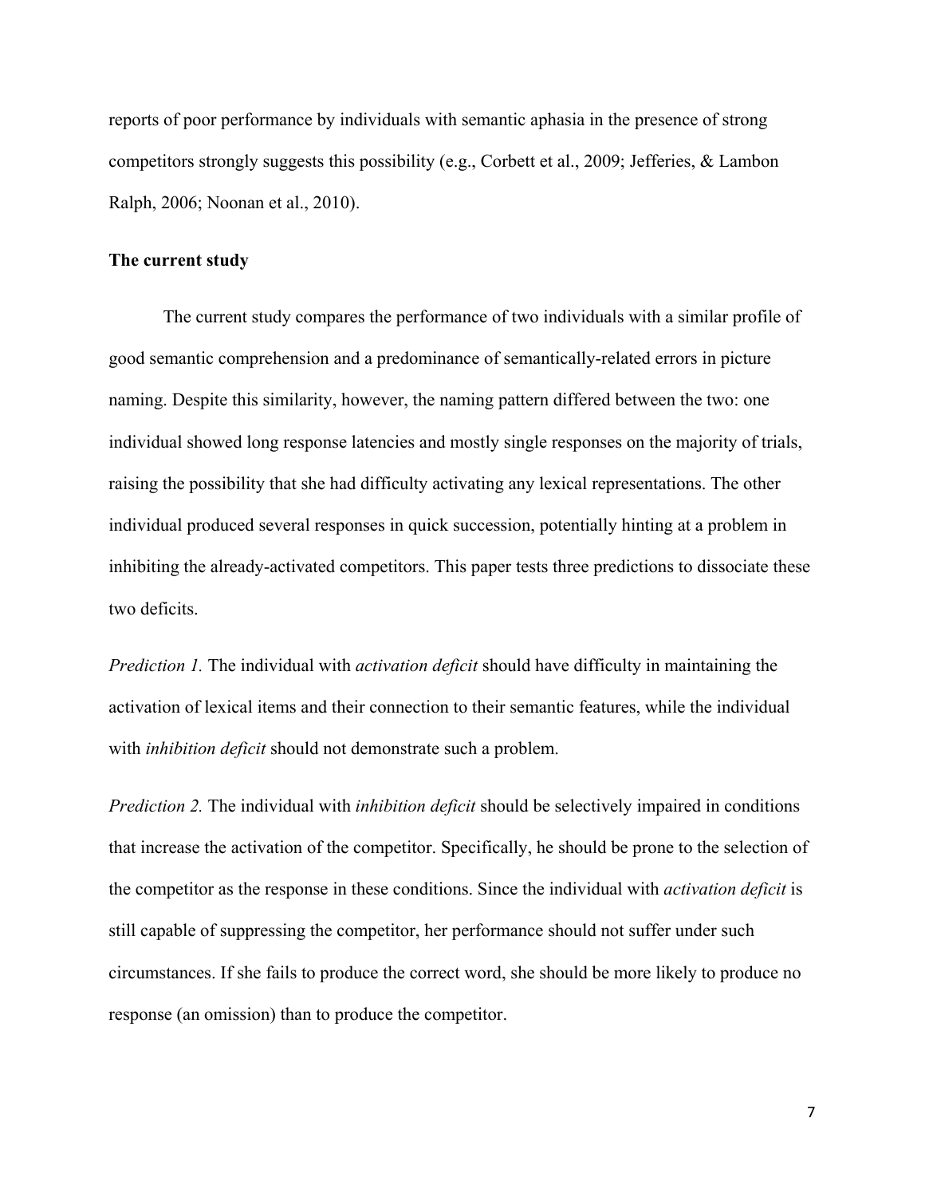reports of poor performance by individuals with semantic aphasia in the presence of strong competitors strongly suggests this possibility (e.g., Corbett et al., 2009; Jefferies, & Lambon Ralph, 2006; Noonan et al., 2010).

**The current study**

The current study compares the performance of two individuals with a similar profile of good semantic comprehension and a predominance of semantically-related errors in picture naming. Despite this similarity, however, the naming pattern differed between the two: one individual showed long response latencies and mostly single responses on the majority of trials, raising the possibility that she had difficulty activating any lexical representations. The other individual produced several responses in quick succession, potentially hinting at a problem in inhibiting the already-activated competitors. This paper tests three predictions to dissociate these two deficits.

*Prediction 1.* The individual with *activation deficit* should have difficulty in maintaining the activation of lexical items and their connection to their semantic features, while the individual with *inhibition deficit* should not demonstrate such a problem.

*Prediction 2.* The individual with *inhibition deficit* should be selectively impaired in conditions that increase the activation of the competitor. Specifically, he should be prone to the selection of the competitor as the response in these conditions. Since the individual with *activation deficit* is still capable of suppressing the competitor, her performance should not suffer under such circumstances. If she fails to produce the correct word, she should be more likely to produce no response (an omission) than to produce the competitor.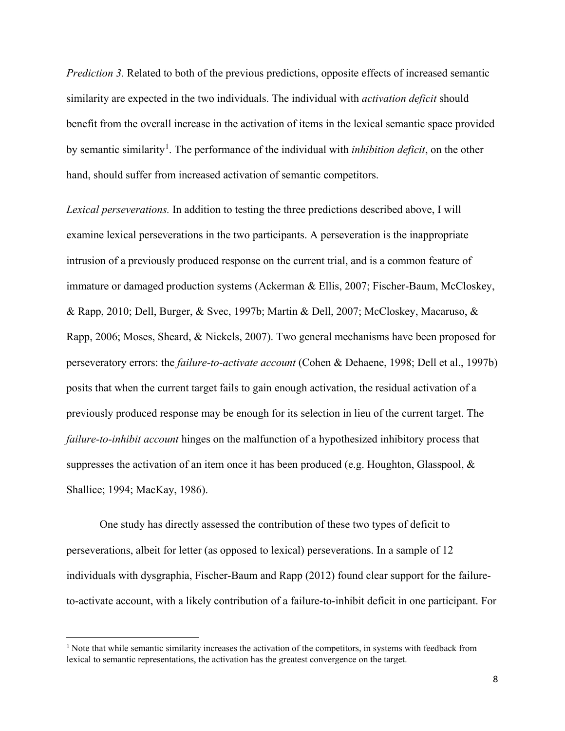*Prediction 3.* Related to both of the previous predictions, opposite effects of increased semantic similarity are expected in the two individuals. The individual with *activation deficit* should benefit from the overall increase in the activation of items in the lexical semantic space provided by semantic similarity[1]. The performance of the individual with *inhibition deficit*, on the other hand, should suffer from increased activation of semantic competitors.

*Lexical perseverations.* In addition to testing the three predictions described above, I will examine lexical perseverations in the two participants. A perseveration is the inappropriate intrusion of a previously produced response on the current trial, and is a common feature of immature or damaged production systems (Ackerman & Ellis, 2007; Fischer-Baum, McCloskey, & Rapp, 2010; Dell, Burger, & Svec, 1997b; Martin & Dell, 2007; McCloskey, Macaruso, & Rapp, 2006; Moses, Sheard, & Nickels, 2007). Two general mechanisms have been proposed for perseveratory errors: the *failure-to-activate account* (Cohen & Dehaene, 1998; Dell et al., 1997b) posits that when the current target fails to gain enough activation, the residual activation of a previously produced response may be enough for its selection in lieu of the current target. The *failure-to-inhibit account* hinges on the malfunction of a hypothesized inhibitory process that suppresses the activation of an item once it has been produced (e.g. Houghton, Glasspool, & Shallice; 1994; MacKay, 1986).

One study has directly assessed the contribution of these two types of deficit to perseverations, albeit for letter (as opposed to lexical) perseverations. In a sample of 12 individuals with dysgraphia, Fischer-Baum and Rapp (2012) found clear support for the failure-to-activate account, with a likely contribution of a failure-to-inhibit deficit in one participant. For

[1] Note that while semantic similarity increases the activation of the competitors, in systems with feedback from lexical to semantic representations, the activation has the greatest convergence on the target.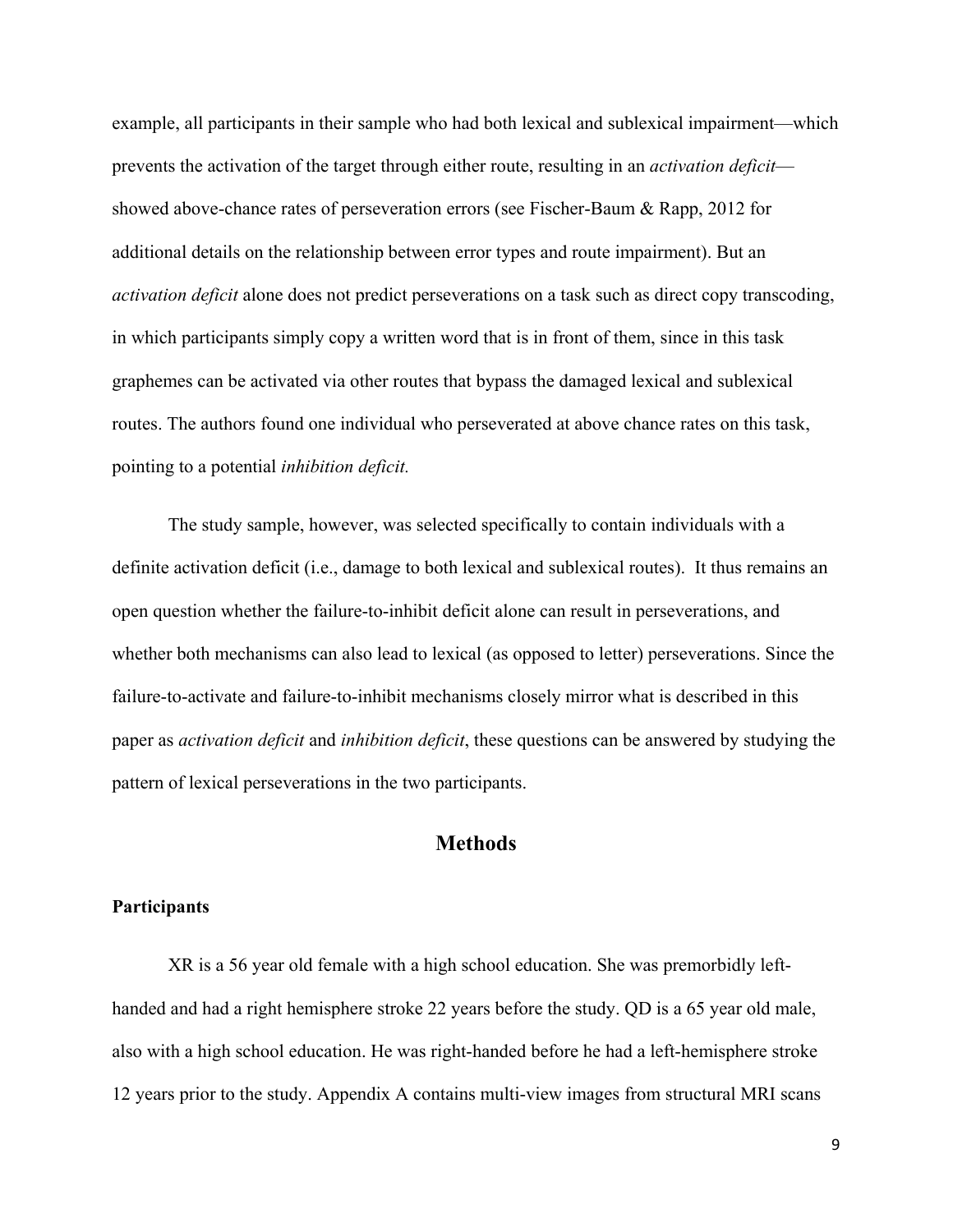example, all participants in their sample who had both lexical and sublexical impairment—which prevents the activation of the target through either route, resulting in an *activation deficit*—showed above-chance rates of perseveration errors (see Fischer-Baum & Rapp, 2012 for additional details on the relationship between error types and route impairment). But an *activation deficit* alone does not predict perseverations on a task such as direct copy transcoding, in which participants simply copy a written word that is in front of them, since in this task graphemes can be activated via other routes that bypass the damaged lexical and sublexical routes. The authors found one individual who perseverated at above chance rates on this task, pointing to a potential *inhibition deficit.*

The study sample, however, was selected specifically to contain individuals with a definite activation deficit (i.e., damage to both lexical and sublexical routes). It thus remains an open question whether the failure-to-inhibit deficit alone can result in perseverations, and whether both mechanisms can also lead to lexical (as opposed to letter) perseverations. Since the failure-to-activate and failure-to-inhibit mechanisms closely mirror what is described in this paper as *activation deficit* and *inhibition deficit*, these questions can be answered by studying the pattern of lexical perseverations in the two participants.

## Methods

### Participants

XR is a 56 year old female with a high school education. She was premorbidly left-handed and had a right hemisphere stroke 22 years before the study. QD is a 65 year old male, also with a high school education. He was right-handed before he had a left-hemisphere stroke 12 years prior to the study. Appendix A contains multi-view images from structural MRI scans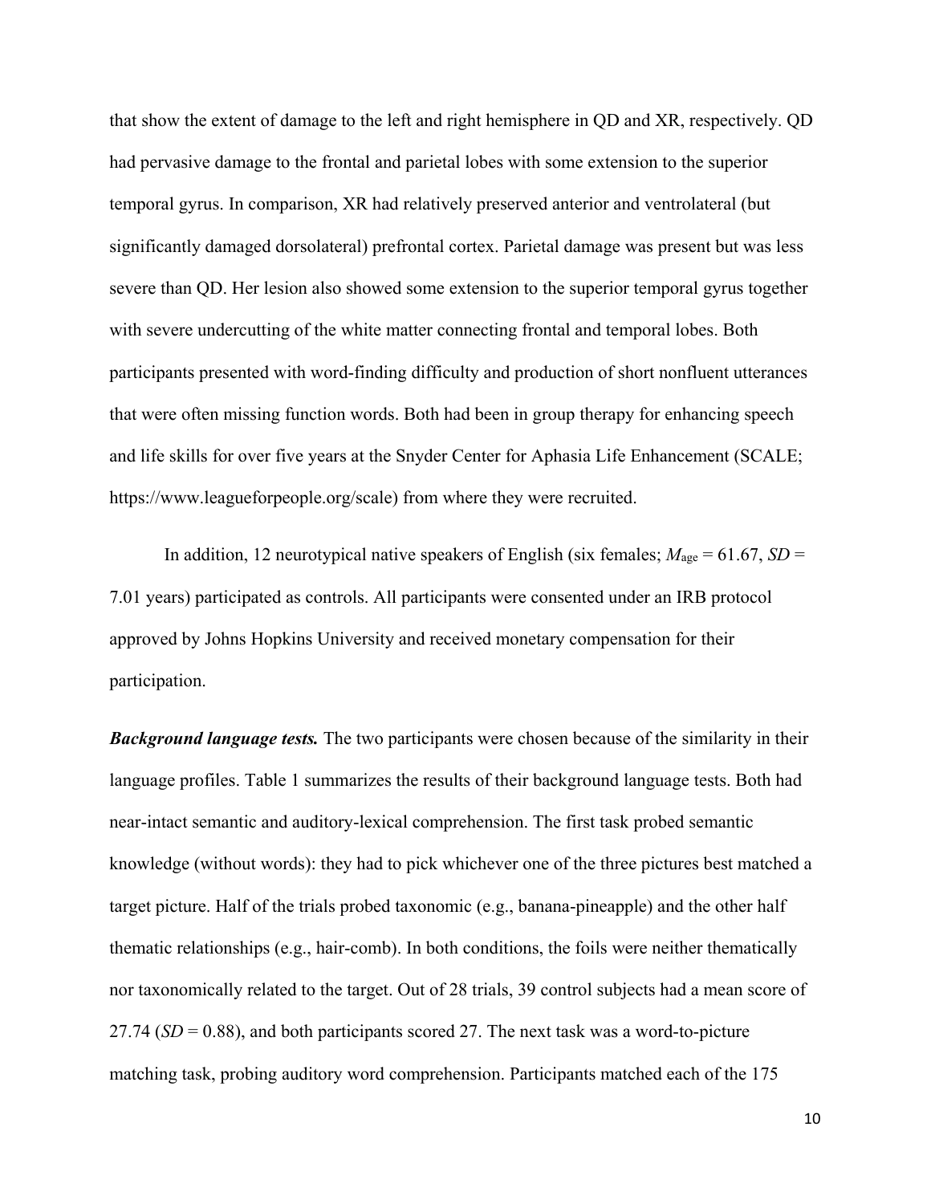that show the extent of damage to the left and right hemisphere in QD and XR, respectively. QD had pervasive damage to the frontal and parietal lobes with some extension to the superior temporal gyrus. In comparison, XR had relatively preserved anterior and ventrolateral (but significantly damaged dorsolateral) prefrontal cortex. Parietal damage was present but was less severe than QD. Her lesion also showed some extension to the superior temporal gyrus together with severe undercutting of the white matter connecting frontal and temporal lobes. Both participants presented with word-finding difficulty and production of short nonfluent utterances that were often missing function words. Both had been in group therapy for enhancing speech and life skills for over five years at the Snyder Center for Aphasia Life Enhancement (SCALE; https://www.leagueforpeople.org/scale) from where they were recruited.

In addition, 12 neurotypical native speakers of English (six females; $M_{\text{age}} = 61.67$, $SD = 7.01$ years) participated as controls. All participants were consented under an IRB protocol approved by Johns Hopkins University and received monetary compensation for their participation.

***Background language tests.*** The two participants were chosen because of the similarity in their language profiles. Table 1 summarizes the results of their background language tests. Both had near-intact semantic and auditory-lexical comprehension. The first task probed semantic knowledge (without words): they had to pick whichever one of the three pictures best matched a target picture. Half of the trials probed taxonomic (e.g., banana-pineapple) and the other half thematic relationships (e.g., hair-comb). In both conditions, the foils were neither thematically nor taxonomically related to the target. Out of 28 trials, 39 control subjects had a mean score of 27.74 ($SD = 0.88$), and both participants scored 27. The next task was a word-to-picture matching task, probing auditory word comprehension. Participants matched each of the 175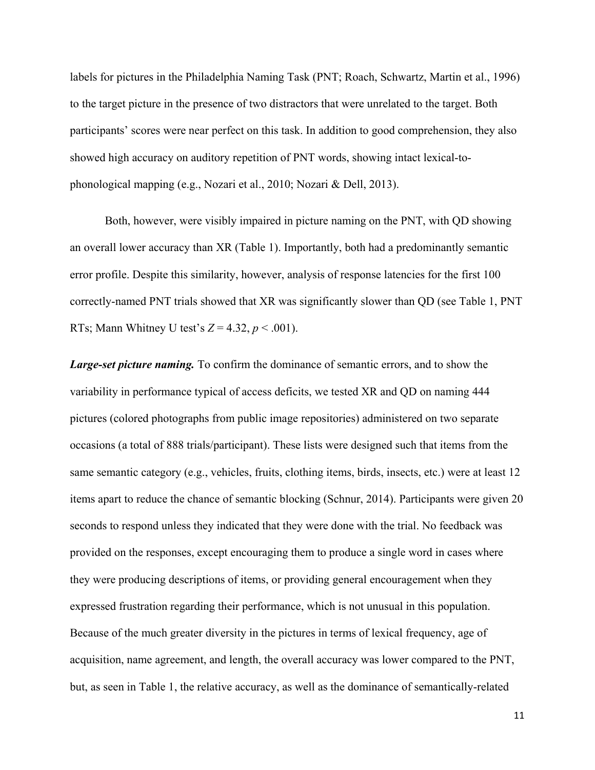labels for pictures in the Philadelphia Naming Task (PNT; Roach, Schwartz, Martin et al., 1996) to the target picture in the presence of two distractors that were unrelated to the target. Both participants' scores were near perfect on this task. In addition to good comprehension, they also showed high accuracy on auditory repetition of PNT words, showing intact lexical-to-phonological mapping (e.g., Nozari et al., 2010; Nozari & Dell, 2013).

Both, however, were visibly impaired in picture naming on the PNT, with QD showing an overall lower accuracy than XR (Table 1). Importantly, both had a predominantly semantic error profile. Despite this similarity, however, analysis of response latencies for the first 100 correctly-named PNT trials showed that XR was significantly slower than QD (see Table 1, PNT RTs; Mann Whitney U test's $Z = 4.32$, $p < .001$).

***Large-set picture naming.*** To confirm the dominance of semantic errors, and to show the variability in performance typical of access deficits, we tested XR and QD on naming 444 pictures (colored photographs from public image repositories) administered on two separate occasions (a total of 888 trials/participant). These lists were designed such that items from the same semantic category (e.g., vehicles, fruits, clothing items, birds, insects, etc.) were at least 12 items apart to reduce the chance of semantic blocking (Schnur, 2014). Participants were given 20 seconds to respond unless they indicated that they were done with the trial. No feedback was provided on the responses, except encouraging them to produce a single word in cases where they were producing descriptions of items, or providing general encouragement when they expressed frustration regarding their performance, which is not unusual in this population. Because of the much greater diversity in the pictures in terms of lexical frequency, age of acquisition, name agreement, and length, the overall accuracy was lower compared to the PNT, but, as seen in Table 1, the relative accuracy, as well as the dominance of semantically-related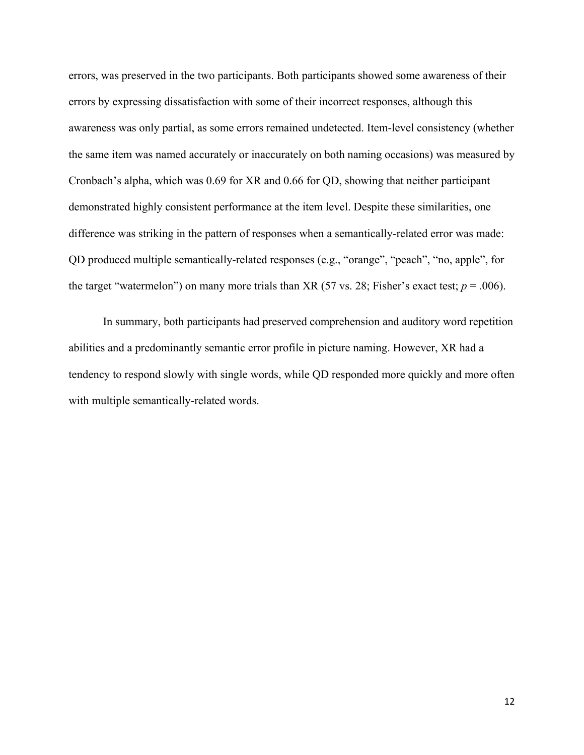errors, was preserved in the two participants. Both participants showed some awareness of their errors by expressing dissatisfaction with some of their incorrect responses, although this awareness was only partial, as some errors remained undetected. Item-level consistency (whether the same item was named accurately or inaccurately on both naming occasions) was measured by Cronbach's alpha, which was 0.69 for XR and 0.66 for QD, showing that neither participant demonstrated highly consistent performance at the item level. Despite these similarities, one difference was striking in the pattern of responses when a semantically-related error was made: QD produced multiple semantically-related responses (e.g., "orange", "peach", "no, apple", for the target "watermelon") on many more trials than XR (57 vs. 28; Fisher's exact test; $p = .006$).

In summary, both participants had preserved comprehension and auditory word repetition abilities and a predominantly semantic error profile in picture naming. However, XR had a tendency to respond slowly with single words, while QD responded more quickly and more often with multiple semantically-related words.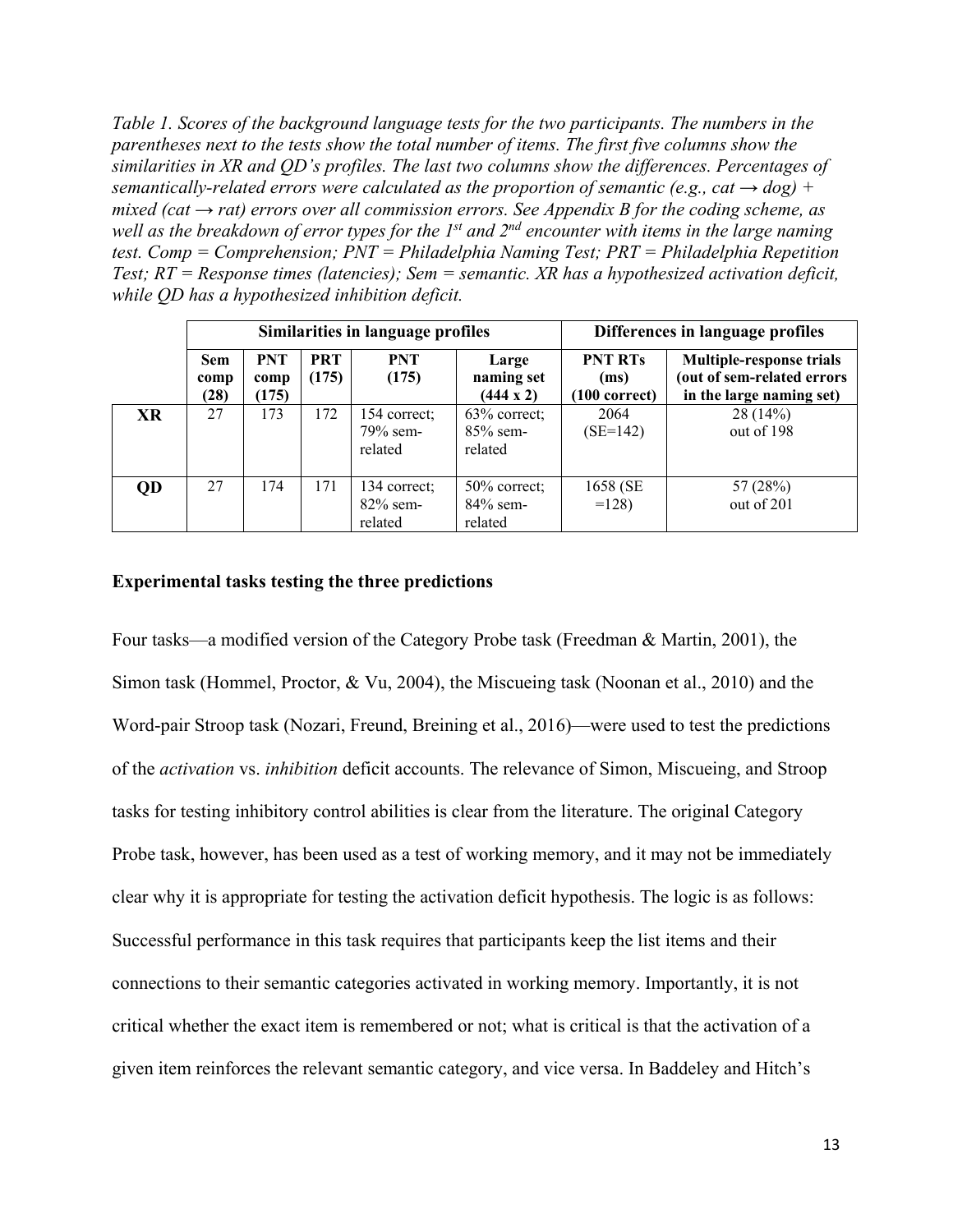*Table 1. Scores of the background language tests for the two participants. The numbers in the parentheses next to the tests show the total number of items. The first five columns show the similarities in XR and QD's profiles. The last two columns show the differences. Percentages of semantically-related errors were calculated as the proportion of semantic (e.g., cat → dog) + mixed (cat → rat) errors over all commission errors. See Appendix B for the coding scheme, as well as the breakdown of error types for the 1st and 2nd encounter with items in the large naming test. Comp = Comprehension; PNT = Philadelphia Naming Test; PRT = Philadelphia Repetition Test; RT = Response times (latencies); Sem = semantic. XR has a hypothesized activation deficit, while QD has a hypothesized inhibition deficit.*

| | Similarities in language profiles | | | | | Differences in language profiles | |
|---|---|---|---|---|---|---|---|
| | **Sem comp (28)** | **PNT comp (175)** | **PRT (175)** | **PNT (175)** | **Large naming set (444 x 2)** | **PNT RTs (ms) (100 correct)** | **Multiple-response trials (out of sem-related errors in the large naming set)** |
| **XR** | 27 | 173 | 172 | 154 correct; 79% sem-related | 63% correct; 85% sem-related | 2064 (SE=142) | 28 (14%) out of 198 |
| **QD** | 27 | 174 | 171 | 134 correct; 82% sem-related | 50% correct; 84% sem-related | 1658 (SE =128) | 57 (28%) out of 201 |

### Experimental tasks testing the three predictions

Four tasks—a modified version of the Category Probe task (Freedman & Martin, 2001), the Simon task (Hommel, Proctor, & Vu, 2004), the Miscueing task (Noonan et al., 2010) and the Word-pair Stroop task (Nozari, Freund, Breining et al., 2016)—were used to test the predictions of the *activation* vs. *inhibition* deficit accounts. The relevance of Simon, Miscueing, and Stroop tasks for testing inhibitory control abilities is clear from the literature. The original Category Probe task, however, has been used as a test of working memory, and it may not be immediately clear why it is appropriate for testing the activation deficit hypothesis. The logic is as follows: Successful performance in this task requires that participants keep the list items and their connections to their semantic categories activated in working memory. Importantly, it is not critical whether the exact item is remembered or not; what is critical is that the activation of a given item reinforces the relevant semantic category, and vice versa. In Baddeley and Hitch's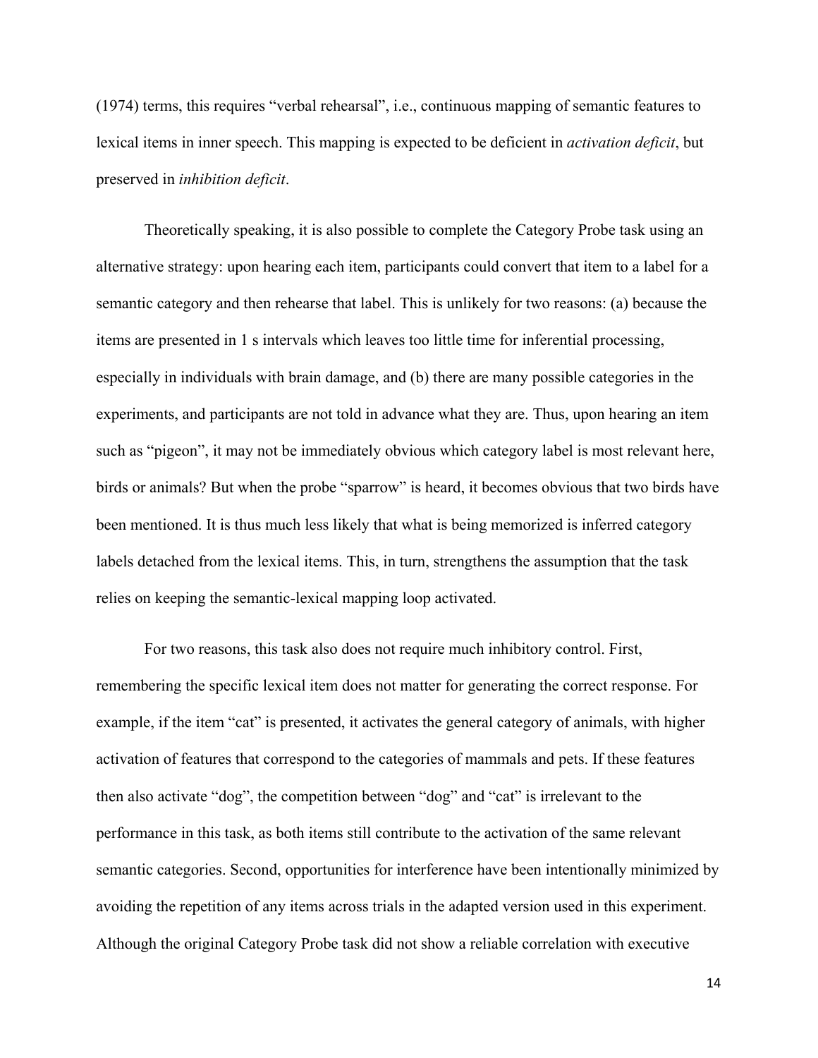(1974) terms, this requires "verbal rehearsal", i.e., continuous mapping of semantic features to lexical items in inner speech. This mapping is expected to be deficient in *activation deficit*, but preserved in *inhibition deficit*.

Theoretically speaking, it is also possible to complete the Category Probe task using an alternative strategy: upon hearing each item, participants could convert that item to a label for a semantic category and then rehearse that label. This is unlikely for two reasons: (a) because the items are presented in 1 s intervals which leaves too little time for inferential processing, especially in individuals with brain damage, and (b) there are many possible categories in the experiments, and participants are not told in advance what they are. Thus, upon hearing an item such as "pigeon", it may not be immediately obvious which category label is most relevant here, birds or animals? But when the probe "sparrow" is heard, it becomes obvious that two birds have been mentioned. It is thus much less likely that what is being memorized is inferred category labels detached from the lexical items. This, in turn, strengthens the assumption that the task relies on keeping the semantic-lexical mapping loop activated.

For two reasons, this task also does not require much inhibitory control. First, remembering the specific lexical item does not matter for generating the correct response. For example, if the item "cat" is presented, it activates the general category of animals, with higher activation of features that correspond to the categories of mammals and pets. If these features then also activate "dog", the competition between "dog" and "cat" is irrelevant to the performance in this task, as both items still contribute to the activation of the same relevant semantic categories. Second, opportunities for interference have been intentionally minimized by avoiding the repetition of any items across trials in the adapted version used in this experiment. Although the original Category Probe task did not show a reliable correlation with executive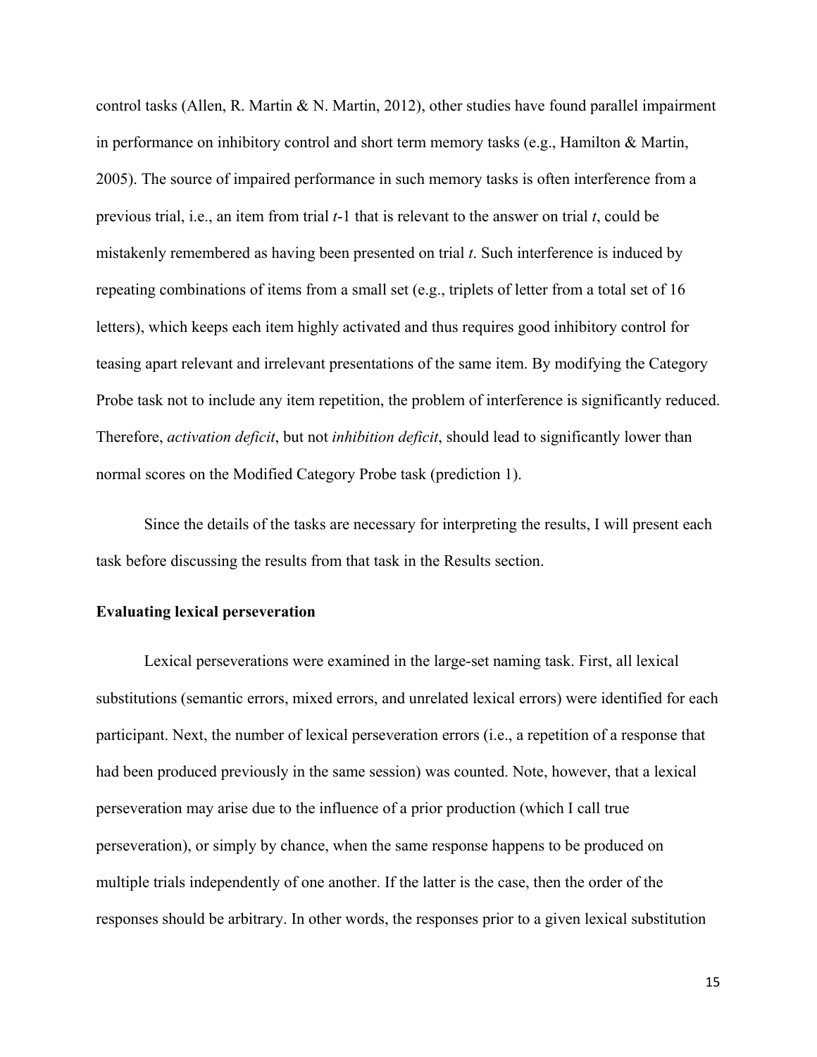control tasks (Allen, R. Martin & N. Martin, 2012), other studies have found parallel impairment in performance on inhibitory control and short term memory tasks (e.g., Hamilton & Martin, 2005). The source of impaired performance in such memory tasks is often interference from a previous trial, i.e., an item from trial *t*-1 that is relevant to the answer on trial *t*, could be mistakenly remembered as having been presented on trial *t*. Such interference is induced by repeating combinations of items from a small set (e.g., triplets of letter from a total set of 16 letters), which keeps each item highly activated and thus requires good inhibitory control for teasing apart relevant and irrelevant presentations of the same item. By modifying the Category Probe task not to include any item repetition, the problem of interference is significantly reduced. Therefore, *activation deficit*, but not *inhibition deficit*, should lead to significantly lower than normal scores on the Modified Category Probe task (prediction 1).

Since the details of the tasks are necessary for interpreting the results, I will present each task before discussing the results from that task in the Results section.

**Evaluating lexical perseveration**

Lexical perseverations were examined in the large-set naming task. First, all lexical substitutions (semantic errors, mixed errors, and unrelated lexical errors) were identified for each participant. Next, the number of lexical perseveration errors (i.e., a repetition of a response that had been produced previously in the same session) was counted. Note, however, that a lexical perseveration may arise due to the influence of a prior production (which I call true perseveration), or simply by chance, when the same response happens to be produced on multiple trials independently of one another. If the latter is the case, then the order of the responses should be arbitrary. In other words, the responses prior to a given lexical substitution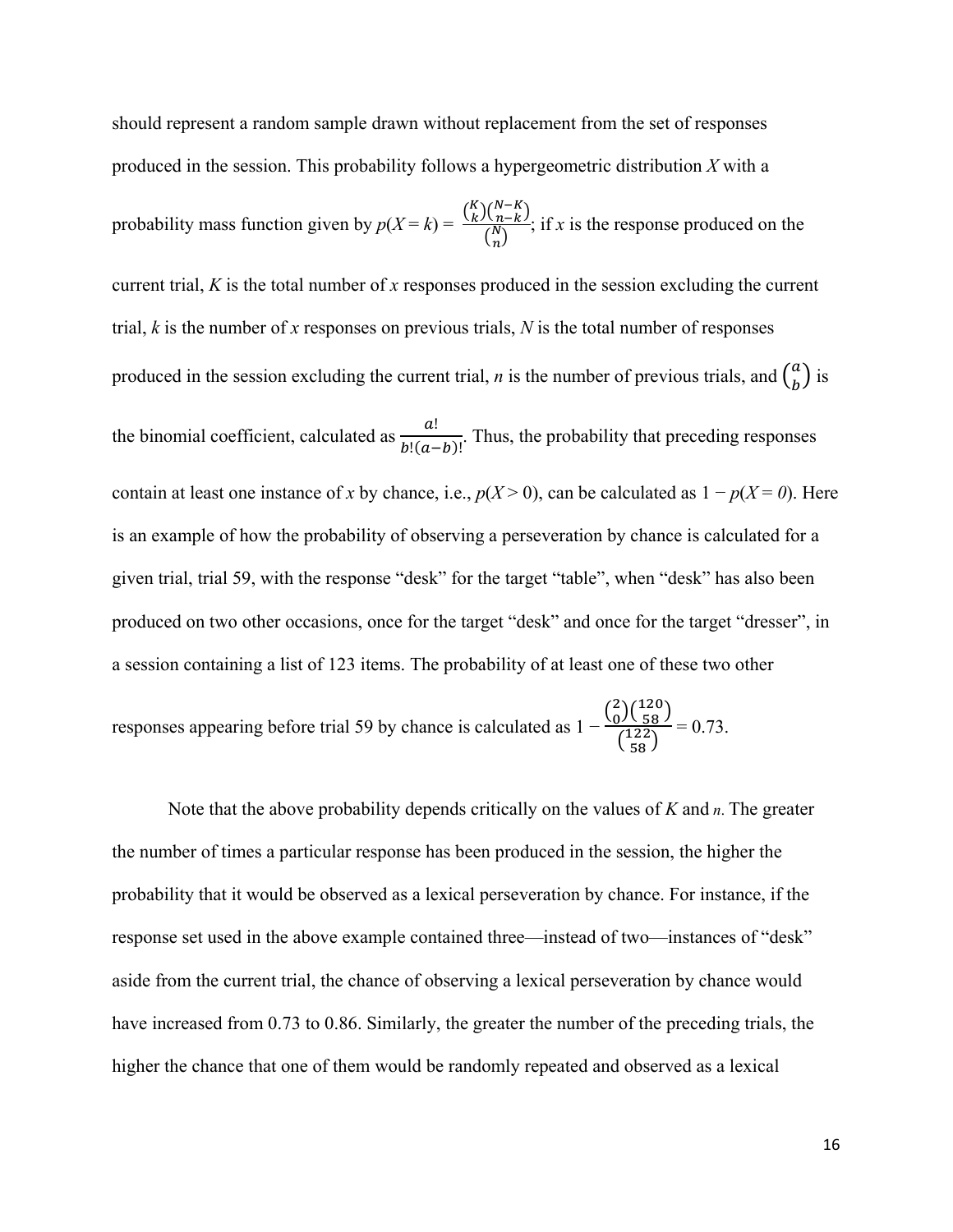should represent a random sample drawn without replacement from the set of responses produced in the session. This probability follows a hypergeometric distribution $X$ with a probability mass function given by $p(X = k) = \frac{\binom{K}{k}\binom{N-K}{n-k}}{\binom{N}{n}}$; if $x$ is the response produced on the current trial, $K$ is the total number of $x$ responses produced in the session excluding the current trial, $k$ is the number of $x$ responses on previous trials, $N$ is the total number of responses produced in the session excluding the current trial, $n$ is the number of previous trials, and $\binom{a}{b}$ is the binomial coefficient, calculated as $\frac{a!}{b!(a-b)!}$. Thus, the probability that preceding responses contain at least one instance of $x$ by chance, i.e., $p(X > 0)$, can be calculated as $1 - p(X = 0)$. Here is an example of how the probability of observing a perseveration by chance is calculated for a given trial, trial 59, with the response "desk" for the target "table", when "desk" has also been produced on two other occasions, once for the target "desk" and once for the target "dresser", in a session containing a list of 123 items. The probability of at least one of these two other responses appearing before trial 59 by chance is calculated as $1 - \frac{\binom{2}{0}\binom{120}{58}}{\binom{122}{58}} = 0.73$.

Note that the above probability depends critically on the values of $K$ and $n$. The greater the number of times a particular response has been produced in the session, the higher the probability that it would be observed as a lexical perseveration by chance. For instance, if the response set used in the above example contained three—instead of two—instances of "desk" aside from the current trial, the chance of observing a lexical perseveration by chance would have increased from 0.73 to 0.86. Similarly, the greater the number of the preceding trials, the higher the chance that one of them would be randomly repeated and observed as a lexical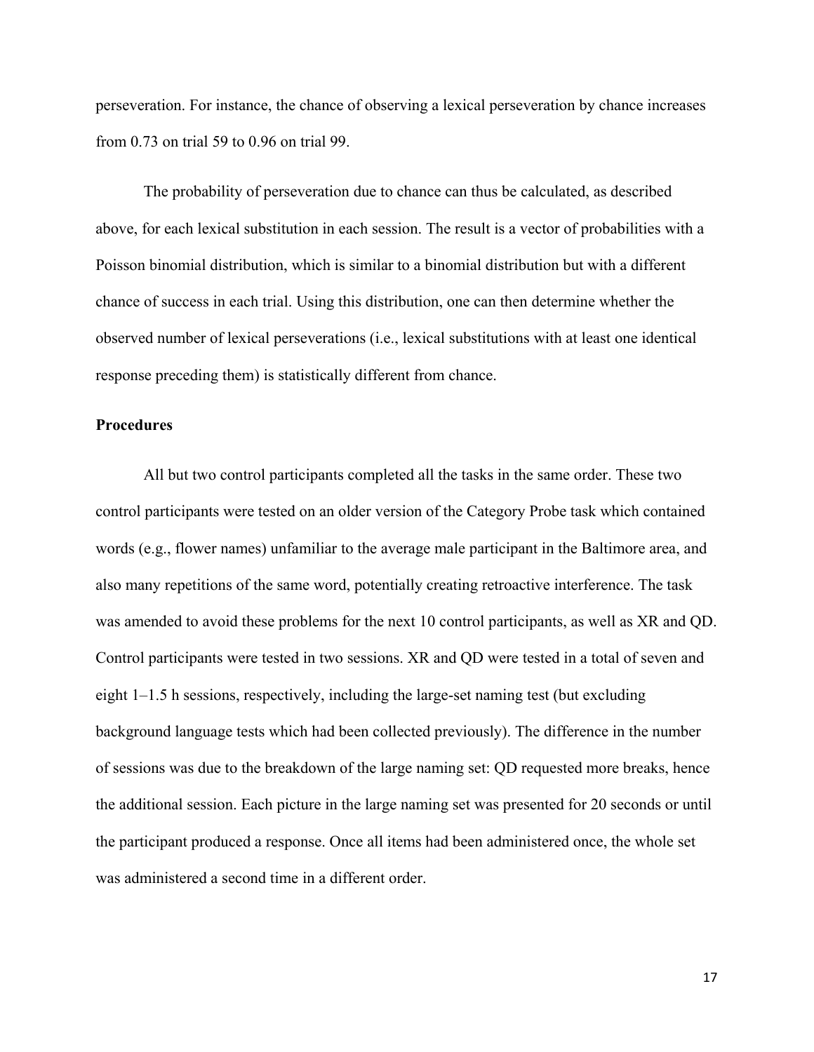perseveration. For instance, the chance of observing a lexical perseveration by chance increases from 0.73 on trial 59 to 0.96 on trial 99.

The probability of perseveration due to chance can thus be calculated, as described above, for each lexical substitution in each session. The result is a vector of probabilities with a Poisson binomial distribution, which is similar to a binomial distribution but with a different chance of success in each trial. Using this distribution, one can then determine whether the observed number of lexical perseverations (i.e., lexical substitutions with at least one identical response preceding them) is statistically different from chance.

**Procedures**

All but two control participants completed all the tasks in the same order. These two control participants were tested on an older version of the Category Probe task which contained words (e.g., flower names) unfamiliar to the average male participant in the Baltimore area, and also many repetitions of the same word, potentially creating retroactive interference. The task was amended to avoid these problems for the next 10 control participants, as well as XR and QD. Control participants were tested in two sessions. XR and QD were tested in a total of seven and eight 1–1.5 h sessions, respectively, including the large-set naming test (but excluding background language tests which had been collected previously). The difference in the number of sessions was due to the breakdown of the large naming set: QD requested more breaks, hence the additional session. Each picture in the large naming set was presented for 20 seconds or until the participant produced a response. Once all items had been administered once, the whole set was administered a second time in a different order.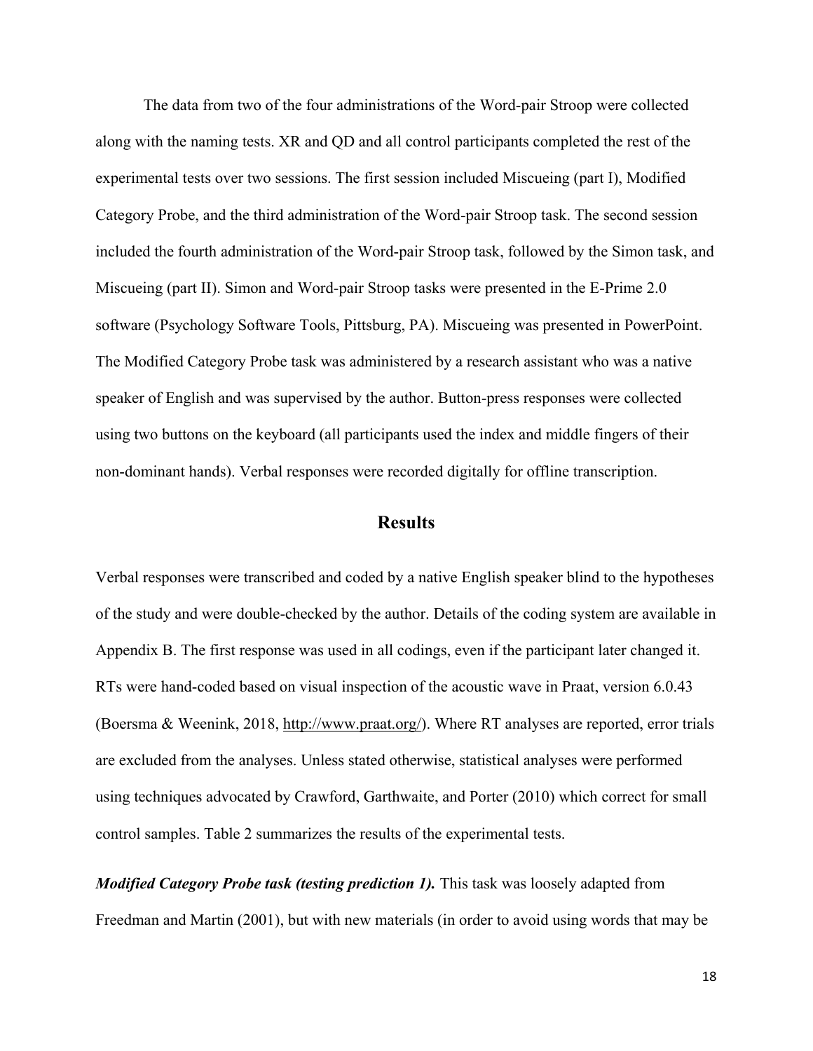The data from two of the four administrations of the Word-pair Stroop were collected along with the naming tests. XR and QD and all control participants completed the rest of the experimental tests over two sessions. The first session included Miscueing (part I), Modified Category Probe, and the third administration of the Word-pair Stroop task. The second session included the fourth administration of the Word-pair Stroop task, followed by the Simon task, and Miscueing (part II). Simon and Word-pair Stroop tasks were presented in the E-Prime 2.0 software (Psychology Software Tools, Pittsburg, PA). Miscueing was presented in PowerPoint. The Modified Category Probe task was administered by a research assistant who was a native speaker of English and was supervised by the author. Button-press responses were collected using two buttons on the keyboard (all participants used the index and middle fingers of their non-dominant hands). Verbal responses were recorded digitally for offline transcription.

## Results

Verbal responses were transcribed and coded by a native English speaker blind to the hypotheses of the study and were double-checked by the author. Details of the coding system are available in Appendix B. The first response was used in all codings, even if the participant later changed it. RTs were hand-coded based on visual inspection of the acoustic wave in Praat, version 6.0.43 (Boersma & Weenink, 2018, http://www.praat.org/). Where RT analyses are reported, error trials are excluded from the analyses. Unless stated otherwise, statistical analyses were performed using techniques advocated by Crawford, Garthwaite, and Porter (2010) which correct for small control samples. Table 2 summarizes the results of the experimental tests.

***Modified Category Probe task (testing prediction 1).*** This task was loosely adapted from Freedman and Martin (2001), but with new materials (in order to avoid using words that may be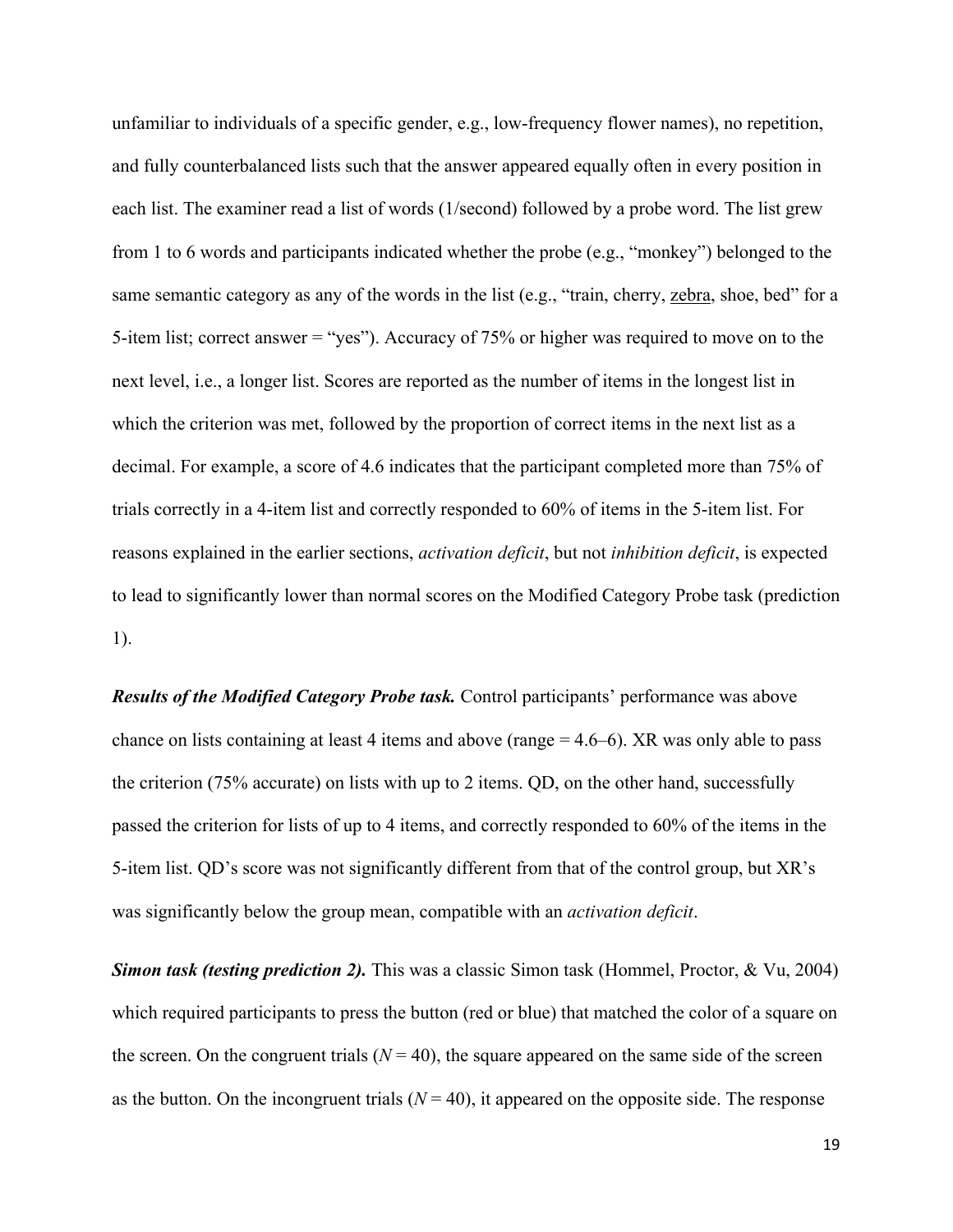unfamiliar to individuals of a specific gender, e.g., low-frequency flower names), no repetition, and fully counterbalanced lists such that the answer appeared equally often in every position in each list. The examiner read a list of words (1/second) followed by a probe word. The list grew from 1 to 6 words and participants indicated whether the probe (e.g., "monkey") belonged to the same semantic category as any of the words in the list (e.g., "train, cherry, <u>zebra</u>, shoe, bed" for a 5-item list; correct answer = "yes"). Accuracy of 75% or higher was required to move on to the next level, i.e., a longer list. Scores are reported as the number of items in the longest list in which the criterion was met, followed by the proportion of correct items in the next list as a decimal. For example, a score of 4.6 indicates that the participant completed more than 75% of trials correctly in a 4-item list and correctly responded to 60% of items in the 5-item list. For reasons explained in the earlier sections, *activation deficit*, but not *inhibition deficit*, is expected to lead to significantly lower than normal scores on the Modified Category Probe task (prediction 1).

***Results of the Modified Category Probe task.*** Control participants' performance was above chance on lists containing at least 4 items and above (range = 4.6–6). XR was only able to pass the criterion (75% accurate) on lists with up to 2 items. QD, on the other hand, successfully passed the criterion for lists of up to 4 items, and correctly responded to 60% of the items in the 5-item list. QD's score was not significantly different from that of the control group, but XR's was significantly below the group mean, compatible with an *activation deficit*.

***Simon task (testing prediction 2).*** This was a classic Simon task (Hommel, Proctor, & Vu, 2004) which required participants to press the button (red or blue) that matched the color of a square on the screen. On the congruent trials ($N = 40$), the square appeared on the same side of the screen as the button. On the incongruent trials ($N = 40$), it appeared on the opposite side. The response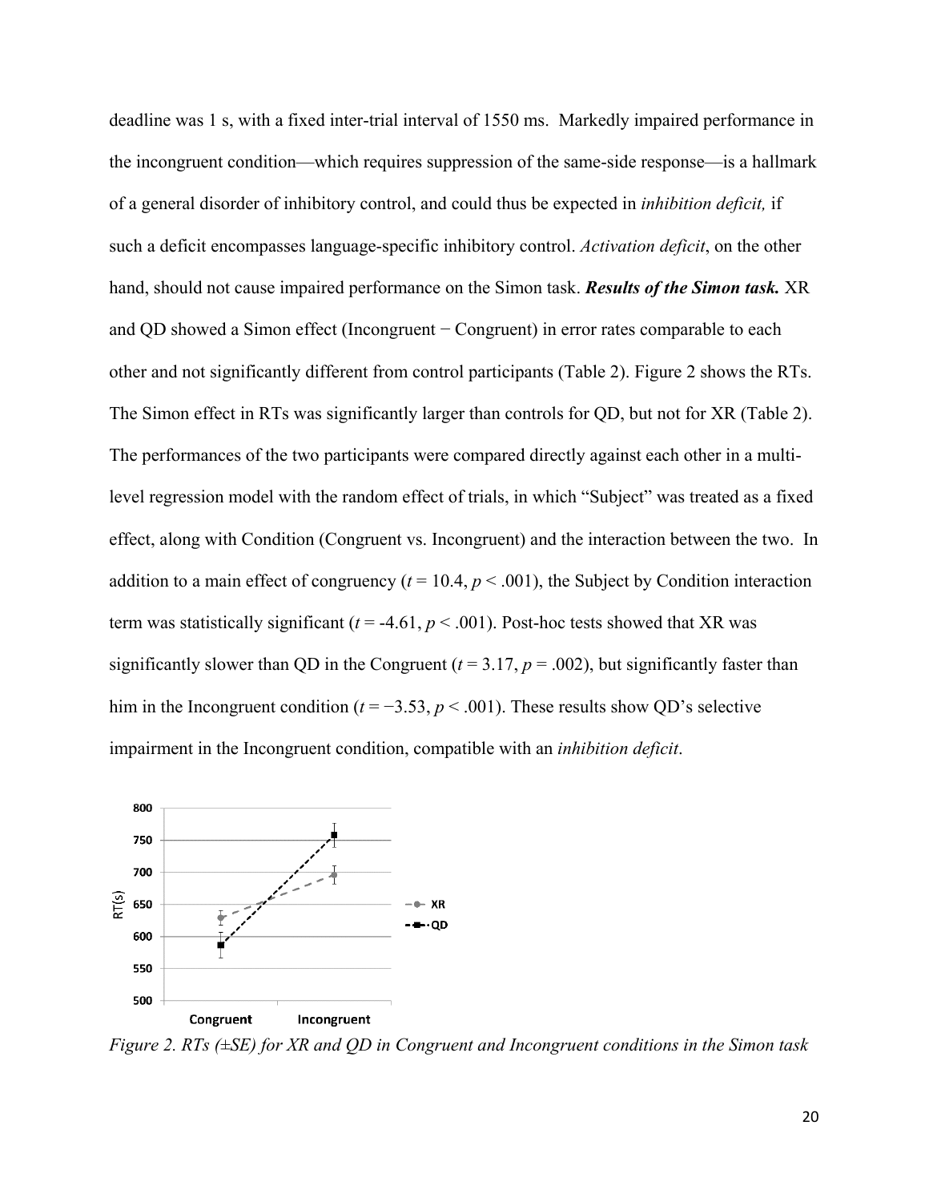deadline was 1 s, with a fixed inter-trial interval of 1550 ms. Markedly impaired performance in the incongruent condition—which requires suppression of the same-side response—is a hallmark of a general disorder of inhibitory control, and could thus be expected in *inhibition deficit,* if such a deficit encompasses language-specific inhibitory control. *Activation deficit*, on the other hand, should not cause impaired performance on the Simon task. ***Results of the Simon task.*** XR and QD showed a Simon effect (Incongruent − Congruent) in error rates comparable to each other and not significantly different from control participants (Table 2). Figure 2 shows the RTs. The Simon effect in RTs was significantly larger than controls for QD, but not for XR (Table 2). The performances of the two participants were compared directly against each other in a multi-level regression model with the random effect of trials, in which "Subject" was treated as a fixed effect, along with Condition (Congruent vs. Incongruent) and the interaction between the two. In addition to a main effect of congruency ($t$ = 10.4, $p$ < .001), the Subject by Condition interaction term was statistically significant ($t$ = -4.61, $p$ < .001). Post-hoc tests showed that XR was significantly slower than QD in the Congruent ($t$ = 3.17, $p$ = .002), but significantly faster than him in the Incongruent condition ($t$ = −3.53, $p$ < .001). These results show QD's selective impairment in the Incongruent condition, compatible with an *inhibition deficit*.

*Figure 2. RTs (±SE) for XR and QD in Congruent and Incongruent conditions in the Simon task*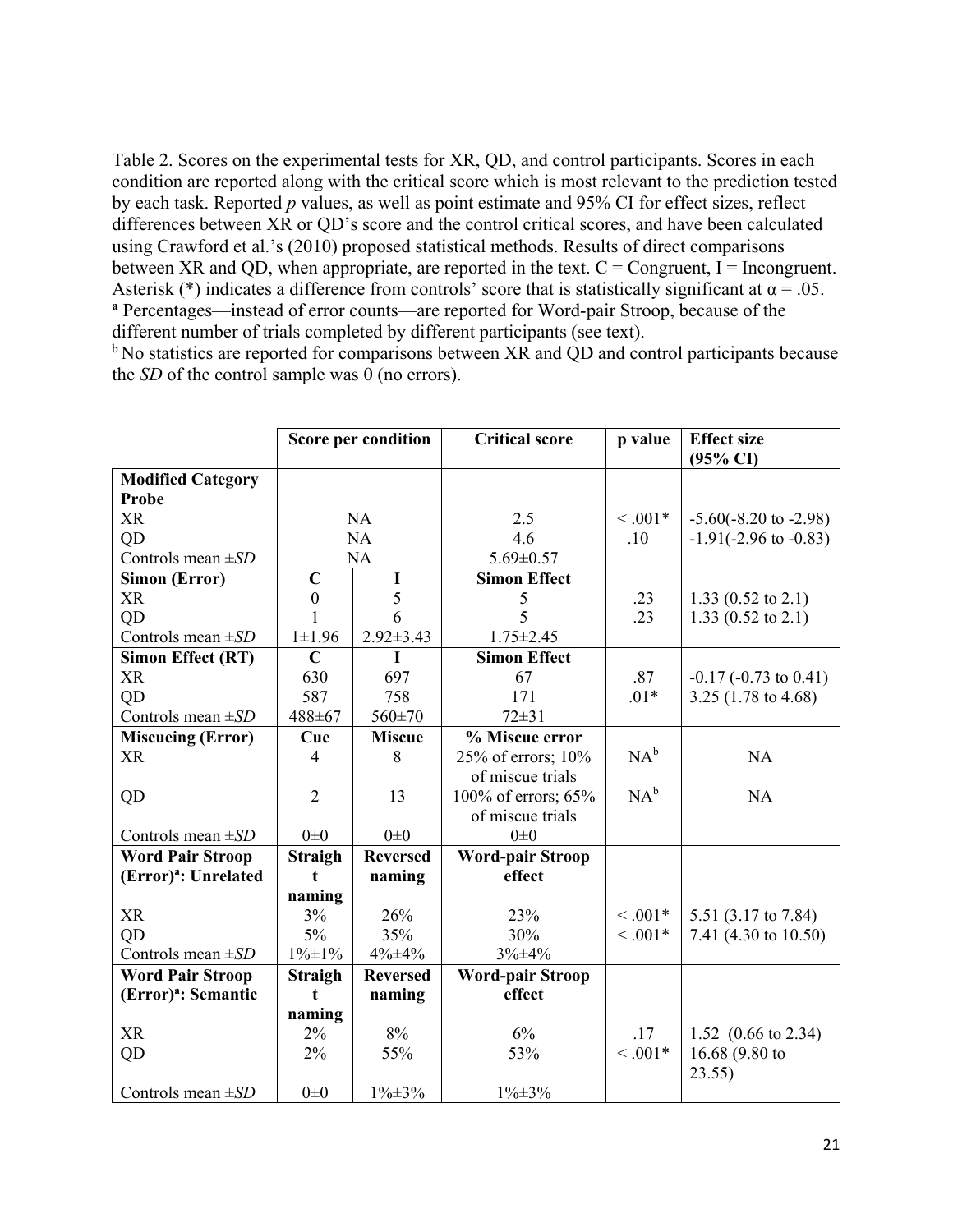Table 2. Scores on the experimental tests for XR, QD, and control participants. Scores in each condition are reported along with the critical score which is most relevant to the prediction tested by each task. Reported *p* values, as well as point estimate and 95% CI for effect sizes, reflect differences between XR or QD's score and the control critical scores, and have been calculated using Crawford et al.'s (2010) proposed statistical methods. Results of direct comparisons between XR and QD, when appropriate, are reported in the text. C = Congruent, I = Incongruent. Asterisk (*) indicates a difference from controls' score that is statistically significant at α = .05.
[a] Percentages—instead of error counts—are reported for Word-pair Stroop, because of the different number of trials completed by different participants (see text).
[b] No statistics are reported for comparisons between XR and QD and control participants because the *SD* of the control sample was 0 (no errors).

| | Score per condition | | Critical score | p value | Effect size (95% CI) |
|---|---|---|---|---|---|
| **Modified Category Probe** | | | | | |
| XR | NA | | 2.5 | < .001* | -5.60(-8.20 to -2.98) |
| QD | NA | | 4.6 | .10 | -1.91(-2.96 to -0.83) |
| Controls mean ±*SD* | NA | | 5.69±0.57 | | |
| **Simon (Error)** | **C** | **I** | **Simon Effect** | | |
| XR | 0 | 5 | 5 | .23 | 1.33 (0.52 to 2.1) |
| QD | 1 | 6 | 5 | .23 | 1.33 (0.52 to 2.1) |
| Controls mean ±*SD* | 1±1.96 | 2.92±3.43 | 1.75±2.45 | | |
| **Simon Effect (RT)** | **C** | **I** | **Simon Effect** | | |
| XR | 630 | 697 | 67 | .87 | -0.17 (-0.73 to 0.41) |
| QD | 587 | 758 | 171 | .01* | 3.25 (1.78 to 4.68) |
| Controls mean ±*SD* | 488±67 | 560±70 | 72±31 | | |
| **Miscueing (Error)** | **Cue** | **Miscue** | **% Miscue error** | | |
| XR | 4 | 8 | 25% of errors; 10% of miscue trials | NA[b] | NA |
| QD | 2 | 13 | 100% of errors; 65% of miscue trials | NA[b] | NA |
| Controls mean ±*SD* | 0±0 | 0±0 | 0±0 | | |
| **Word Pair Stroop (Error)[a]: Unrelated** | **Straight naming** | **Reversed naming** | **Word-pair Stroop effect** | | |
| XR | 3% | 26% | 23% | < .001* | 5.51 (3.17 to 7.84) |
| QD | 5% | 35% | 30% | < .001* | 7.41 (4.30 to 10.50) |
| Controls mean ±*SD* | 1%±1% | 4%±4% | 3%±4% | | |
| **Word Pair Stroop (Error)[a]: Semantic** | **Straight naming** | **Reversed naming** | **Word-pair Stroop effect** | | |
| XR | 2% | 8% | 6% | .17 | 1.52 (0.66 to 2.34) |
| QD | 2% | 55% | 53% | < .001* | 16.68 (9.80 to 23.55) |
| Controls mean ±*SD* | 0±0 | 1%±3% | 1%±3% | | |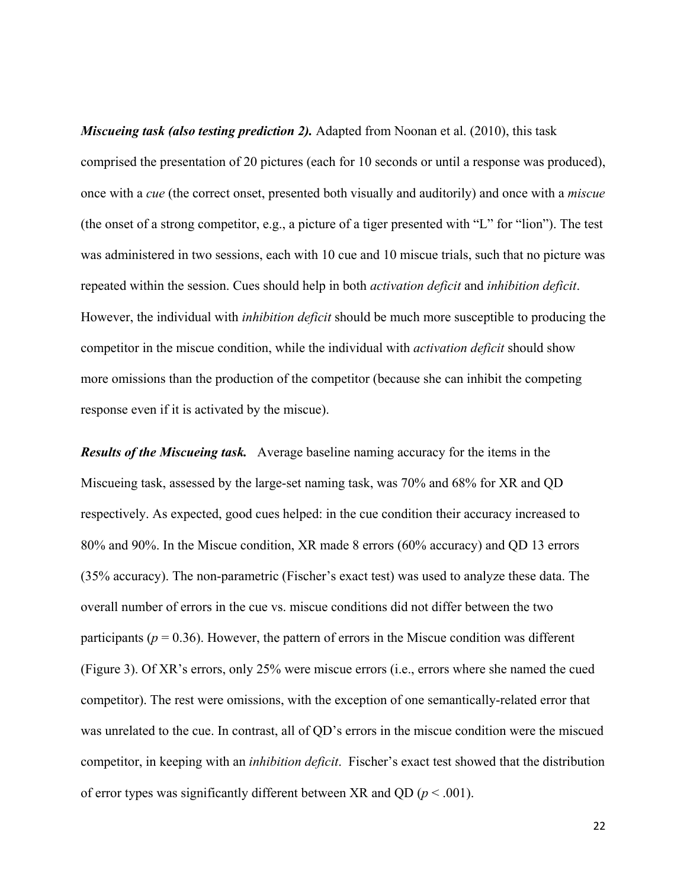***Miscueing task (also testing prediction 2).*** Adapted from Noonan et al. (2010), this task comprised the presentation of 20 pictures (each for 10 seconds or until a response was produced), once with a *cue* (the correct onset, presented both visually and auditorily) and once with a *miscue* (the onset of a strong competitor, e.g., a picture of a tiger presented with "L" for "lion"). The test was administered in two sessions, each with 10 cue and 10 miscue trials, such that no picture was repeated within the session. Cues should help in both *activation deficit* and *inhibition deficit*. However, the individual with *inhibition deficit* should be much more susceptible to producing the competitor in the miscue condition, while the individual with *activation deficit* should show more omissions than the production of the competitor (because she can inhibit the competing response even if it is activated by the miscue).

***Results of the Miscueing task.*** Average baseline naming accuracy for the items in the Miscueing task, assessed by the large-set naming task, was 70% and 68% for XR and QD respectively. As expected, good cues helped: in the cue condition their accuracy increased to 80% and 90%. In the Miscue condition, XR made 8 errors (60% accuracy) and QD 13 errors (35% accuracy). The non-parametric (Fischer's exact test) was used to analyze these data. The overall number of errors in the cue vs. miscue conditions did not differ between the two participants ($p = 0.36$). However, the pattern of errors in the Miscue condition was different (Figure 3). Of XR's errors, only 25% were miscue errors (i.e., errors where she named the cued competitor). The rest were omissions, with the exception of one semantically-related error that was unrelated to the cue. In contrast, all of QD's errors in the miscue condition were the miscued competitor, in keeping with an *inhibition deficit*. Fischer's exact test showed that the distribution of error types was significantly different between XR and QD ($p < .001$).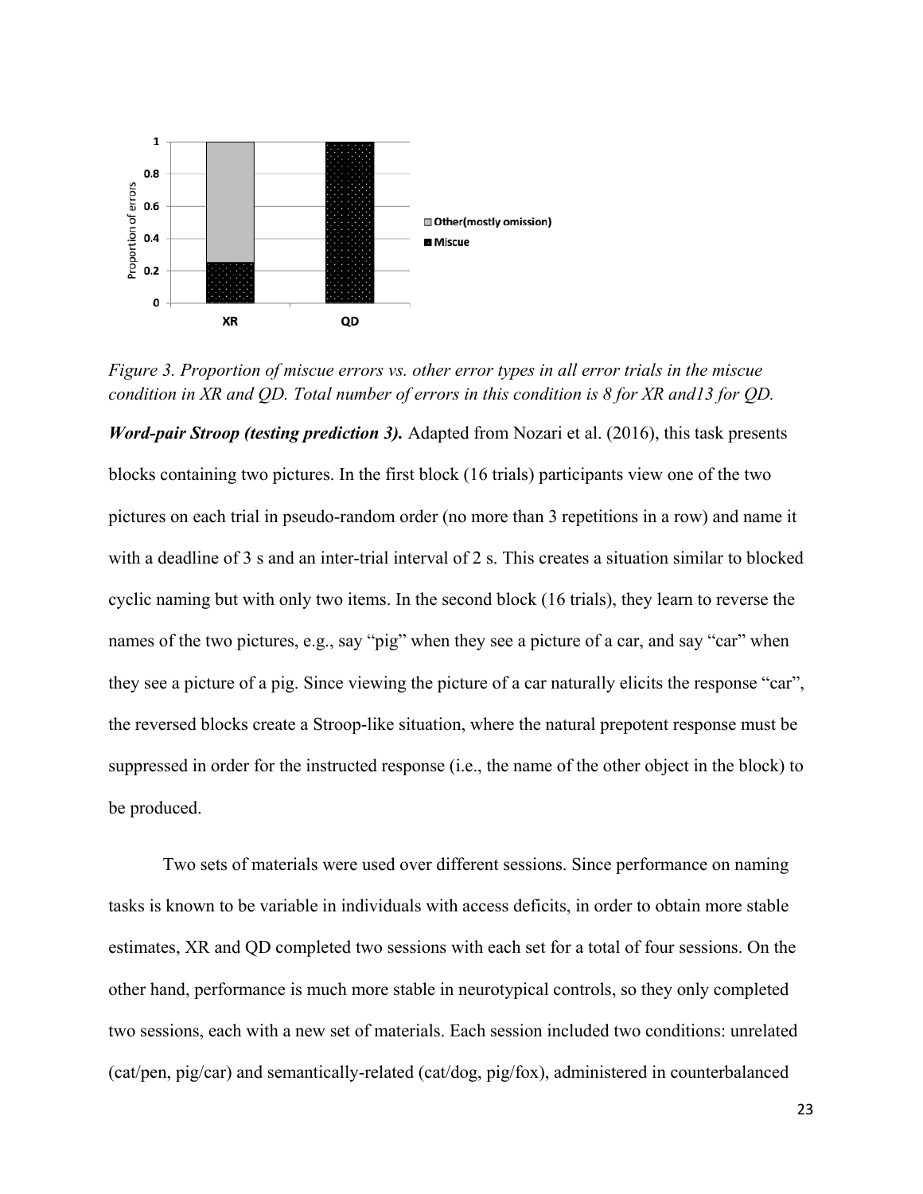*Figure 3. Proportion of miscue errors vs. other error types in all error trials in the miscue condition in XR and QD. Total number of errors in this condition is 8 for XR and13 for QD.*

***Word-pair Stroop (testing prediction 3).*** Adapted from Nozari et al. (2016), this task presents blocks containing two pictures. In the first block (16 trials) participants view one of the two pictures on each trial in pseudo-random order (no more than 3 repetitions in a row) and name it with a deadline of 3 s and an inter-trial interval of 2 s. This creates a situation similar to blocked cyclic naming but with only two items. In the second block (16 trials), they learn to reverse the names of the two pictures, e.g., say "pig" when they see a picture of a car, and say "car" when they see a picture of a pig. Since viewing the picture of a car naturally elicits the response "car", the reversed blocks create a Stroop-like situation, where the natural prepotent response must be suppressed in order for the instructed response (i.e., the name of the other object in the block) to be produced.

Two sets of materials were used over different sessions. Since performance on naming tasks is known to be variable in individuals with access deficits, in order to obtain more stable estimates, XR and QD completed two sessions with each set for a total of four sessions. On the other hand, performance is much more stable in neurotypical controls, so they only completed two sessions, each with a new set of materials. Each session included two conditions: unrelated (cat/pen, pig/car) and semantically-related (cat/dog, pig/fox), administered in counterbalanced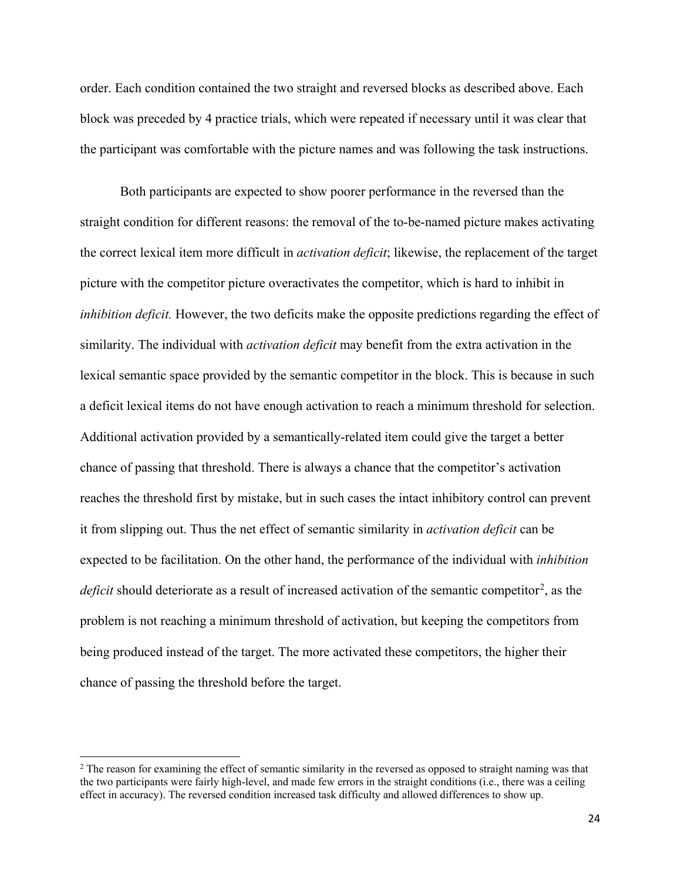order. Each condition contained the two straight and reversed blocks as described above. Each block was preceded by 4 practice trials, which were repeated if necessary until it was clear that the participant was comfortable with the picture names and was following the task instructions.

Both participants are expected to show poorer performance in the reversed than the straight condition for different reasons: the removal of the to-be-named picture makes activating the correct lexical item more difficult in *activation deficit*; likewise, the replacement of the target picture with the competitor picture overactivates the competitor, which is hard to inhibit in *inhibition deficit.* However, the two deficits make the opposite predictions regarding the effect of similarity. The individual with *activation deficit* may benefit from the extra activation in the lexical semantic space provided by the semantic competitor in the block. This is because in such a deficit lexical items do not have enough activation to reach a minimum threshold for selection. Additional activation provided by a semantically-related item could give the target a better chance of passing that threshold. There is always a chance that the competitor's activation reaches the threshold first by mistake, but in such cases the intact inhibitory control can prevent it from slipping out. Thus the net effect of semantic similarity in *activation deficit* can be expected to be facilitation. On the other hand, the performance of the individual with *inhibition deficit* should deteriorate as a result of increased activation of the semantic competitor[2], as the problem is not reaching a minimum threshold of activation, but keeping the competitors from being produced instead of the target. The more activated these competitors, the higher their chance of passing the threshold before the target.

[2] The reason for examining the effect of semantic similarity in the reversed as opposed to straight naming was that the two participants were fairly high-level, and made few errors in the straight conditions (i.e., there was a ceiling effect in accuracy). The reversed condition increased task difficulty and allowed differences to show up.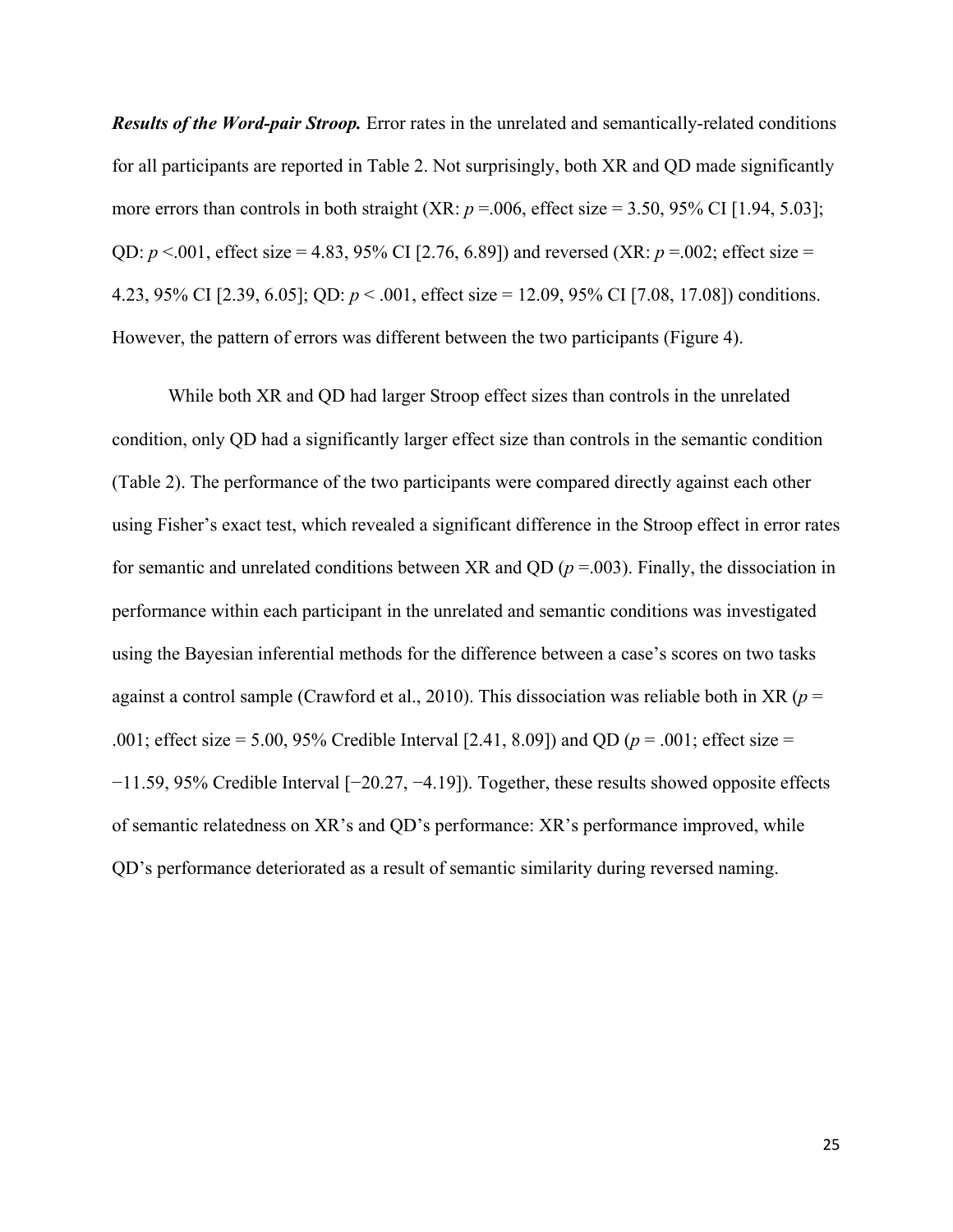***Results of the Word-pair Stroop.*** Error rates in the unrelated and semantically-related conditions for all participants are reported in Table 2. Not surprisingly, both XR and QD made significantly more errors than controls in both straight (XR: $p$ =.006, effect size = 3.50, 95% CI [1.94, 5.03]; QD: $p$ <.001, effect size = 4.83, 95% CI [2.76, 6.89]) and reversed (XR: $p$ =.002; effect size = 4.23, 95% CI [2.39, 6.05]; QD: $p$ < .001, effect size = 12.09, 95% CI [7.08, 17.08]) conditions. However, the pattern of errors was different between the two participants (Figure 4).

While both XR and QD had larger Stroop effect sizes than controls in the unrelated condition, only QD had a significantly larger effect size than controls in the semantic condition (Table 2). The performance of the two participants were compared directly against each other using Fisher's exact test, which revealed a significant difference in the Stroop effect in error rates for semantic and unrelated conditions between XR and QD ($p$ =.003). Finally, the dissociation in performance within each participant in the unrelated and semantic conditions was investigated using the Bayesian inferential methods for the difference between a case's scores on two tasks against a control sample (Crawford et al., 2010). This dissociation was reliable both in XR ($p$ = .001; effect size = 5.00, 95% Credible Interval [2.41, 8.09]) and QD ($p$ = .001; effect size = −11.59, 95% Credible Interval [−20.27, −4.19]). Together, these results showed opposite effects of semantic relatedness on XR's and QD's performance: XR's performance improved, while QD's performance deteriorated as a result of semantic similarity during reversed naming.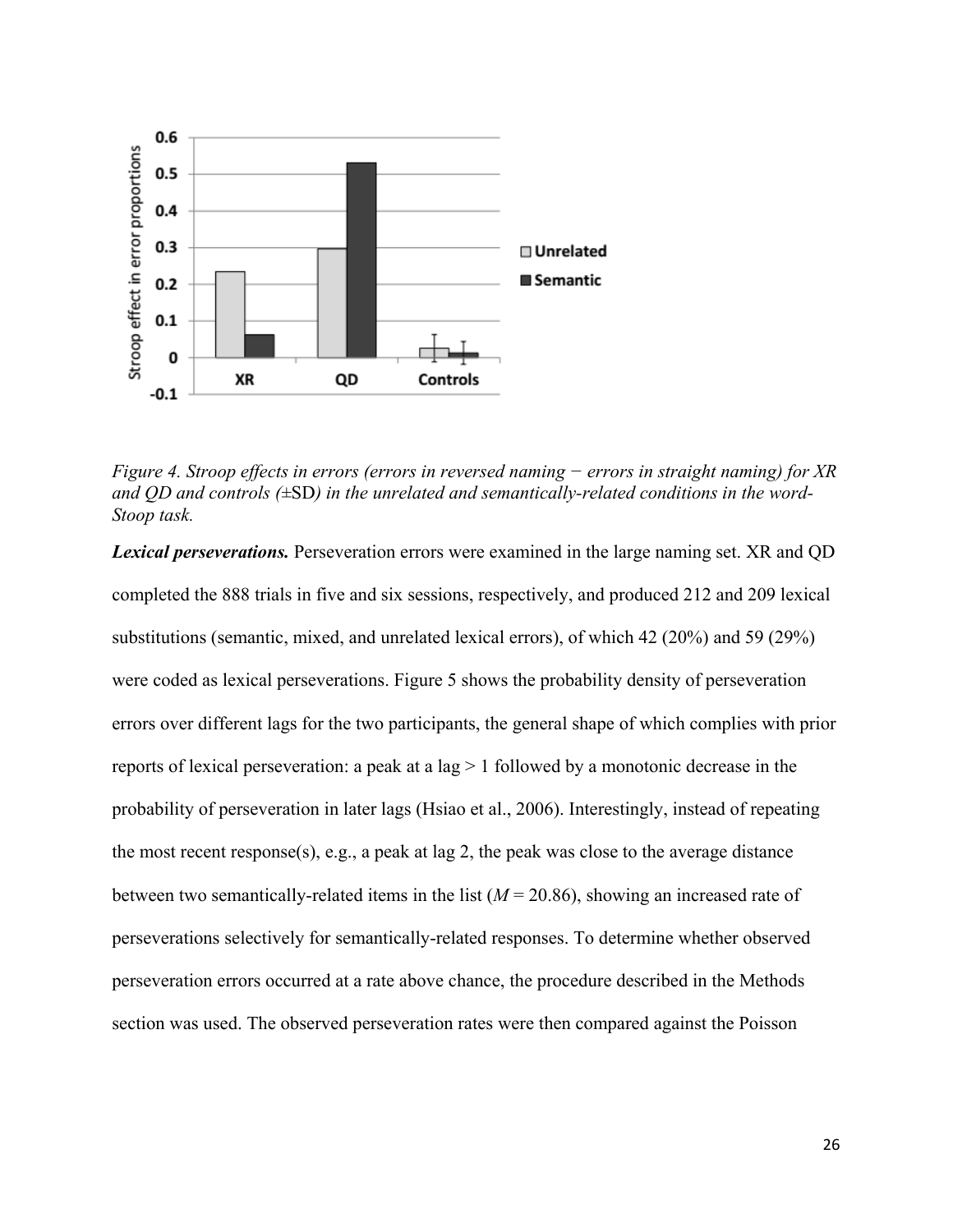*Figure 4. Stroop effects in errors (errors in reversed naming − errors in straight naming) for XR and QD and controls (*±SD*) in the unrelated and semantically-related conditions in the word-Stoop task.*

***Lexical perseverations.*** Perseveration errors were examined in the large naming set. XR and QD completed the 888 trials in five and six sessions, respectively, and produced 212 and 209 lexical substitutions (semantic, mixed, and unrelated lexical errors), of which 42 (20%) and 59 (29%) were coded as lexical perseverations. Figure 5 shows the probability density of perseveration errors over different lags for the two participants, the general shape of which complies with prior reports of lexical perseveration: a peak at a lag > 1 followed by a monotonic decrease in the probability of perseveration in later lags (Hsiao et al., 2006). Interestingly, instead of repeating the most recent response(s), e.g., a peak at lag 2, the peak was close to the average distance between two semantically-related items in the list ($M$ = 20.86), showing an increased rate of perseverations selectively for semantically-related responses. To determine whether observed perseveration errors occurred at a rate above chance, the procedure described in the Methods section was used. The observed perseveration rates were then compared against the Poisson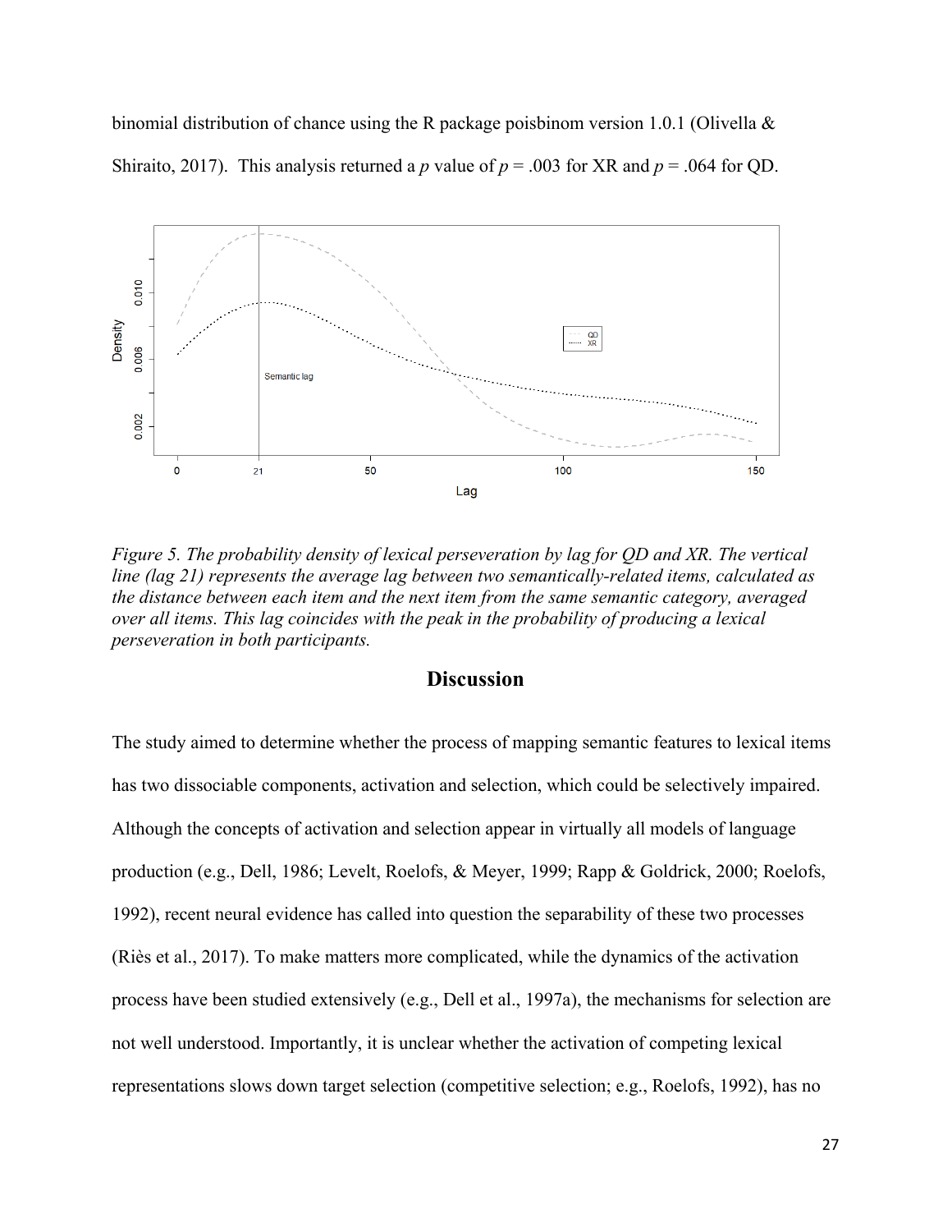binomial distribution of chance using the R package poisbinom version 1.0.1 (Olivella & Shiraito, 2017). This analysis returned a *p* value of $p = .003$ for XR and $p = .064$ for QD.

*Figure 5. The probability density of lexical perseveration by lag for QD and XR. The vertical line (lag 21) represents the average lag between two semantically-related items, calculated as the distance between each item and the next item from the same semantic category, averaged over all items. This lag coincides with the peak in the probability of producing a lexical perseveration in both participants.*

## Discussion

The study aimed to determine whether the process of mapping semantic features to lexical items has two dissociable components, activation and selection, which could be selectively impaired. Although the concepts of activation and selection appear in virtually all models of language production (e.g., Dell, 1986; Levelt, Roelofs, & Meyer, 1999; Rapp & Goldrick, 2000; Roelofs, 1992), recent neural evidence has called into question the separability of these two processes (Riès et al., 2017). To make matters more complicated, while the dynamics of the activation process have been studied extensively (e.g., Dell et al., 1997a), the mechanisms for selection are not well understood. Importantly, it is unclear whether the activation of competing lexical representations slows down target selection (competitive selection; e.g., Roelofs, 1992), has no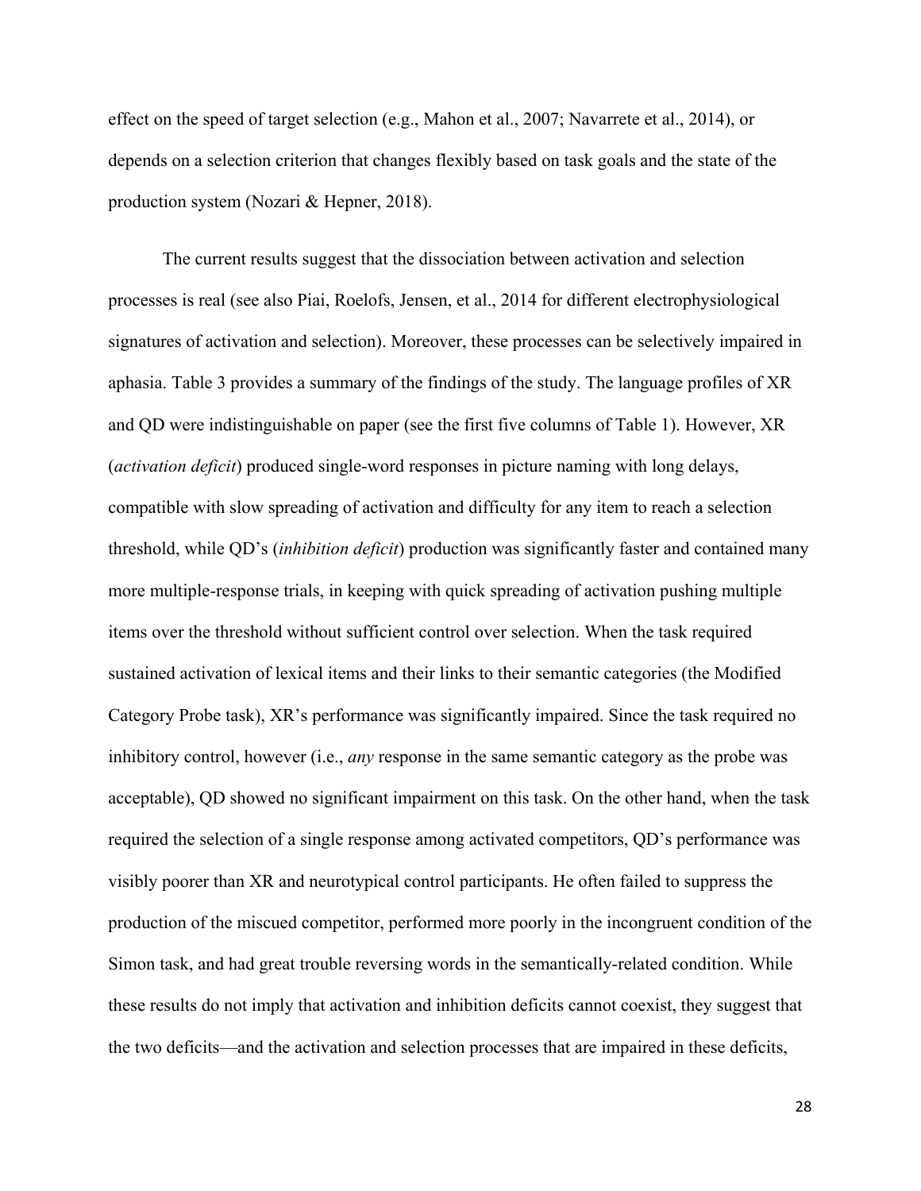effect on the speed of target selection (e.g., Mahon et al., 2007; Navarrete et al., 2014), or depends on a selection criterion that changes flexibly based on task goals and the state of the production system (Nozari & Hepner, 2018).

The current results suggest that the dissociation between activation and selection processes is real (see also Piai, Roelofs, Jensen, et al., 2014 for different electrophysiological signatures of activation and selection). Moreover, these processes can be selectively impaired in aphasia. Table 3 provides a summary of the findings of the study. The language profiles of XR and QD were indistinguishable on paper (see the first five columns of Table 1). However, XR (*activation deficit*) produced single-word responses in picture naming with long delays, compatible with slow spreading of activation and difficulty for any item to reach a selection threshold, while QD's (*inhibition deficit*) production was significantly faster and contained many more multiple-response trials, in keeping with quick spreading of activation pushing multiple items over the threshold without sufficient control over selection. When the task required sustained activation of lexical items and their links to their semantic categories (the Modified Category Probe task), XR's performance was significantly impaired. Since the task required no inhibitory control, however (i.e., *any* response in the same semantic category as the probe was acceptable), QD showed no significant impairment on this task. On the other hand, when the task required the selection of a single response among activated competitors, QD's performance was visibly poorer than XR and neurotypical control participants. He often failed to suppress the production of the miscued competitor, performed more poorly in the incongruent condition of the Simon task, and had great trouble reversing words in the semantically-related condition. While these results do not imply that activation and inhibition deficits cannot coexist, they suggest that the two deficits—and the activation and selection processes that are impaired in these deficits,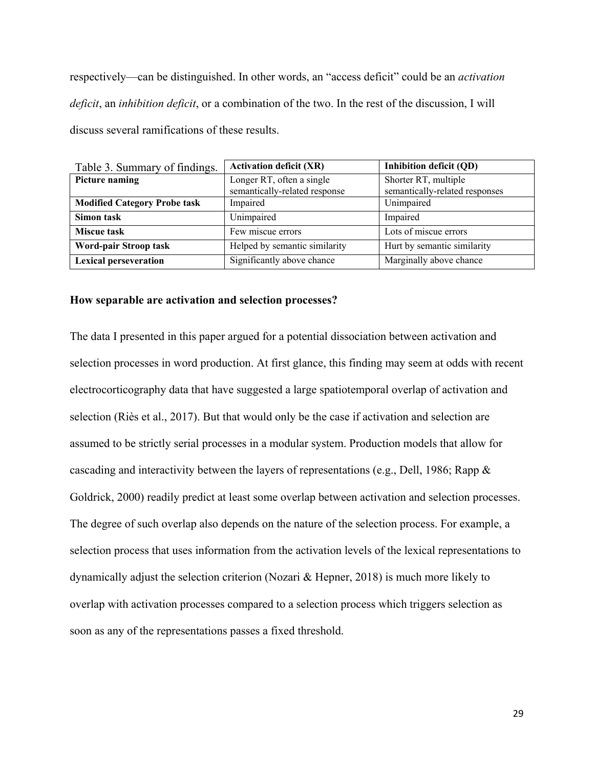respectively—can be distinguished. In other words, an "access deficit" could be an *activation deficit*, an *inhibition deficit*, or a combination of the two. In the rest of the discussion, I will discuss several ramifications of these results.

| Table 3. Summary of findings. | **Activation deficit (XR)** | **Inhibition deficit (QD)** |
|---|---|---|
| **Picture naming** | Longer RT, often a single semantically-related response | Shorter RT, multiple semantically-related responses |
| **Modified Category Probe task** | Impaired | Unimpaired |
| **Simon task** | Unimpaired | Impaired |
| **Miscue task** | Few miscue errors | Lots of miscue errors |
| **Word-pair Stroop task** | Helped by semantic similarity | Hurt by semantic similarity |
| **Lexical perseveration** | Significantly above chance | Marginally above chance |

**How separable are activation and selection processes?**

The data I presented in this paper argued for a potential dissociation between activation and selection processes in word production. At first glance, this finding may seem at odds with recent electrocorticography data that have suggested a large spatiotemporal overlap of activation and selection (Riès et al., 2017). But that would only be the case if activation and selection are assumed to be strictly serial processes in a modular system. Production models that allow for cascading and interactivity between the layers of representations (e.g., Dell, 1986; Rapp & Goldrick, 2000) readily predict at least some overlap between activation and selection processes. The degree of such overlap also depends on the nature of the selection process. For example, a selection process that uses information from the activation levels of the lexical representations to dynamically adjust the selection criterion (Nozari & Hepner, 2018) is much more likely to overlap with activation processes compared to a selection process which triggers selection as soon as any of the representations passes a fixed threshold.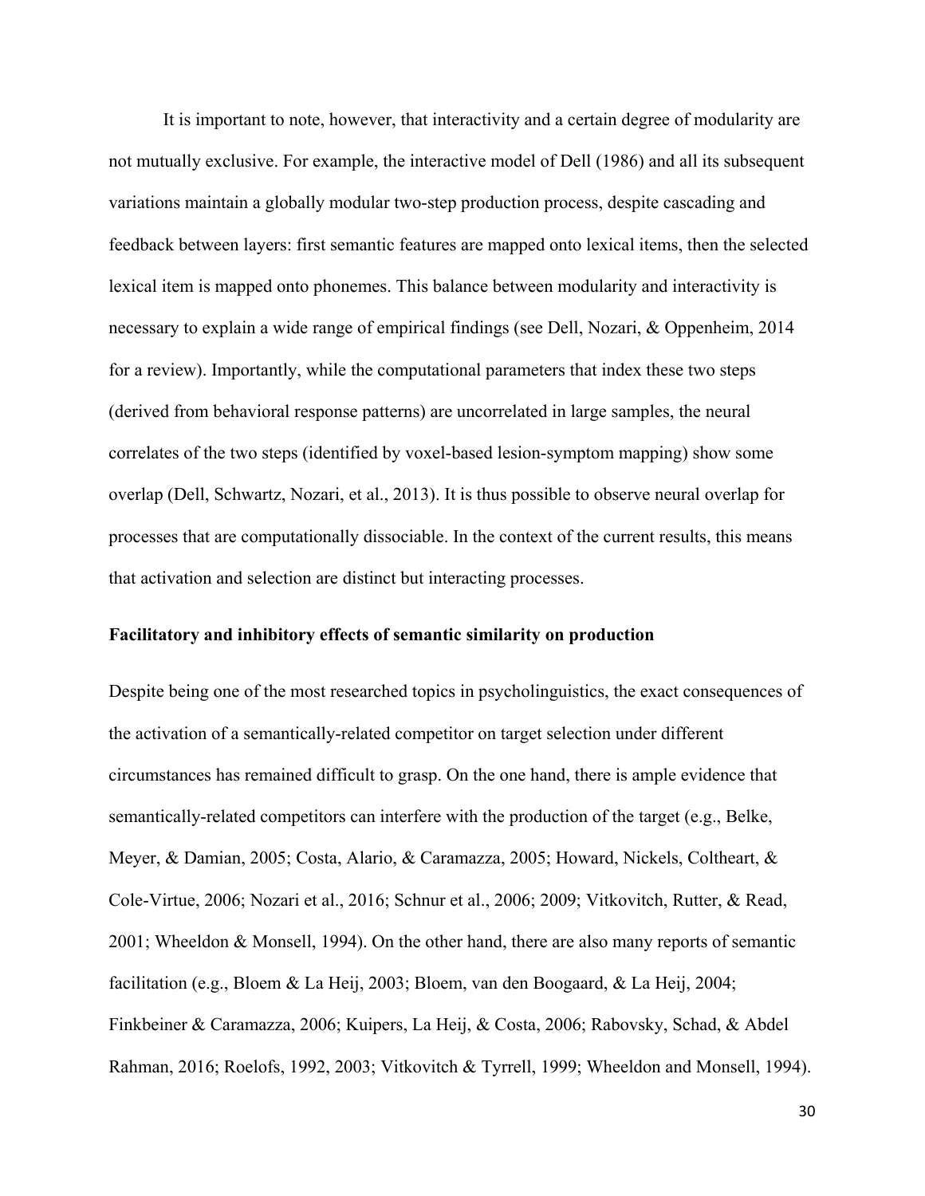It is important to note, however, that interactivity and a certain degree of modularity are not mutually exclusive. For example, the interactive model of Dell (1986) and all its subsequent variations maintain a globally modular two-step production process, despite cascading and feedback between layers: first semantic features are mapped onto lexical items, then the selected lexical item is mapped onto phonemes. This balance between modularity and interactivity is necessary to explain a wide range of empirical findings (see Dell, Nozari, & Oppenheim, 2014 for a review). Importantly, while the computational parameters that index these two steps (derived from behavioral response patterns) are uncorrelated in large samples, the neural correlates of the two steps (identified by voxel-based lesion-symptom mapping) show some overlap (Dell, Schwartz, Nozari, et al., 2013). It is thus possible to observe neural overlap for processes that are computationally dissociable. In the context of the current results, this means that activation and selection are distinct but interacting processes.

**Facilitatory and inhibitory effects of semantic similarity on production**

Despite being one of the most researched topics in psycholinguistics, the exact consequences of the activation of a semantically-related competitor on target selection under different circumstances has remained difficult to grasp. On the one hand, there is ample evidence that semantically-related competitors can interfere with the production of the target (e.g., Belke, Meyer, & Damian, 2005; Costa, Alario, & Caramazza, 2005; Howard, Nickels, Coltheart, & Cole-Virtue, 2006; Nozari et al., 2016; Schnur et al., 2006; 2009; Vitkovitch, Rutter, & Read, 2001; Wheeldon & Monsell, 1994). On the other hand, there are also many reports of semantic facilitation (e.g., Bloem & La Heij, 2003; Bloem, van den Boogaard, & La Heij, 2004; Finkbeiner & Caramazza, 2006; Kuipers, La Heij, & Costa, 2006; Rabovsky, Schad, & Abdel Rahman, 2016; Roelofs, 1992, 2003; Vitkovitch & Tyrrell, 1999; Wheeldon and Monsell, 1994).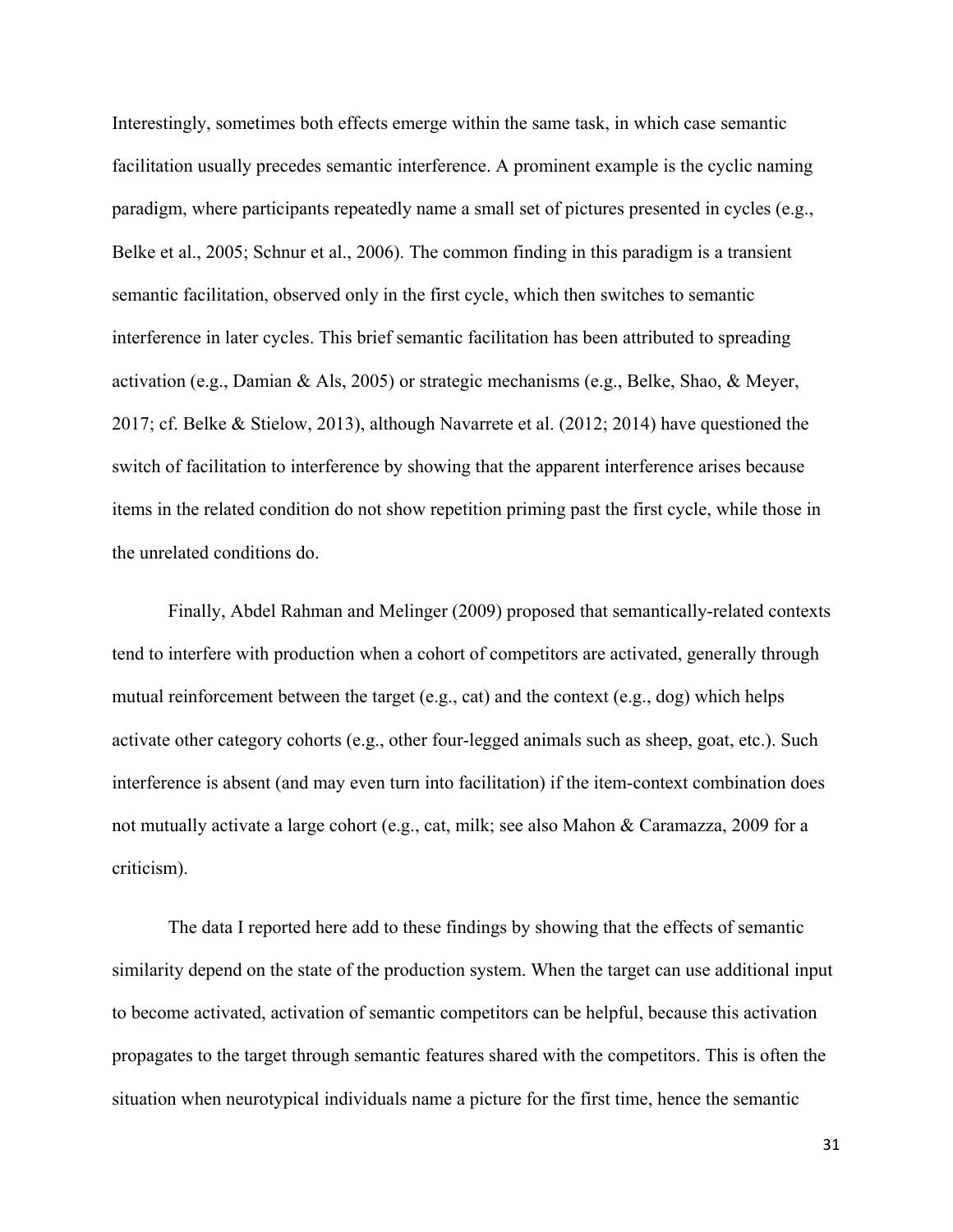Interestingly, sometimes both effects emerge within the same task, in which case semantic facilitation usually precedes semantic interference. A prominent example is the cyclic naming paradigm, where participants repeatedly name a small set of pictures presented in cycles (e.g., Belke et al., 2005; Schnur et al., 2006). The common finding in this paradigm is a transient semantic facilitation, observed only in the first cycle, which then switches to semantic interference in later cycles. This brief semantic facilitation has been attributed to spreading activation (e.g., Damian & Als, 2005) or strategic mechanisms (e.g., Belke, Shao, & Meyer, 2017; cf. Belke & Stielow, 2013), although Navarrete et al. (2012; 2014) have questioned the switch of facilitation to interference by showing that the apparent interference arises because items in the related condition do not show repetition priming past the first cycle, while those in the unrelated conditions do.

Finally, Abdel Rahman and Melinger (2009) proposed that semantically-related contexts tend to interfere with production when a cohort of competitors are activated, generally through mutual reinforcement between the target (e.g., cat) and the context (e.g., dog) which helps activate other category cohorts (e.g., other four-legged animals such as sheep, goat, etc.). Such interference is absent (and may even turn into facilitation) if the item-context combination does not mutually activate a large cohort (e.g., cat, milk; see also Mahon & Caramazza, 2009 for a criticism).

The data I reported here add to these findings by showing that the effects of semantic similarity depend on the state of the production system. When the target can use additional input to become activated, activation of semantic competitors can be helpful, because this activation propagates to the target through semantic features shared with the competitors. This is often the situation when neurotypical individuals name a picture for the first time, hence the semantic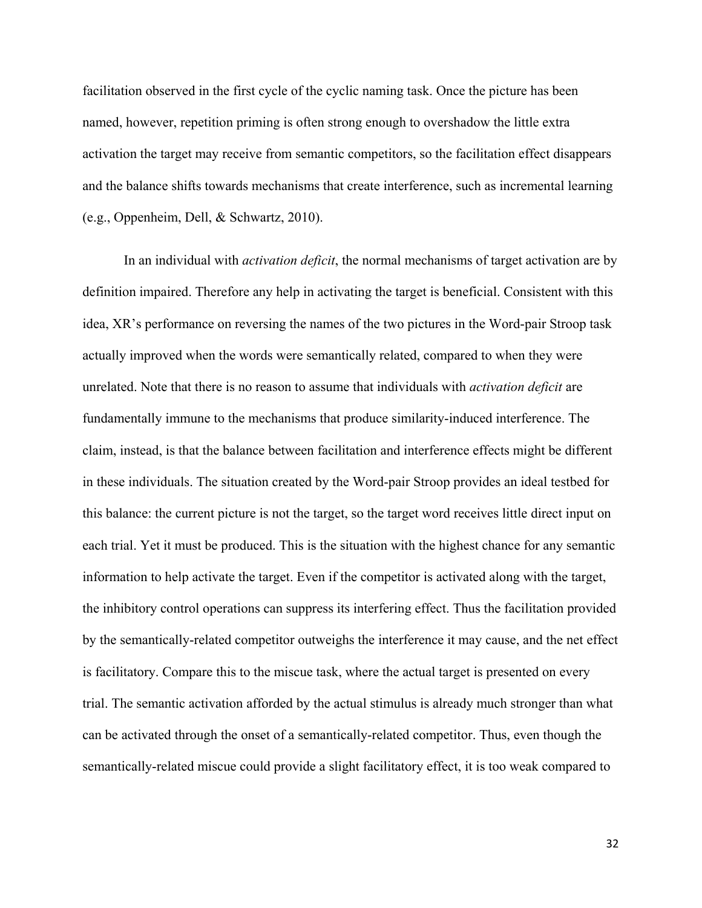facilitation observed in the first cycle of the cyclic naming task. Once the picture has been named, however, repetition priming is often strong enough to overshadow the little extra activation the target may receive from semantic competitors, so the facilitation effect disappears and the balance shifts towards mechanisms that create interference, such as incremental learning (e.g., Oppenheim, Dell, & Schwartz, 2010).

In an individual with *activation deficit*, the normal mechanisms of target activation are by definition impaired. Therefore any help in activating the target is beneficial. Consistent with this idea, XR's performance on reversing the names of the two pictures in the Word-pair Stroop task actually improved when the words were semantically related, compared to when they were unrelated. Note that there is no reason to assume that individuals with *activation deficit* are fundamentally immune to the mechanisms that produce similarity-induced interference. The claim, instead, is that the balance between facilitation and interference effects might be different in these individuals. The situation created by the Word-pair Stroop provides an ideal testbed for this balance: the current picture is not the target, so the target word receives little direct input on each trial. Yet it must be produced. This is the situation with the highest chance for any semantic information to help activate the target. Even if the competitor is activated along with the target, the inhibitory control operations can suppress its interfering effect. Thus the facilitation provided by the semantically-related competitor outweighs the interference it may cause, and the net effect is facilitatory. Compare this to the miscue task, where the actual target is presented on every trial. The semantic activation afforded by the actual stimulus is already much stronger than what can be activated through the onset of a semantically-related competitor. Thus, even though the semantically-related miscue could provide a slight facilitatory effect, it is too weak compared to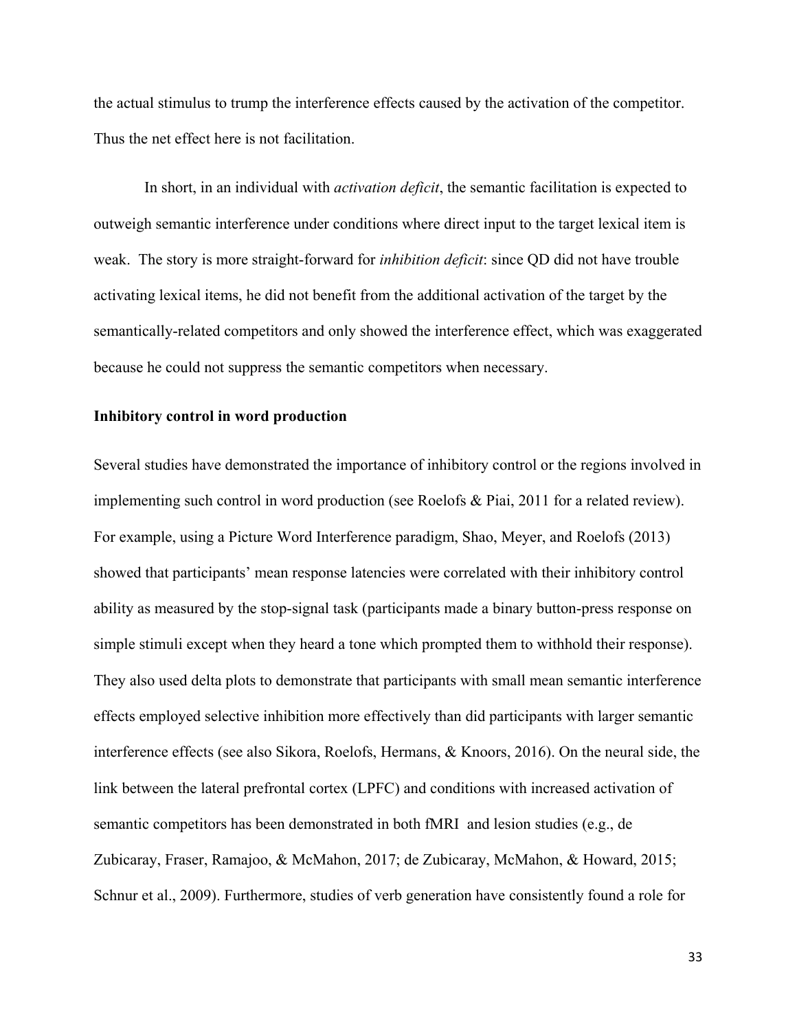the actual stimulus to trump the interference effects caused by the activation of the competitor. Thus the net effect here is not facilitation.

In short, in an individual with *activation deficit*, the semantic facilitation is expected to outweigh semantic interference under conditions where direct input to the target lexical item is weak. The story is more straight-forward for *inhibition deficit*: since QD did not have trouble activating lexical items, he did not benefit from the additional activation of the target by the semantically-related competitors and only showed the interference effect, which was exaggerated because he could not suppress the semantic competitors when necessary.

**Inhibitory control in word production**

Several studies have demonstrated the importance of inhibitory control or the regions involved in implementing such control in word production (see Roelofs & Piai, 2011 for a related review). For example, using a Picture Word Interference paradigm, Shao, Meyer, and Roelofs (2013) showed that participants' mean response latencies were correlated with their inhibitory control ability as measured by the stop-signal task (participants made a binary button-press response on simple stimuli except when they heard a tone which prompted them to withhold their response). They also used delta plots to demonstrate that participants with small mean semantic interference effects employed selective inhibition more effectively than did participants with larger semantic interference effects (see also Sikora, Roelofs, Hermans, & Knoors, 2016). On the neural side, the link between the lateral prefrontal cortex (LPFC) and conditions with increased activation of semantic competitors has been demonstrated in both fMRI and lesion studies (e.g., de Zubicaray, Fraser, Ramajoo, & McMahon, 2017; de Zubicaray, McMahon, & Howard, 2015; Schnur et al., 2009). Furthermore, studies of verb generation have consistently found a role for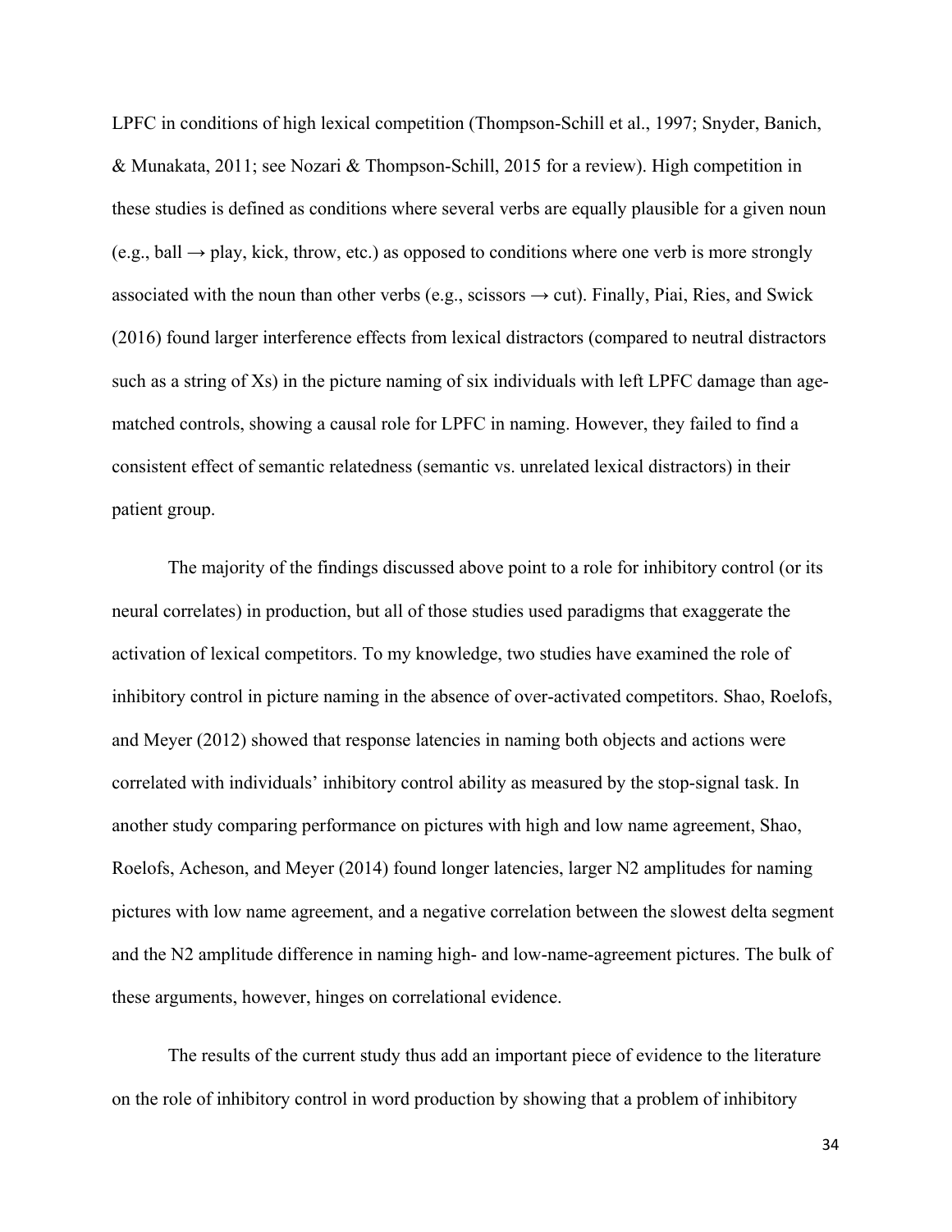LPFC in conditions of high lexical competition (Thompson-Schill et al., 1997; Snyder, Banich, & Munakata, 2011; see Nozari & Thompson-Schill, 2015 for a review). High competition in these studies is defined as conditions where several verbs are equally plausible for a given noun (e.g., ball → play, kick, throw, etc.) as opposed to conditions where one verb is more strongly associated with the noun than other verbs (e.g., scissors → cut). Finally, Piai, Ries, and Swick (2016) found larger interference effects from lexical distractors (compared to neutral distractors such as a string of Xs) in the picture naming of six individuals with left LPFC damage than age-matched controls, showing a causal role for LPFC in naming. However, they failed to find a consistent effect of semantic relatedness (semantic vs. unrelated lexical distractors) in their patient group.

The majority of the findings discussed above point to a role for inhibitory control (or its neural correlates) in production, but all of those studies used paradigms that exaggerate the activation of lexical competitors. To my knowledge, two studies have examined the role of inhibitory control in picture naming in the absence of over-activated competitors. Shao, Roelofs, and Meyer (2012) showed that response latencies in naming both objects and actions were correlated with individuals' inhibitory control ability as measured by the stop-signal task. In another study comparing performance on pictures with high and low name agreement, Shao, Roelofs, Acheson, and Meyer (2014) found longer latencies, larger N2 amplitudes for naming pictures with low name agreement, and a negative correlation between the slowest delta segment and the N2 amplitude difference in naming high- and low-name-agreement pictures. The bulk of these arguments, however, hinges on correlational evidence.

The results of the current study thus add an important piece of evidence to the literature on the role of inhibitory control in word production by showing that a problem of inhibitory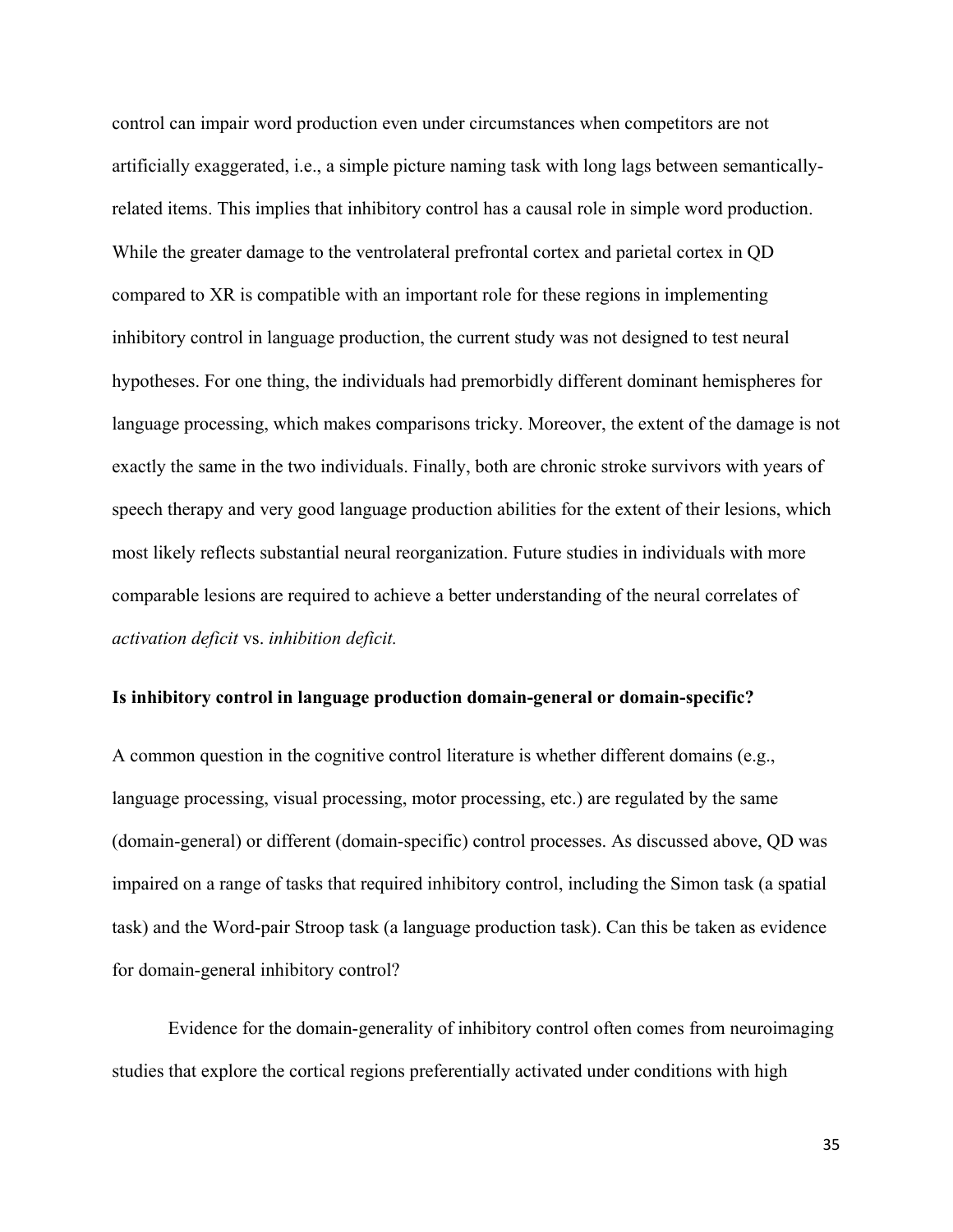control can impair word production even under circumstances when competitors are not artificially exaggerated, i.e., a simple picture naming task with long lags between semantically-related items. This implies that inhibitory control has a causal role in simple word production. While the greater damage to the ventrolateral prefrontal cortex and parietal cortex in QD compared to XR is compatible with an important role for these regions in implementing inhibitory control in language production, the current study was not designed to test neural hypotheses. For one thing, the individuals had premorbidly different dominant hemispheres for language processing, which makes comparisons tricky. Moreover, the extent of the damage is not exactly the same in the two individuals. Finally, both are chronic stroke survivors with years of speech therapy and very good language production abilities for the extent of their lesions, which most likely reflects substantial neural reorganization. Future studies in individuals with more comparable lesions are required to achieve a better understanding of the neural correlates of *activation deficit* vs. *inhibition deficit.*

**Is inhibitory control in language production domain-general or domain-specific?**

A common question in the cognitive control literature is whether different domains (e.g., language processing, visual processing, motor processing, etc.) are regulated by the same (domain-general) or different (domain-specific) control processes. As discussed above, QD was impaired on a range of tasks that required inhibitory control, including the Simon task (a spatial task) and the Word-pair Stroop task (a language production task). Can this be taken as evidence for domain-general inhibitory control?

Evidence for the domain-generality of inhibitory control often comes from neuroimaging studies that explore the cortical regions preferentially activated under conditions with high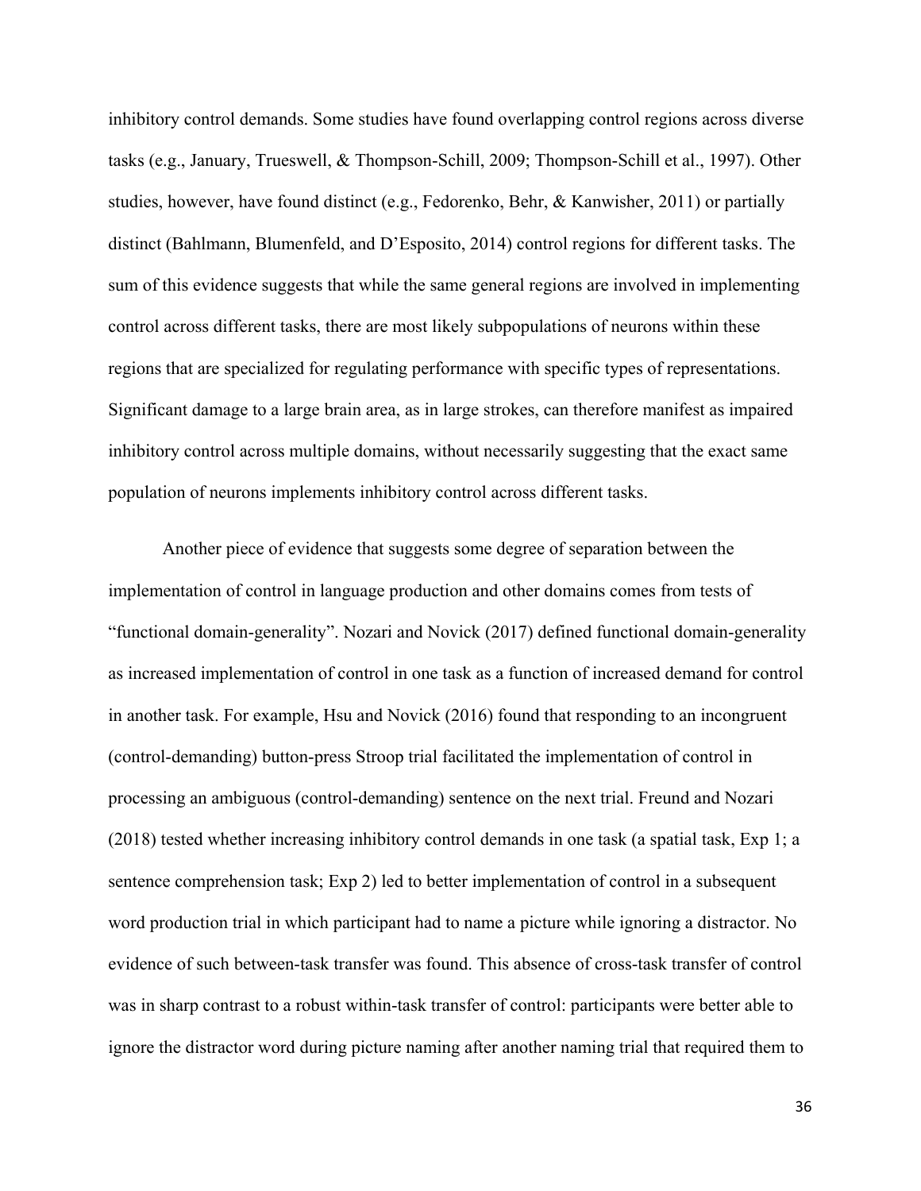inhibitory control demands. Some studies have found overlapping control regions across diverse tasks (e.g., January, Trueswell, & Thompson-Schill, 2009; Thompson-Schill et al., 1997). Other studies, however, have found distinct (e.g., Fedorenko, Behr, & Kanwisher, 2011) or partially distinct (Bahlmann, Blumenfeld, and D'Esposito, 2014) control regions for different tasks. The sum of this evidence suggests that while the same general regions are involved in implementing control across different tasks, there are most likely subpopulations of neurons within these regions that are specialized for regulating performance with specific types of representations. Significant damage to a large brain area, as in large strokes, can therefore manifest as impaired inhibitory control across multiple domains, without necessarily suggesting that the exact same population of neurons implements inhibitory control across different tasks.

Another piece of evidence that suggests some degree of separation between the implementation of control in language production and other domains comes from tests of "functional domain-generality". Nozari and Novick (2017) defined functional domain-generality as increased implementation of control in one task as a function of increased demand for control in another task. For example, Hsu and Novick (2016) found that responding to an incongruent (control-demanding) button-press Stroop trial facilitated the implementation of control in processing an ambiguous (control-demanding) sentence on the next trial. Freund and Nozari (2018) tested whether increasing inhibitory control demands in one task (a spatial task, Exp 1; a sentence comprehension task; Exp 2) led to better implementation of control in a subsequent word production trial in which participant had to name a picture while ignoring a distractor. No evidence of such between-task transfer was found. This absence of cross-task transfer of control was in sharp contrast to a robust within-task transfer of control: participants were better able to ignore the distractor word during picture naming after another naming trial that required them to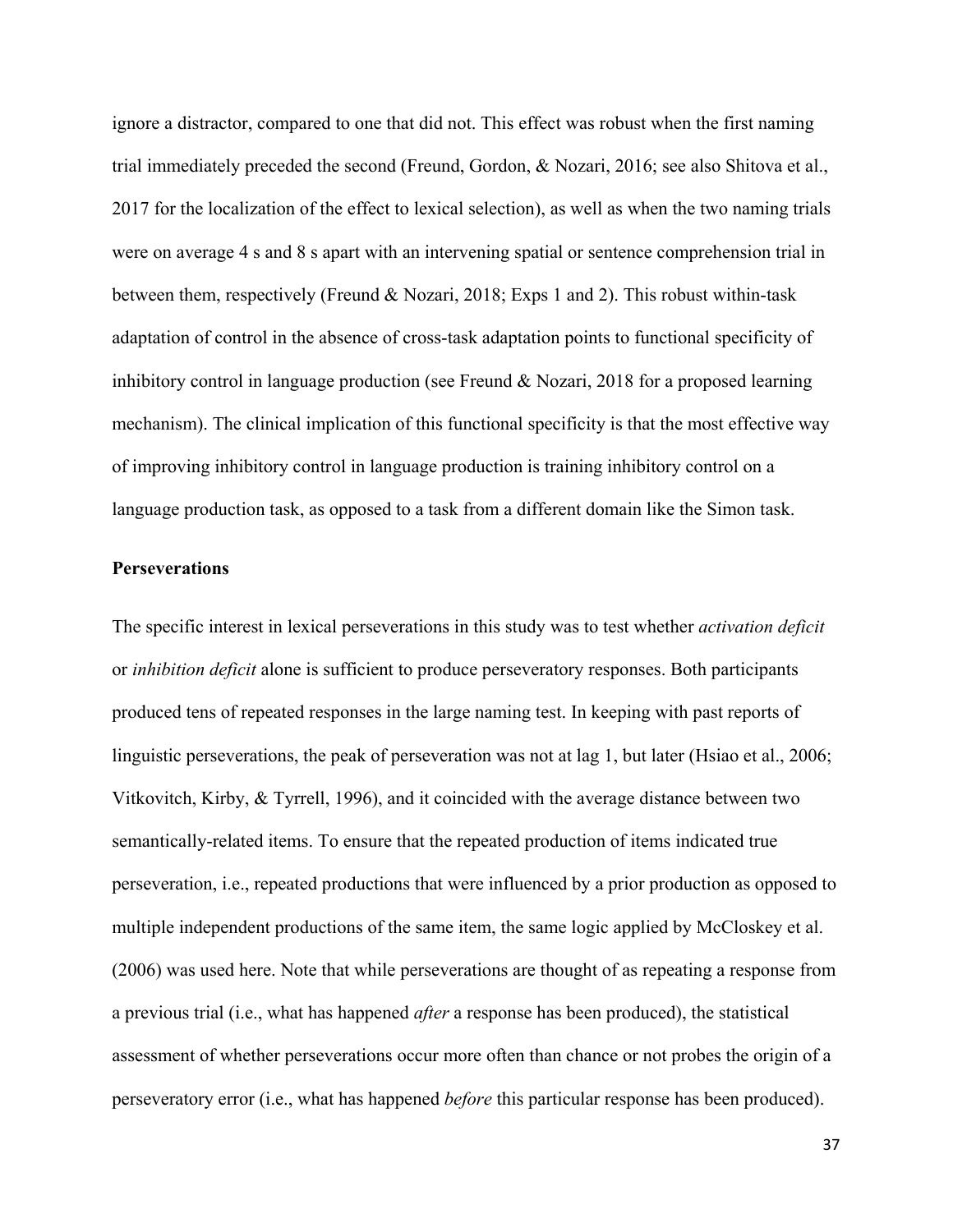ignore a distractor, compared to one that did not. This effect was robust when the first naming trial immediately preceded the second (Freund, Gordon, & Nozari, 2016; see also Shitova et al., 2017 for the localization of the effect to lexical selection), as well as when the two naming trials were on average 4 s and 8 s apart with an intervening spatial or sentence comprehension trial in between them, respectively (Freund & Nozari, 2018; Exps 1 and 2). This robust within-task adaptation of control in the absence of cross-task adaptation points to functional specificity of inhibitory control in language production (see Freund & Nozari, 2018 for a proposed learning mechanism). The clinical implication of this functional specificity is that the most effective way of improving inhibitory control in language production is training inhibitory control on a language production task, as opposed to a task from a different domain like the Simon task.

**Perseverations**

The specific interest in lexical perseverations in this study was to test whether *activation deficit* or *inhibition deficit* alone is sufficient to produce perseveratory responses. Both participants produced tens of repeated responses in the large naming test. In keeping with past reports of linguistic perseverations, the peak of perseveration was not at lag 1, but later (Hsiao et al., 2006; Vitkovitch, Kirby, & Tyrrell, 1996), and it coincided with the average distance between two semantically-related items. To ensure that the repeated production of items indicated true perseveration, i.e., repeated productions that were influenced by a prior production as opposed to multiple independent productions of the same item, the same logic applied by McCloskey et al. (2006) was used here. Note that while perseverations are thought of as repeating a response from a previous trial (i.e., what has happened *after* a response has been produced), the statistical assessment of whether perseverations occur more often than chance or not probes the origin of a perseveratory error (i.e., what has happened *before* this particular response has been produced).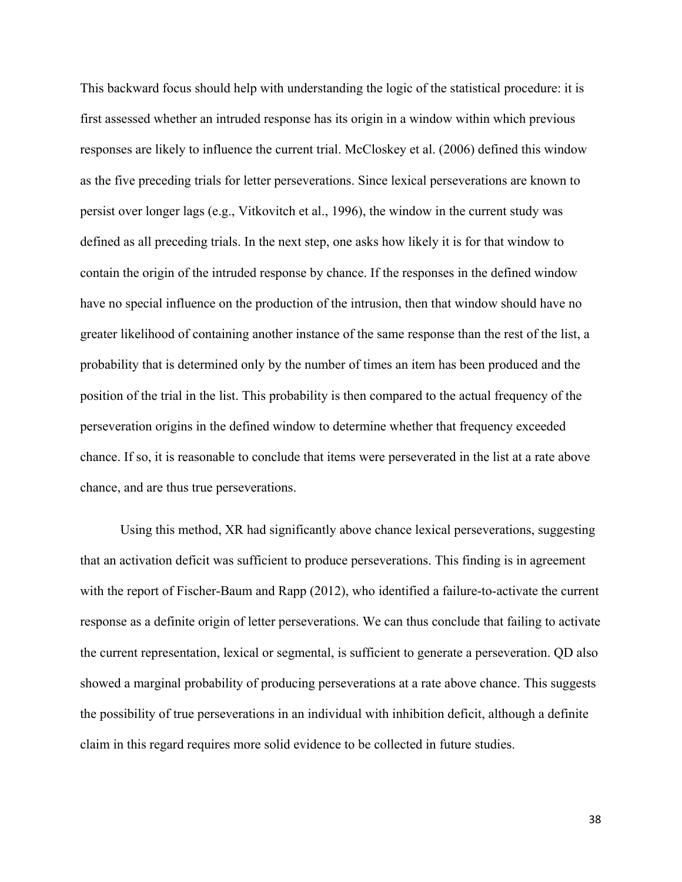This backward focus should help with understanding the logic of the statistical procedure: it is first assessed whether an intruded response has its origin in a window within which previous responses are likely to influence the current trial. McCloskey et al. (2006) defined this window as the five preceding trials for letter perseverations. Since lexical perseverations are known to persist over longer lags (e.g., Vitkovitch et al., 1996), the window in the current study was defined as all preceding trials. In the next step, one asks how likely it is for that window to contain the origin of the intruded response by chance. If the responses in the defined window have no special influence on the production of the intrusion, then that window should have no greater likelihood of containing another instance of the same response than the rest of the list, a probability that is determined only by the number of times an item has been produced and the position of the trial in the list. This probability is then compared to the actual frequency of the perseveration origins in the defined window to determine whether that frequency exceeded chance. If so, it is reasonable to conclude that items were perseverated in the list at a rate above chance, and are thus true perseverations.

Using this method, XR had significantly above chance lexical perseverations, suggesting that an activation deficit was sufficient to produce perseverations. This finding is in agreement with the report of Fischer-Baum and Rapp (2012), who identified a failure-to-activate the current response as a definite origin of letter perseverations. We can thus conclude that failing to activate the current representation, lexical or segmental, is sufficient to generate a perseveration. QD also showed a marginal probability of producing perseverations at a rate above chance. This suggests the possibility of true perseverations in an individual with inhibition deficit, although a definite claim in this regard requires more solid evidence to be collected in future studies.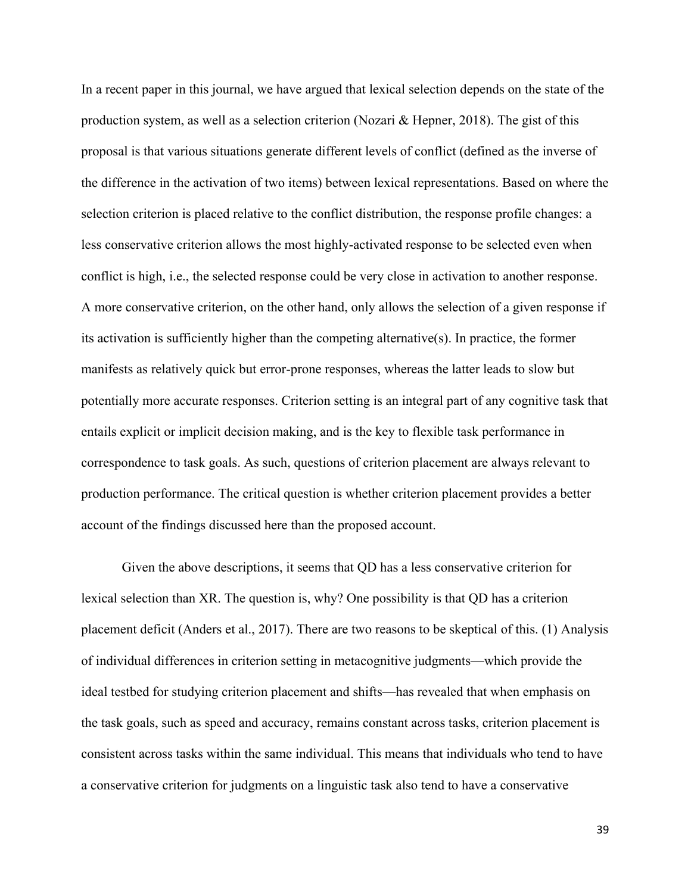In a recent paper in this journal, we have argued that lexical selection depends on the state of the production system, as well as a selection criterion (Nozari & Hepner, 2018). The gist of this proposal is that various situations generate different levels of conflict (defined as the inverse of the difference in the activation of two items) between lexical representations. Based on where the selection criterion is placed relative to the conflict distribution, the response profile changes: a less conservative criterion allows the most highly-activated response to be selected even when conflict is high, i.e., the selected response could be very close in activation to another response. A more conservative criterion, on the other hand, only allows the selection of a given response if its activation is sufficiently higher than the competing alternative(s). In practice, the former manifests as relatively quick but error-prone responses, whereas the latter leads to slow but potentially more accurate responses. Criterion setting is an integral part of any cognitive task that entails explicit or implicit decision making, and is the key to flexible task performance in correspondence to task goals. As such, questions of criterion placement are always relevant to production performance. The critical question is whether criterion placement provides a better account of the findings discussed here than the proposed account.

Given the above descriptions, it seems that QD has a less conservative criterion for lexical selection than XR. The question is, why? One possibility is that QD has a criterion placement deficit (Anders et al., 2017). There are two reasons to be skeptical of this. (1) Analysis of individual differences in criterion setting in metacognitive judgments—which provide the ideal testbed for studying criterion placement and shifts—has revealed that when emphasis on the task goals, such as speed and accuracy, remains constant across tasks, criterion placement is consistent across tasks within the same individual. This means that individuals who tend to have a conservative criterion for judgments on a linguistic task also tend to have a conservative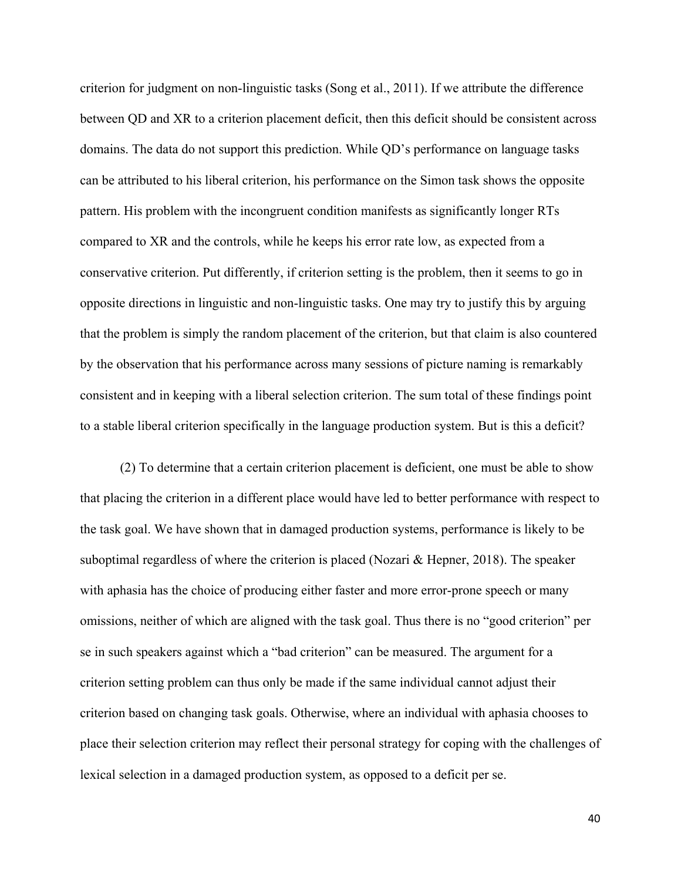criterion for judgment on non-linguistic tasks (Song et al., 2011). If we attribute the difference between QD and XR to a criterion placement deficit, then this deficit should be consistent across domains. The data do not support this prediction. While QD's performance on language tasks can be attributed to his liberal criterion, his performance on the Simon task shows the opposite pattern. His problem with the incongruent condition manifests as significantly longer RTs compared to XR and the controls, while he keeps his error rate low, as expected from a conservative criterion. Put differently, if criterion setting is the problem, then it seems to go in opposite directions in linguistic and non-linguistic tasks. One may try to justify this by arguing that the problem is simply the random placement of the criterion, but that claim is also countered by the observation that his performance across many sessions of picture naming is remarkably consistent and in keeping with a liberal selection criterion. The sum total of these findings point to a stable liberal criterion specifically in the language production system. But is this a deficit?

(2) To determine that a certain criterion placement is deficient, one must be able to show that placing the criterion in a different place would have led to better performance with respect to the task goal. We have shown that in damaged production systems, performance is likely to be suboptimal regardless of where the criterion is placed (Nozari & Hepner, 2018). The speaker with aphasia has the choice of producing either faster and more error-prone speech or many omissions, neither of which are aligned with the task goal. Thus there is no "good criterion" per se in such speakers against which a "bad criterion" can be measured. The argument for a criterion setting problem can thus only be made if the same individual cannot adjust their criterion based on changing task goals. Otherwise, where an individual with aphasia chooses to place their selection criterion may reflect their personal strategy for coping with the challenges of lexical selection in a damaged production system, as opposed to a deficit per se.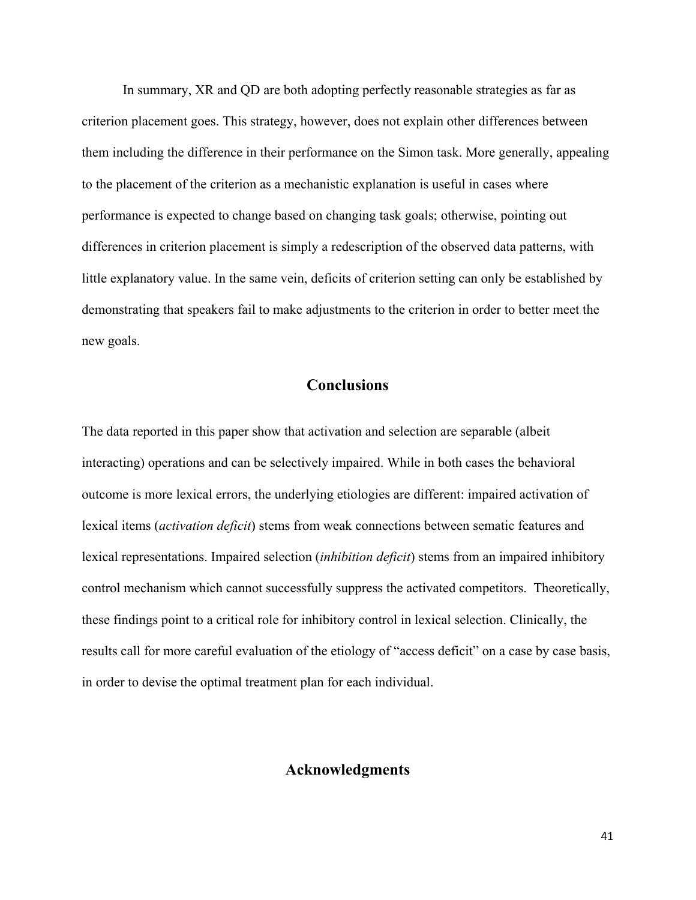In summary, XR and QD are both adopting perfectly reasonable strategies as far as criterion placement goes. This strategy, however, does not explain other differences between them including the difference in their performance on the Simon task. More generally, appealing to the placement of the criterion as a mechanistic explanation is useful in cases where performance is expected to change based on changing task goals; otherwise, pointing out differences in criterion placement is simply a redescription of the observed data patterns, with little explanatory value. In the same vein, deficits of criterion setting can only be established by demonstrating that speakers fail to make adjustments to the criterion in order to better meet the new goals.

## Conclusions

The data reported in this paper show that activation and selection are separable (albeit interacting) operations and can be selectively impaired. While in both cases the behavioral outcome is more lexical errors, the underlying etiologies are different: impaired activation of lexical items (*activation deficit*) stems from weak connections between sematic features and lexical representations. Impaired selection (*inhibition deficit*) stems from an impaired inhibitory control mechanism which cannot successfully suppress the activated competitors. Theoretically, these findings point to a critical role for inhibitory control in lexical selection. Clinically, the results call for more careful evaluation of the etiology of "access deficit" on a case by case basis, in order to devise the optimal treatment plan for each individual.

## Acknowledgments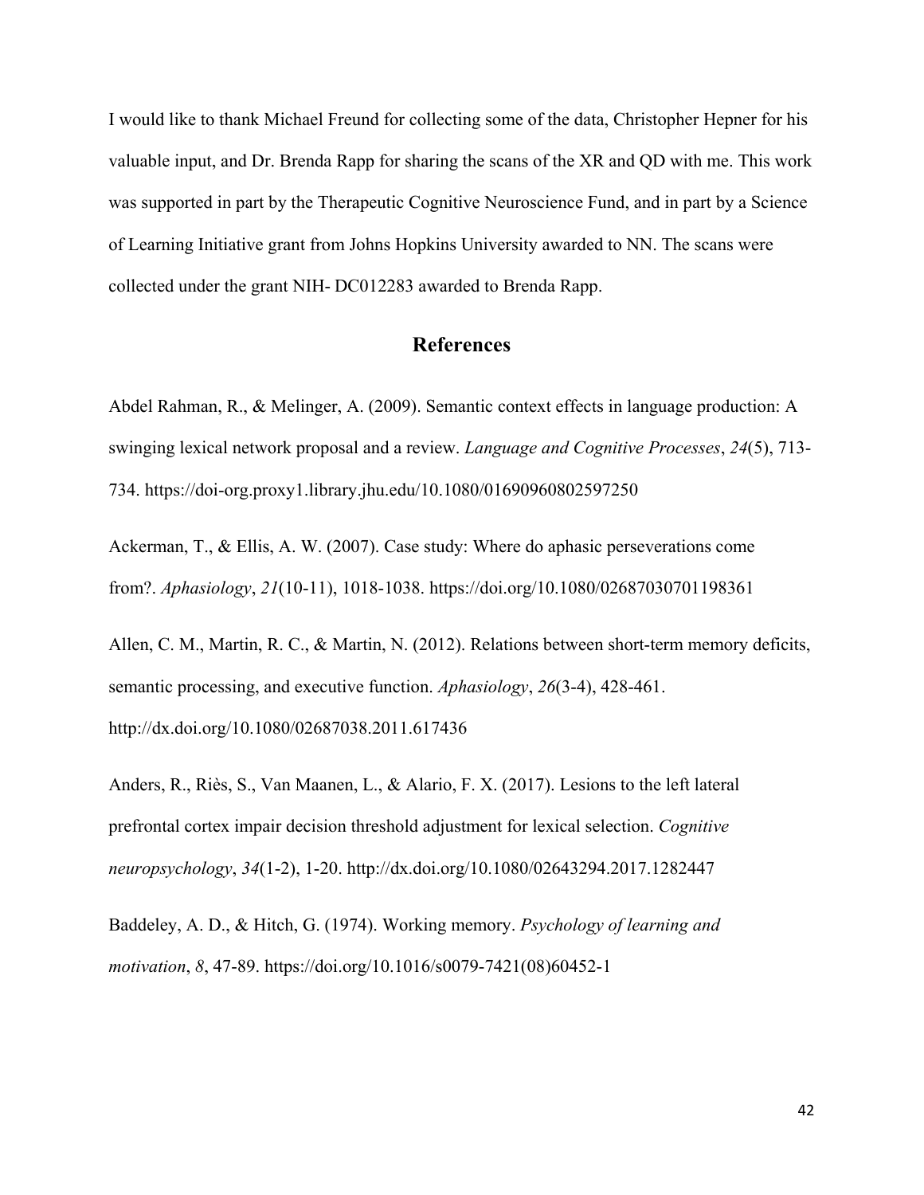I would like to thank Michael Freund for collecting some of the data, Christopher Hepner for his valuable input, and Dr. Brenda Rapp for sharing the scans of the XR and QD with me. This work was supported in part by the Therapeutic Cognitive Neuroscience Fund, and in part by a Science of Learning Initiative grant from Johns Hopkins University awarded to NN. The scans were collected under the grant NIH- DC012283 awarded to Brenda Rapp.

## References

Abdel Rahman, R., & Melinger, A. (2009). Semantic context effects in language production: A swinging lexical network proposal and a review. *Language and Cognitive Processes*, *24*(5), 713-734. https://doi-org.proxy1.library.jhu.edu/10.1080/01690960802597250

Ackerman, T., & Ellis, A. W. (2007). Case study: Where do aphasic perseverations come from?. *Aphasiology*, *21*(10-11), 1018-1038. https://doi.org/10.1080/02687030701198361

Allen, C. M., Martin, R. C., & Martin, N. (2012). Relations between short-term memory deficits, semantic processing, and executive function. *Aphasiology*, *26*(3-4), 428-461. http://dx.doi.org/10.1080/02687038.2011.617436

Anders, R., Riès, S., Van Maanen, L., & Alario, F. X. (2017). Lesions to the left lateral prefrontal cortex impair decision threshold adjustment for lexical selection. *Cognitive neuropsychology*, *34*(1-2), 1-20. http://dx.doi.org/10.1080/02643294.2017.1282447

Baddeley, A. D., & Hitch, G. (1974). Working memory. *Psychology of learning and motivation*, *8*, 47-89. https://doi.org/10.1016/s0079-7421(08)60452-1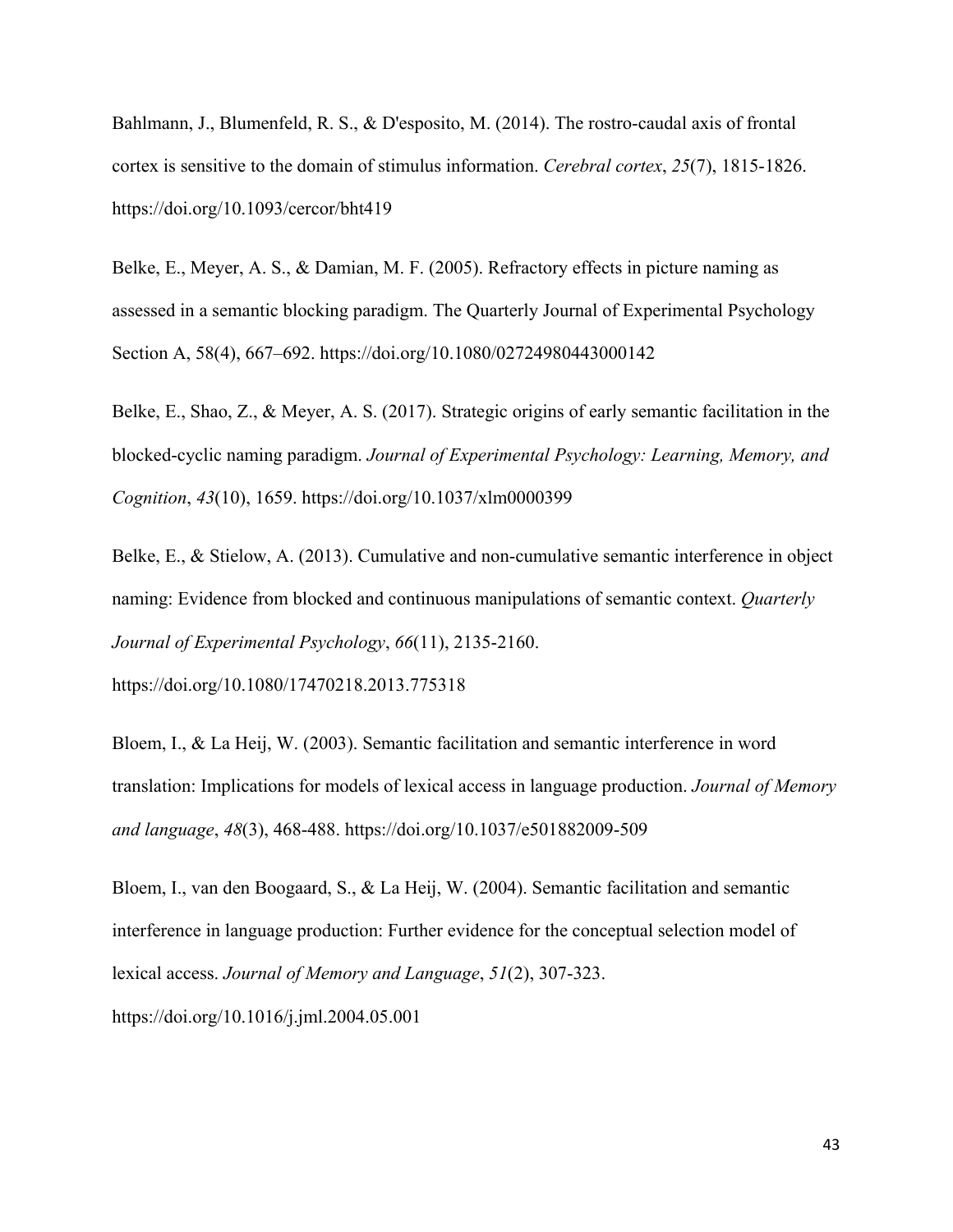Bahlmann, J., Blumenfeld, R. S., & D'esposito, M. (2014). The rostro-caudal axis of frontal cortex is sensitive to the domain of stimulus information. *Cerebral cortex*, *25*(7), 1815-1826. https://doi.org/10.1093/cercor/bht419

Belke, E., Meyer, A. S., & Damian, M. F. (2005). Refractory effects in picture naming as assessed in a semantic blocking paradigm. The Quarterly Journal of Experimental Psychology Section A, 58(4), 667–692. https://doi.org/10.1080/02724980443000142

Belke, E., Shao, Z., & Meyer, A. S. (2017). Strategic origins of early semantic facilitation in the blocked-cyclic naming paradigm. *Journal of Experimental Psychology: Learning, Memory, and Cognition*, *43*(10), 1659. https://doi.org/10.1037/xlm0000399

Belke, E., & Stielow, A. (2013). Cumulative and non-cumulative semantic interference in object naming: Evidence from blocked and continuous manipulations of semantic context. *Quarterly Journal of Experimental Psychology*, *66*(11), 2135-2160. https://doi.org/10.1080/17470218.2013.775318

Bloem, I., & La Heij, W. (2003). Semantic facilitation and semantic interference in word translation: Implications for models of lexical access in language production. *Journal of Memory and language*, *48*(3), 468-488. https://doi.org/10.1037/e501882009-509

Bloem, I., van den Boogaard, S., & La Heij, W. (2004). Semantic facilitation and semantic interference in language production: Further evidence for the conceptual selection model of lexical access. *Journal of Memory and Language*, *51*(2), 307-323. https://doi.org/10.1016/j.jml.2004.05.001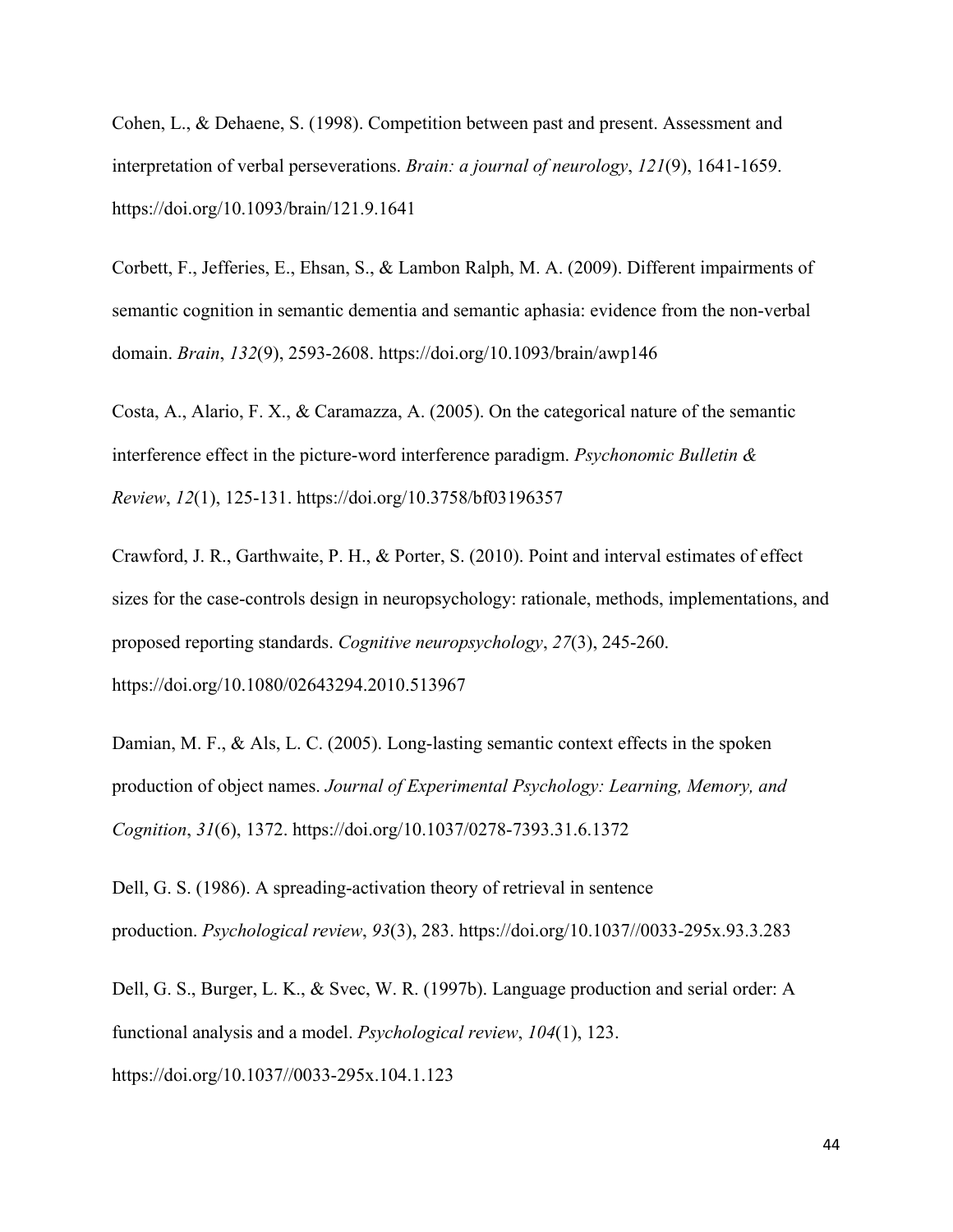Cohen, L., & Dehaene, S. (1998). Competition between past and present. Assessment and interpretation of verbal perseverations. *Brain: a journal of neurology*, *121*(9), 1641-1659. https://doi.org/10.1093/brain/121.9.1641

Corbett, F., Jefferies, E., Ehsan, S., & Lambon Ralph, M. A. (2009). Different impairments of semantic cognition in semantic dementia and semantic aphasia: evidence from the non-verbal domain. *Brain*, *132*(9), 2593-2608. https://doi.org/10.1093/brain/awp146

Costa, A., Alario, F. X., & Caramazza, A. (2005). On the categorical nature of the semantic interference effect in the picture-word interference paradigm. *Psychonomic Bulletin & Review*, *12*(1), 125-131. https://doi.org/10.3758/bf03196357

Crawford, J. R., Garthwaite, P. H., & Porter, S. (2010). Point and interval estimates of effect sizes for the case-controls design in neuropsychology: rationale, methods, implementations, and proposed reporting standards. *Cognitive neuropsychology*, *27*(3), 245-260. https://doi.org/10.1080/02643294.2010.513967

Damian, M. F., & Als, L. C. (2005). Long-lasting semantic context effects in the spoken production of object names. *Journal of Experimental Psychology: Learning, Memory, and Cognition*, *31*(6), 1372. https://doi.org/10.1037/0278-7393.31.6.1372

Dell, G. S. (1986). A spreading-activation theory of retrieval in sentence production. *Psychological review*, *93*(3), 283. https://doi.org/10.1037//0033-295x.93.3.283

Dell, G. S., Burger, L. K., & Svec, W. R. (1997b). Language production and serial order: A functional analysis and a model. *Psychological review*, *104*(1), 123. https://doi.org/10.1037//0033-295x.104.1.123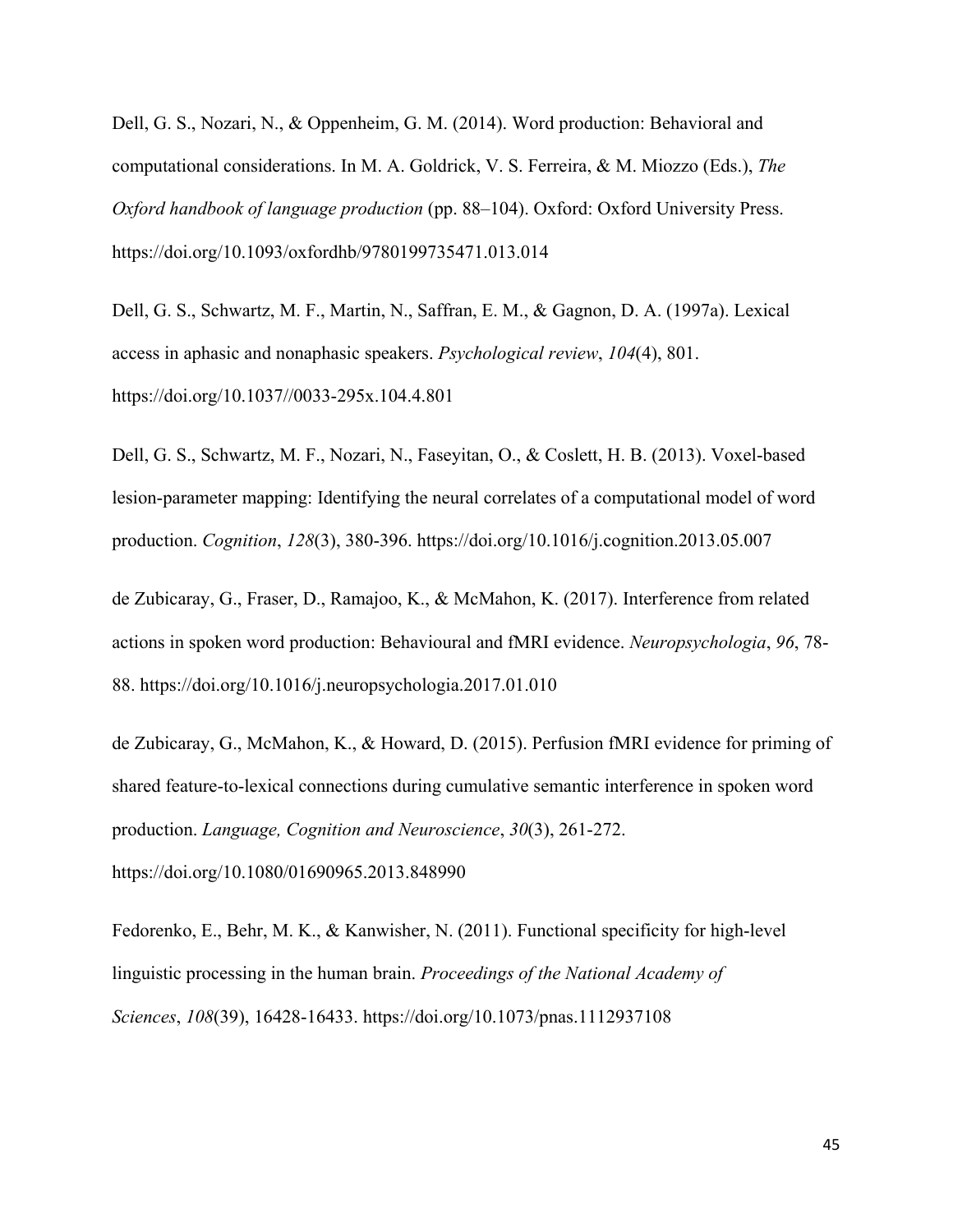Dell, G. S., Nozari, N., & Oppenheim, G. M. (2014). Word production: Behavioral and computational considerations. In M. A. Goldrick, V. S. Ferreira, & M. Miozzo (Eds.), *The Oxford handbook of language production* (pp. 88–104). Oxford: Oxford University Press. https://doi.org/10.1093/oxfordhb/9780199735471.013.014

Dell, G. S., Schwartz, M. F., Martin, N., Saffran, E. M., & Gagnon, D. A. (1997a). Lexical access in aphasic and nonaphasic speakers. *Psychological review*, *104*(4), 801. https://doi.org/10.1037//0033-295x.104.4.801

Dell, G. S., Schwartz, M. F., Nozari, N., Faseyitan, O., & Coslett, H. B. (2013). Voxel-based lesion-parameter mapping: Identifying the neural correlates of a computational model of word production. *Cognition*, *128*(3), 380-396. https://doi.org/10.1016/j.cognition.2013.05.007

de Zubicaray, G., Fraser, D., Ramajoo, K., & McMahon, K. (2017). Interference from related actions in spoken word production: Behavioural and fMRI evidence. *Neuropsychologia*, *96*, 78-88. https://doi.org/10.1016/j.neuropsychologia.2017.01.010

de Zubicaray, G., McMahon, K., & Howard, D. (2015). Perfusion fMRI evidence for priming of shared feature-to-lexical connections during cumulative semantic interference in spoken word production. *Language, Cognition and Neuroscience*, *30*(3), 261-272. https://doi.org/10.1080/01690965.2013.848990

Fedorenko, E., Behr, M. K., & Kanwisher, N. (2011). Functional specificity for high-level linguistic processing in the human brain. *Proceedings of the National Academy of Sciences*, *108*(39), 16428-16433. https://doi.org/10.1073/pnas.1112937108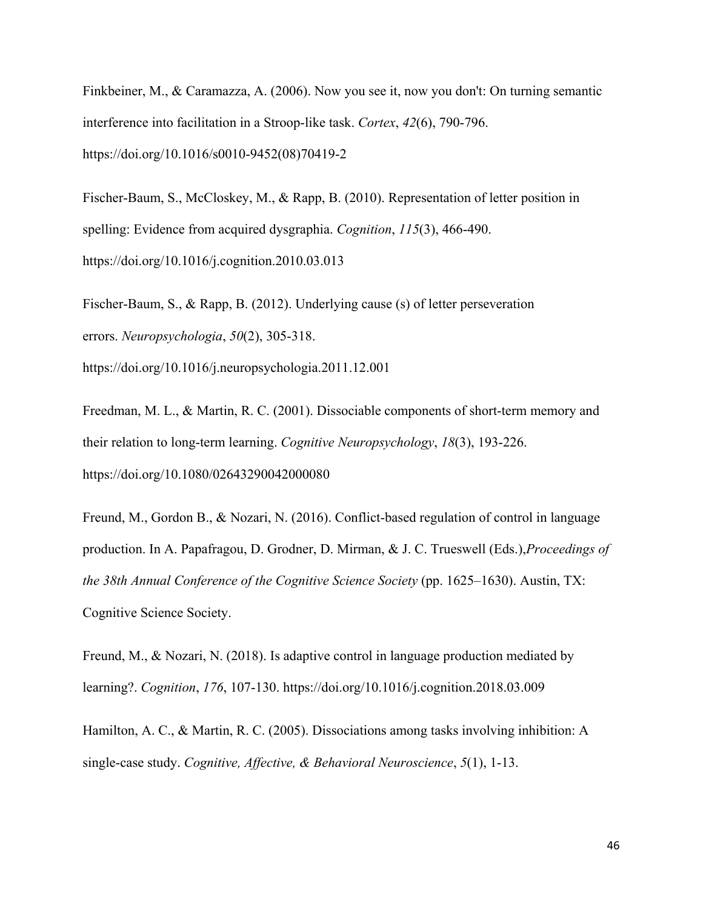Finkbeiner, M., & Caramazza, A. (2006). Now you see it, now you don't: On turning semantic interference into facilitation in a Stroop-like task. *Cortex*, *42*(6), 790-796. https://doi.org/10.1016/s0010-9452(08)70419-2

Fischer-Baum, S., McCloskey, M., & Rapp, B. (2010). Representation of letter position in spelling: Evidence from acquired dysgraphia. *Cognition*, *115*(3), 466-490. https://doi.org/10.1016/j.cognition.2010.03.013

Fischer-Baum, S., & Rapp, B. (2012). Underlying cause (s) of letter perseveration errors. *Neuropsychologia*, *50*(2), 305-318. https://doi.org/10.1016/j.neuropsychologia.2011.12.001

Freedman, M. L., & Martin, R. C. (2001). Dissociable components of short-term memory and their relation to long-term learning. *Cognitive Neuropsychology*, *18*(3), 193-226. https://doi.org/10.1080/02643290042000080

Freund, M., Gordon B., & Nozari, N. (2016). Conflict-based regulation of control in language production. In A. Papafragou, D. Grodner, D. Mirman, & J. C. Trueswell (Eds.),*Proceedings of the 38th Annual Conference of the Cognitive Science Society* (pp. 1625–1630). Austin, TX: Cognitive Science Society.

Freund, M., & Nozari, N. (2018). Is adaptive control in language production mediated by learning?. *Cognition*, *176*, 107-130. https://doi.org/10.1016/j.cognition.2018.03.009

Hamilton, A. C., & Martin, R. C. (2005). Dissociations among tasks involving inhibition: A single-case study. *Cognitive, Affective, & Behavioral Neuroscience*, *5*(1), 1-13.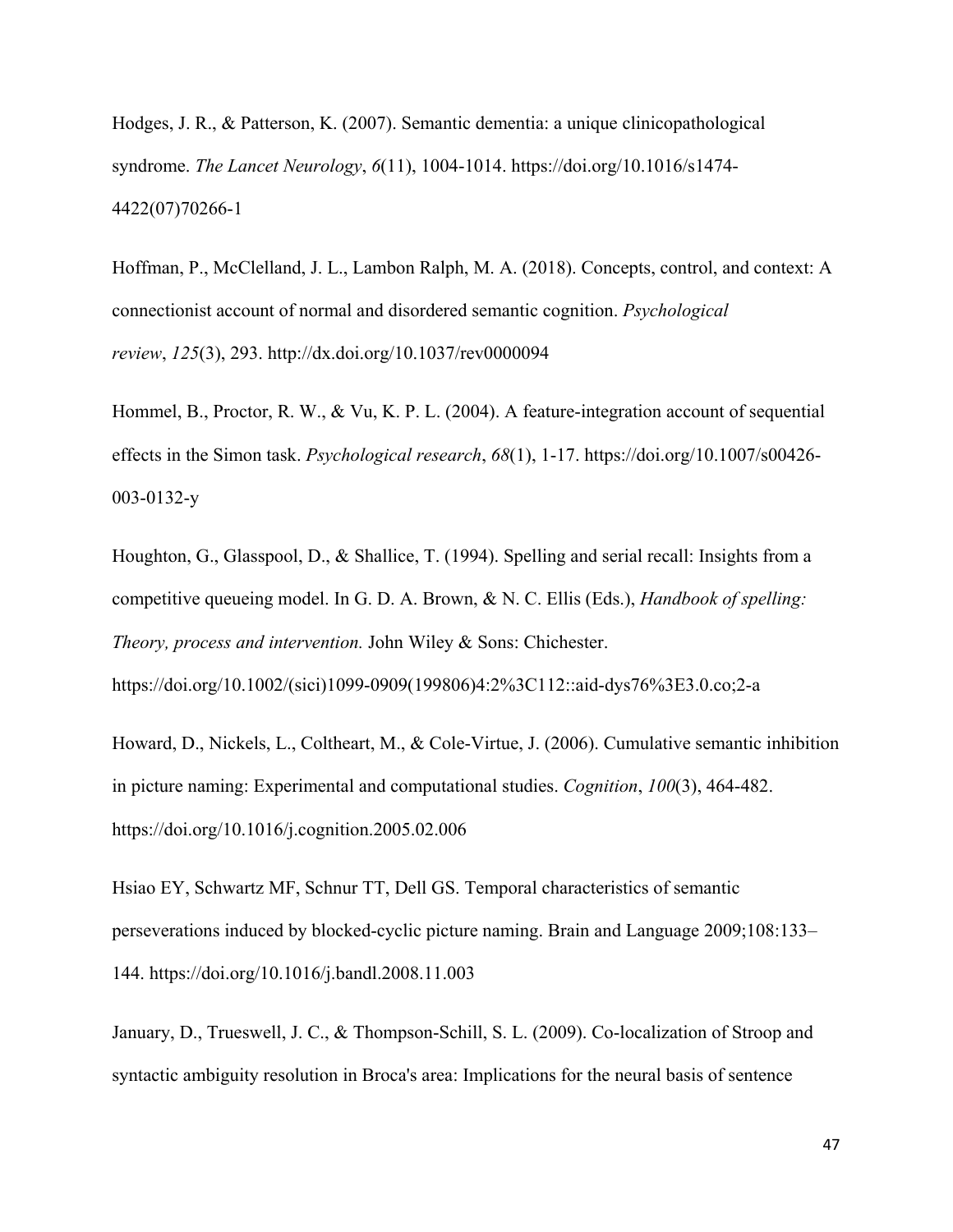Hodges, J. R., & Patterson, K. (2007). Semantic dementia: a unique clinicopathological syndrome. *The Lancet Neurology*, *6*(11), 1004-1014. https://doi.org/10.1016/s1474-4422(07)70266-1

Hoffman, P., McClelland, J. L., Lambon Ralph, M. A. (2018). Concepts, control, and context: A connectionist account of normal and disordered semantic cognition. *Psychological review*, *125*(3), 293. http://dx.doi.org/10.1037/rev0000094

Hommel, B., Proctor, R. W., & Vu, K. P. L. (2004). A feature-integration account of sequential effects in the Simon task. *Psychological research*, *68*(1), 1-17. https://doi.org/10.1007/s00426-003-0132-y

Houghton, G., Glasspool, D., & Shallice, T. (1994). Spelling and serial recall: Insights from a competitive queueing model. In G. D. A. Brown, & N. C. Ellis (Eds.), *Handbook of spelling: Theory, process and intervention.* John Wiley & Sons: Chichester. https://doi.org/10.1002/(sici)1099-0909(199806)4:2%3C112::aid-dys76%3E3.0.co;2-a

Howard, D., Nickels, L., Coltheart, M., & Cole-Virtue, J. (2006). Cumulative semantic inhibition in picture naming: Experimental and computational studies. *Cognition*, *100*(3), 464-482. https://doi.org/10.1016/j.cognition.2005.02.006

Hsiao EY, Schwartz MF, Schnur TT, Dell GS. Temporal characteristics of semantic perseverations induced by blocked-cyclic picture naming. Brain and Language 2009;108:133–144. https://doi.org/10.1016/j.bandl.2008.11.003

January, D., Trueswell, J. C., & Thompson-Schill, S. L. (2009). Co-localization of Stroop and syntactic ambiguity resolution in Broca's area: Implications for the neural basis of sentence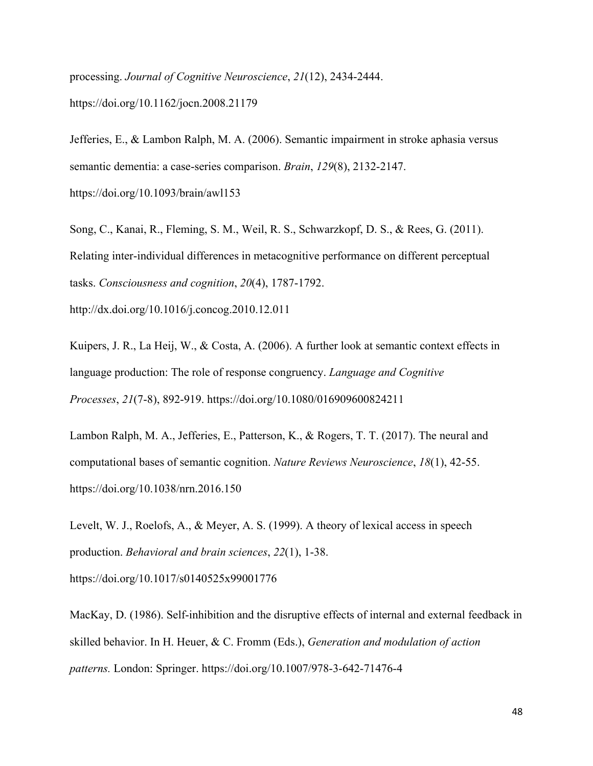processing. *Journal of Cognitive Neuroscience*, *21*(12), 2434-2444. https://doi.org/10.1162/jocn.2008.21179

Jefferies, E., & Lambon Ralph, M. A. (2006). Semantic impairment in stroke aphasia versus semantic dementia: a case-series comparison. *Brain*, *129*(8), 2132-2147. https://doi.org/10.1093/brain/awl153

Song, C., Kanai, R., Fleming, S. M., Weil, R. S., Schwarzkopf, D. S., & Rees, G. (2011). Relating inter-individual differences in metacognitive performance on different perceptual tasks. *Consciousness and cognition*, *20*(4), 1787-1792. http://dx.doi.org/10.1016/j.concog.2010.12.011

Kuipers, J. R., La Heij, W., & Costa, A. (2006). A further look at semantic context effects in language production: The role of response congruency. *Language and Cognitive Processes*, *21*(7-8), 892-919. https://doi.org/10.1080/016909600824211

Lambon Ralph, M. A., Jefferies, E., Patterson, K., & Rogers, T. T. (2017). The neural and computational bases of semantic cognition. *Nature Reviews Neuroscience*, *18*(1), 42-55. https://doi.org/10.1038/nrn.2016.150

Levelt, W. J., Roelofs, A., & Meyer, A. S. (1999). A theory of lexical access in speech production. *Behavioral and brain sciences*, *22*(1), 1-38. https://doi.org/10.1017/s0140525x99001776

MacKay, D. (1986). Self-inhibition and the disruptive effects of internal and external feedback in skilled behavior. In H. Heuer, & C. Fromm (Eds.), *Generation and modulation of action patterns.* London: Springer. https://doi.org/10.1007/978-3-642-71476-4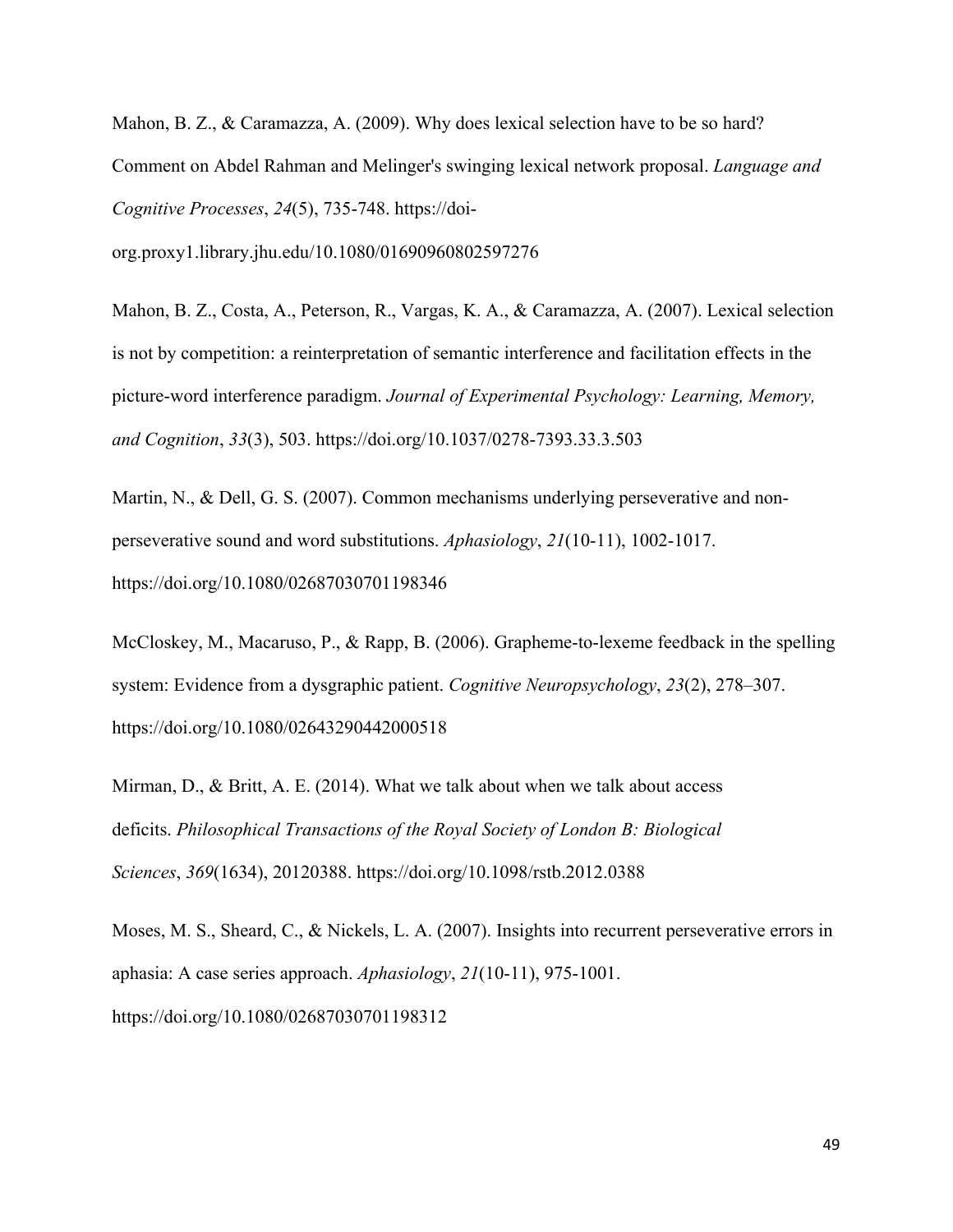Mahon, B. Z., & Caramazza, A. (2009). Why does lexical selection have to be so hard? Comment on Abdel Rahman and Melinger's swinging lexical network proposal. *Language and Cognitive Processes*, *24*(5), 735-748. https://doi-org.proxy1.library.jhu.edu/10.1080/01690960802597276

Mahon, B. Z., Costa, A., Peterson, R., Vargas, K. A., & Caramazza, A. (2007). Lexical selection is not by competition: a reinterpretation of semantic interference and facilitation effects in the picture-word interference paradigm. *Journal of Experimental Psychology: Learning, Memory, and Cognition*, *33*(3), 503. https://doi.org/10.1037/0278-7393.33.3.503

Martin, N., & Dell, G. S. (2007). Common mechanisms underlying perseverative and non-perseverative sound and word substitutions. *Aphasiology*, *21*(10-11), 1002-1017. https://doi.org/10.1080/02687030701198346

McCloskey, M., Macaruso, P., & Rapp, B. (2006). Grapheme-to-lexeme feedback in the spelling system: Evidence from a dysgraphic patient. *Cognitive Neuropsychology*, *23*(2), 278–307. https://doi.org/10.1080/02643290442000518

Mirman, D., & Britt, A. E. (2014). What we talk about when we talk about access deficits. *Philosophical Transactions of the Royal Society of London B: Biological Sciences*, *369*(1634), 20120388. https://doi.org/10.1098/rstb.2012.0388

Moses, M. S., Sheard, C., & Nickels, L. A. (2007). Insights into recurrent perseverative errors in aphasia: A case series approach. *Aphasiology*, *21*(10-11), 975-1001. https://doi.org/10.1080/02687030701198312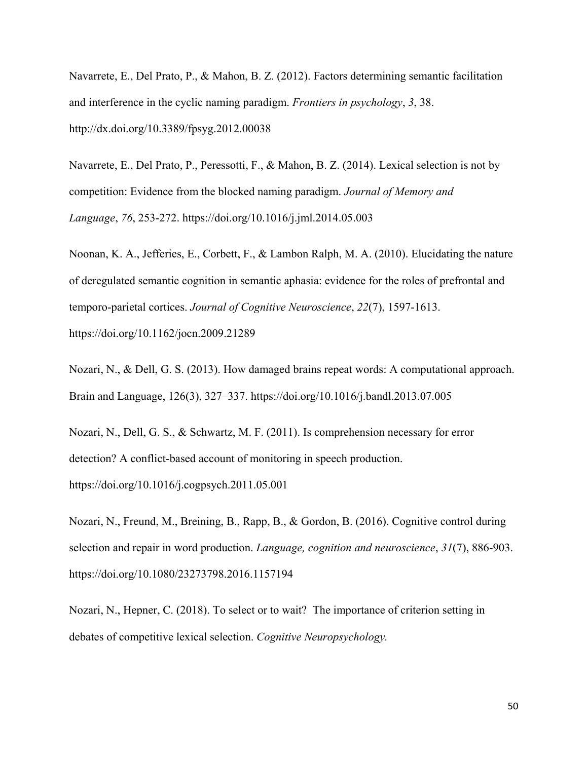Navarrete, E., Del Prato, P., & Mahon, B. Z. (2012). Factors determining semantic facilitation and interference in the cyclic naming paradigm. *Frontiers in psychology*, *3*, 38. http://dx.doi.org/10.3389/fpsyg.2012.00038

Navarrete, E., Del Prato, P., Peressotti, F., & Mahon, B. Z. (2014). Lexical selection is not by competition: Evidence from the blocked naming paradigm. *Journal of Memory and Language*, *76*, 253-272. https://doi.org/10.1016/j.jml.2014.05.003

Noonan, K. A., Jefferies, E., Corbett, F., & Lambon Ralph, M. A. (2010). Elucidating the nature of deregulated semantic cognition in semantic aphasia: evidence for the roles of prefrontal and temporo-parietal cortices. *Journal of Cognitive Neuroscience*, *22*(7), 1597-1613. https://doi.org/10.1162/jocn.2009.21289

Nozari, N., & Dell, G. S. (2013). How damaged brains repeat words: A computational approach. Brain and Language, 126(3), 327–337. https://doi.org/10.1016/j.bandl.2013.07.005

Nozari, N., Dell, G. S., & Schwartz, M. F. (2011). Is comprehension necessary for error detection? A conflict-based account of monitoring in speech production. https://doi.org/10.1016/j.cogpsych.2011.05.001

Nozari, N., Freund, M., Breining, B., Rapp, B., & Gordon, B. (2016). Cognitive control during selection and repair in word production. *Language, cognition and neuroscience*, *31*(7), 886-903. https://doi.org/10.1080/23273798.2016.1157194

Nozari, N., Hepner, C. (2018). To select or to wait? The importance of criterion setting in debates of competitive lexical selection. *Cognitive Neuropsychology.*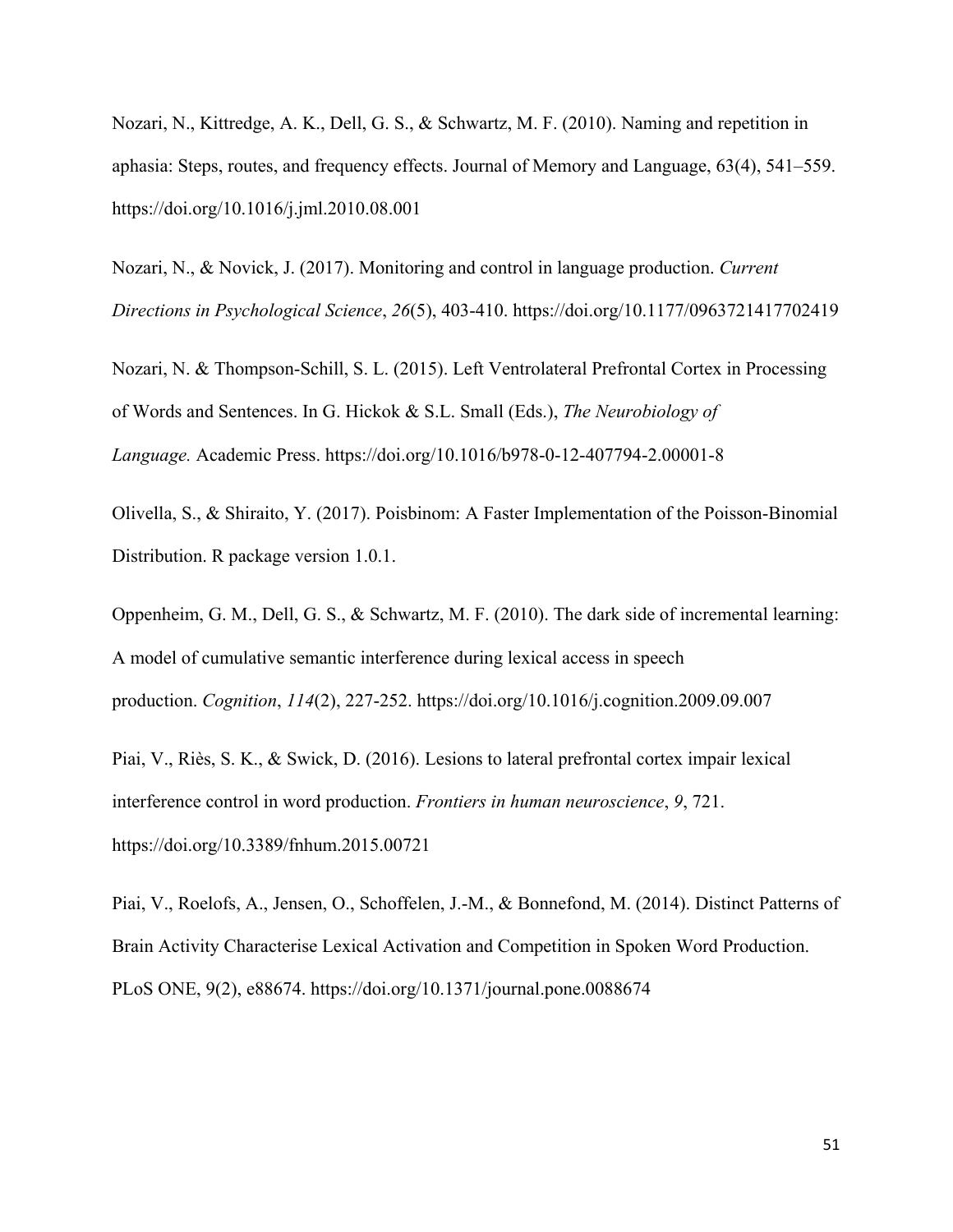Nozari, N., Kittredge, A. K., Dell, G. S., & Schwartz, M. F. (2010). Naming and repetition in aphasia: Steps, routes, and frequency effects. Journal of Memory and Language, 63(4), 541–559. https://doi.org/10.1016/j.jml.2010.08.001

Nozari, N., & Novick, J. (2017). Monitoring and control in language production. *Current Directions in Psychological Science*, *26*(5), 403-410. https://doi.org/10.1177/0963721417702419

Nozari, N. & Thompson-Schill, S. L. (2015). Left Ventrolateral Prefrontal Cortex in Processing of Words and Sentences. In G. Hickok & S.L. Small (Eds.), *The Neurobiology of Language.* Academic Press. https://doi.org/10.1016/b978-0-12-407794-2.00001-8

Olivella, S., & Shiraito, Y. (2017). Poisbinom: A Faster Implementation of the Poisson-Binomial Distribution. R package version 1.0.1.

Oppenheim, G. M., Dell, G. S., & Schwartz, M. F. (2010). The dark side of incremental learning: A model of cumulative semantic interference during lexical access in speech production. *Cognition*, *114*(2), 227-252. https://doi.org/10.1016/j.cognition.2009.09.007

Piai, V., Riès, S. K., & Swick, D. (2016). Lesions to lateral prefrontal cortex impair lexical interference control in word production. *Frontiers in human neuroscience*, *9*, 721. https://doi.org/10.3389/fnhum.2015.00721

Piai, V., Roelofs, A., Jensen, O., Schoffelen, J.-M., & Bonnefond, M. (2014). Distinct Patterns of Brain Activity Characterise Lexical Activation and Competition in Spoken Word Production. PLoS ONE, 9(2), e88674. https://doi.org/10.1371/journal.pone.0088674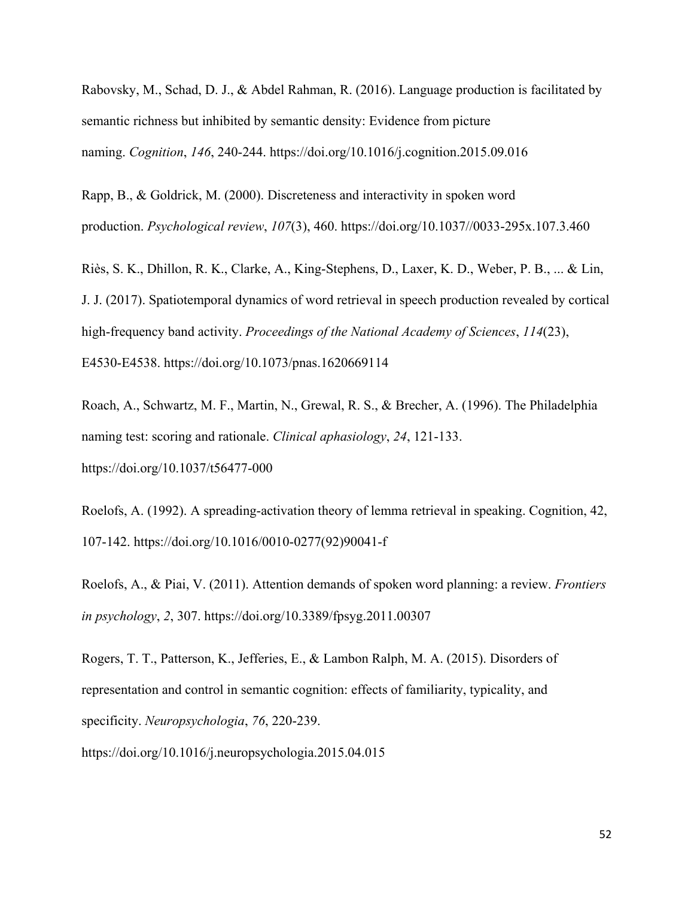Rabovsky, M., Schad, D. J., & Abdel Rahman, R. (2016). Language production is facilitated by semantic richness but inhibited by semantic density: Evidence from picture naming. *Cognition*, *146*, 240-244. https://doi.org/10.1016/j.cognition.2015.09.016

Rapp, B., & Goldrick, M. (2000). Discreteness and interactivity in spoken word production. *Psychological review*, *107*(3), 460. https://doi.org/10.1037//0033-295x.107.3.460

Riès, S. K., Dhillon, R. K., Clarke, A., King-Stephens, D., Laxer, K. D., Weber, P. B., ... & Lin, J. J. (2017). Spatiotemporal dynamics of word retrieval in speech production revealed by cortical high-frequency band activity. *Proceedings of the National Academy of Sciences*, *114*(23), E4530-E4538. https://doi.org/10.1073/pnas.1620669114

Roach, A., Schwartz, M. F., Martin, N., Grewal, R. S., & Brecher, A. (1996). The Philadelphia naming test: scoring and rationale. *Clinical aphasiology*, *24*, 121-133. https://doi.org/10.1037/t56477-000

Roelofs, A. (1992). A spreading-activation theory of lemma retrieval in speaking. Cognition, 42, 107-142. https://doi.org/10.1016/0010-0277(92)90041-f

Roelofs, A., & Piai, V. (2011). Attention demands of spoken word planning: a review. *Frontiers in psychology*, *2*, 307. https://doi.org/10.3389/fpsyg.2011.00307

Rogers, T. T., Patterson, K., Jefferies, E., & Lambon Ralph, M. A. (2015). Disorders of representation and control in semantic cognition: effects of familiarity, typicality, and specificity. *Neuropsychologia*, *76*, 220-239. https://doi.org/10.1016/j.neuropsychologia.2015.04.015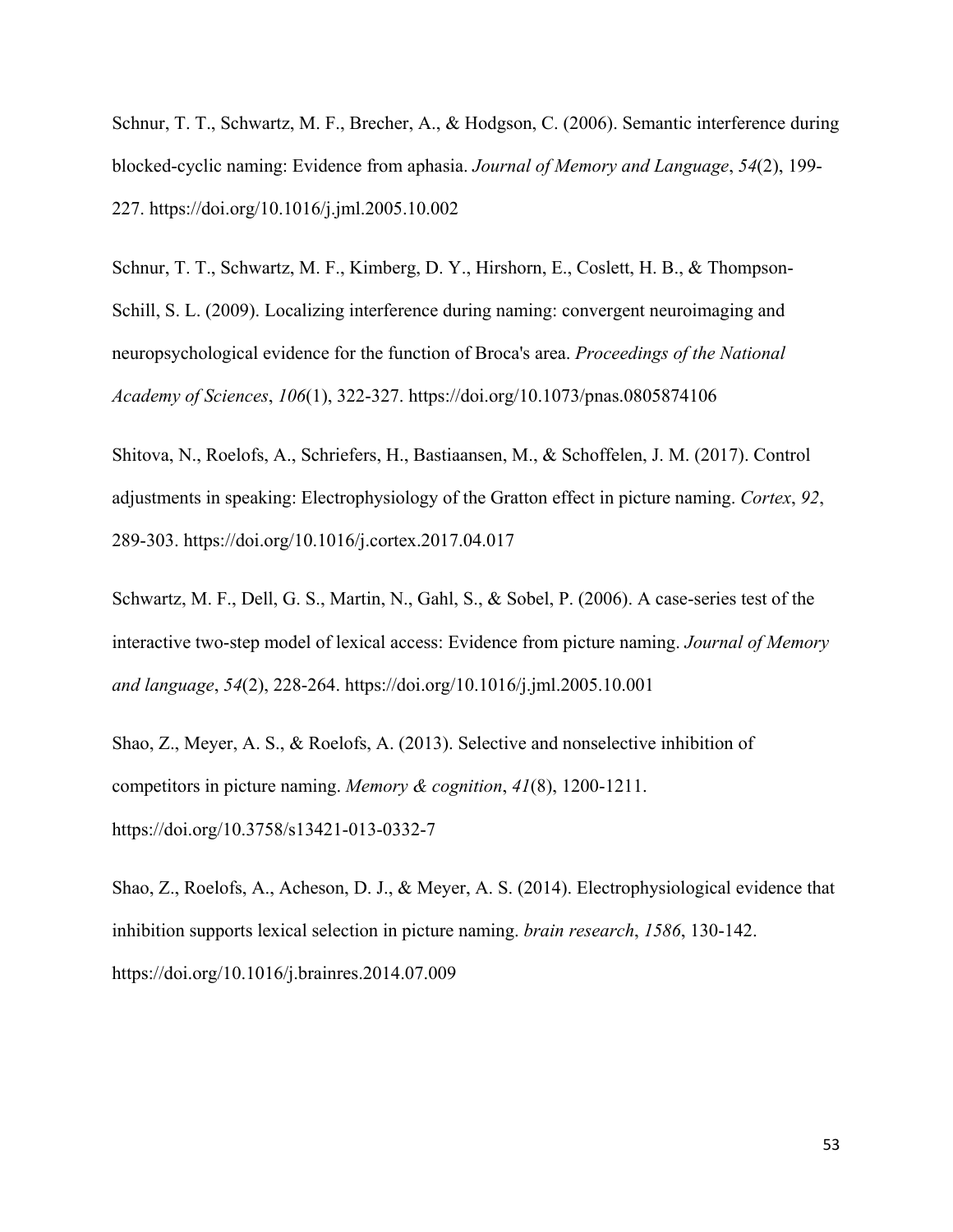Schnur, T. T., Schwartz, M. F., Brecher, A., & Hodgson, C. (2006). Semantic interference during blocked-cyclic naming: Evidence from aphasia. *Journal of Memory and Language*, *54*(2), 199-227. https://doi.org/10.1016/j.jml.2005.10.002

Schnur, T. T., Schwartz, M. F., Kimberg, D. Y., Hirshorn, E., Coslett, H. B., & Thompson-Schill, S. L. (2009). Localizing interference during naming: convergent neuroimaging and neuropsychological evidence for the function of Broca's area. *Proceedings of the National Academy of Sciences*, *106*(1), 322-327. https://doi.org/10.1073/pnas.0805874106

Shitova, N., Roelofs, A., Schriefers, H., Bastiaansen, M., & Schoffelen, J. M. (2017). Control adjustments in speaking: Electrophysiology of the Gratton effect in picture naming. *Cortex*, *92*, 289-303. https://doi.org/10.1016/j.cortex.2017.04.017

Schwartz, M. F., Dell, G. S., Martin, N., Gahl, S., & Sobel, P. (2006). A case-series test of the interactive two-step model of lexical access: Evidence from picture naming. *Journal of Memory and language*, *54*(2), 228-264. https://doi.org/10.1016/j.jml.2005.10.001

Shao, Z., Meyer, A. S., & Roelofs, A. (2013). Selective and nonselective inhibition of competitors in picture naming. *Memory & cognition*, *41*(8), 1200-1211. https://doi.org/10.3758/s13421-013-0332-7

Shao, Z., Roelofs, A., Acheson, D. J., & Meyer, A. S. (2014). Electrophysiological evidence that inhibition supports lexical selection in picture naming. *brain research*, *1586*, 130-142. https://doi.org/10.1016/j.brainres.2014.07.009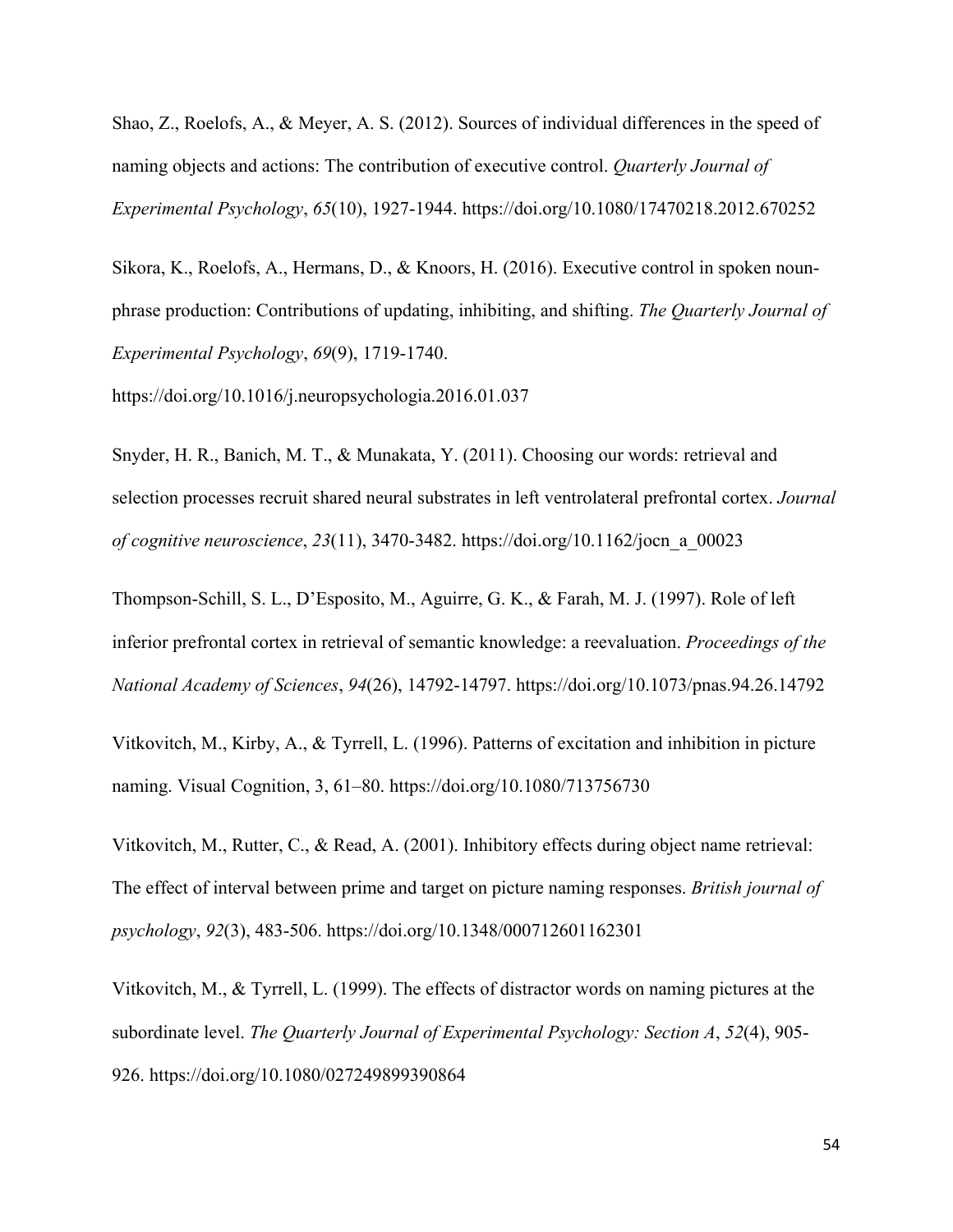Shao, Z., Roelofs, A., & Meyer, A. S. (2012). Sources of individual differences in the speed of naming objects and actions: The contribution of executive control. *Quarterly Journal of Experimental Psychology*, *65*(10), 1927-1944. https://doi.org/10.1080/17470218.2012.670252

Sikora, K., Roelofs, A., Hermans, D., & Knoors, H. (2016). Executive control in spoken noun-phrase production: Contributions of updating, inhibiting, and shifting. *The Quarterly Journal of Experimental Psychology*, *69*(9), 1719-1740. https://doi.org/10.1016/j.neuropsychologia.2016.01.037

Snyder, H. R., Banich, M. T., & Munakata, Y. (2011). Choosing our words: retrieval and selection processes recruit shared neural substrates in left ventrolateral prefrontal cortex. *Journal of cognitive neuroscience*, *23*(11), 3470-3482. https://doi.org/10.1162/jocn_a_00023

Thompson-Schill, S. L., D'Esposito, M., Aguirre, G. K., & Farah, M. J. (1997). Role of left inferior prefrontal cortex in retrieval of semantic knowledge: a reevaluation. *Proceedings of the National Academy of Sciences*, *94*(26), 14792-14797. https://doi.org/10.1073/pnas.94.26.14792

Vitkovitch, M., Kirby, A., & Tyrrell, L. (1996). Patterns of excitation and inhibition in picture naming. Visual Cognition, 3, 61–80. https://doi.org/10.1080/713756730

Vitkovitch, M., Rutter, C., & Read, A. (2001). Inhibitory effects during object name retrieval: The effect of interval between prime and target on picture naming responses. *British journal of psychology*, *92*(3), 483-506. https://doi.org/10.1348/000712601162301

Vitkovitch, M., & Tyrrell, L. (1999). The effects of distractor words on naming pictures at the subordinate level. *The Quarterly Journal of Experimental Psychology: Section A*, *52*(4), 905-926. https://doi.org/10.1080/027249899390864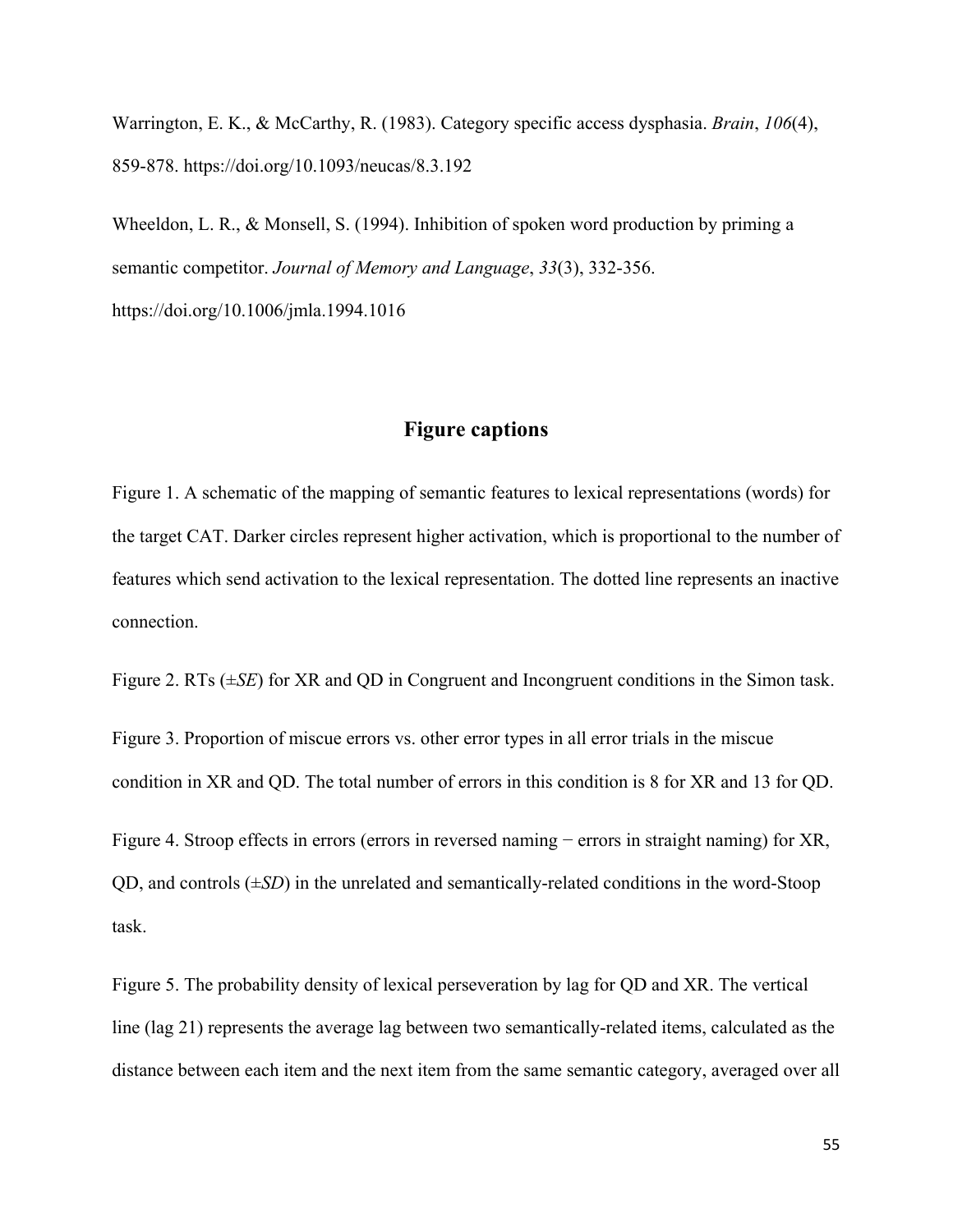Warrington, E. K., & McCarthy, R. (1983). Category specific access dysphasia. *Brain*, *106*(4), 859-878. https://doi.org/10.1093/neucas/8.3.192

Wheeldon, L. R., & Monsell, S. (1994). Inhibition of spoken word production by priming a semantic competitor. *Journal of Memory and Language*, *33*(3), 332-356. https://doi.org/10.1006/jmla.1994.1016

## Figure captions

Figure 1. A schematic of the mapping of semantic features to lexical representations (words) for the target CAT. Darker circles represent higher activation, which is proportional to the number of features which send activation to the lexical representation. The dotted line represents an inactive connection.

Figure 2. RTs (±*SE*) for XR and QD in Congruent and Incongruent conditions in the Simon task.

Figure 3. Proportion of miscue errors vs. other error types in all error trials in the miscue condition in XR and QD. The total number of errors in this condition is 8 for XR and 13 for QD.

Figure 4. Stroop effects in errors (errors in reversed naming − errors in straight naming) for XR, QD, and controls (±*SD*) in the unrelated and semantically-related conditions in the word-Stoop task.

Figure 5. The probability density of lexical perseveration by lag for QD and XR. The vertical line (lag 21) represents the average lag between two semantically-related items, calculated as the distance between each item and the next item from the same semantic category, averaged over all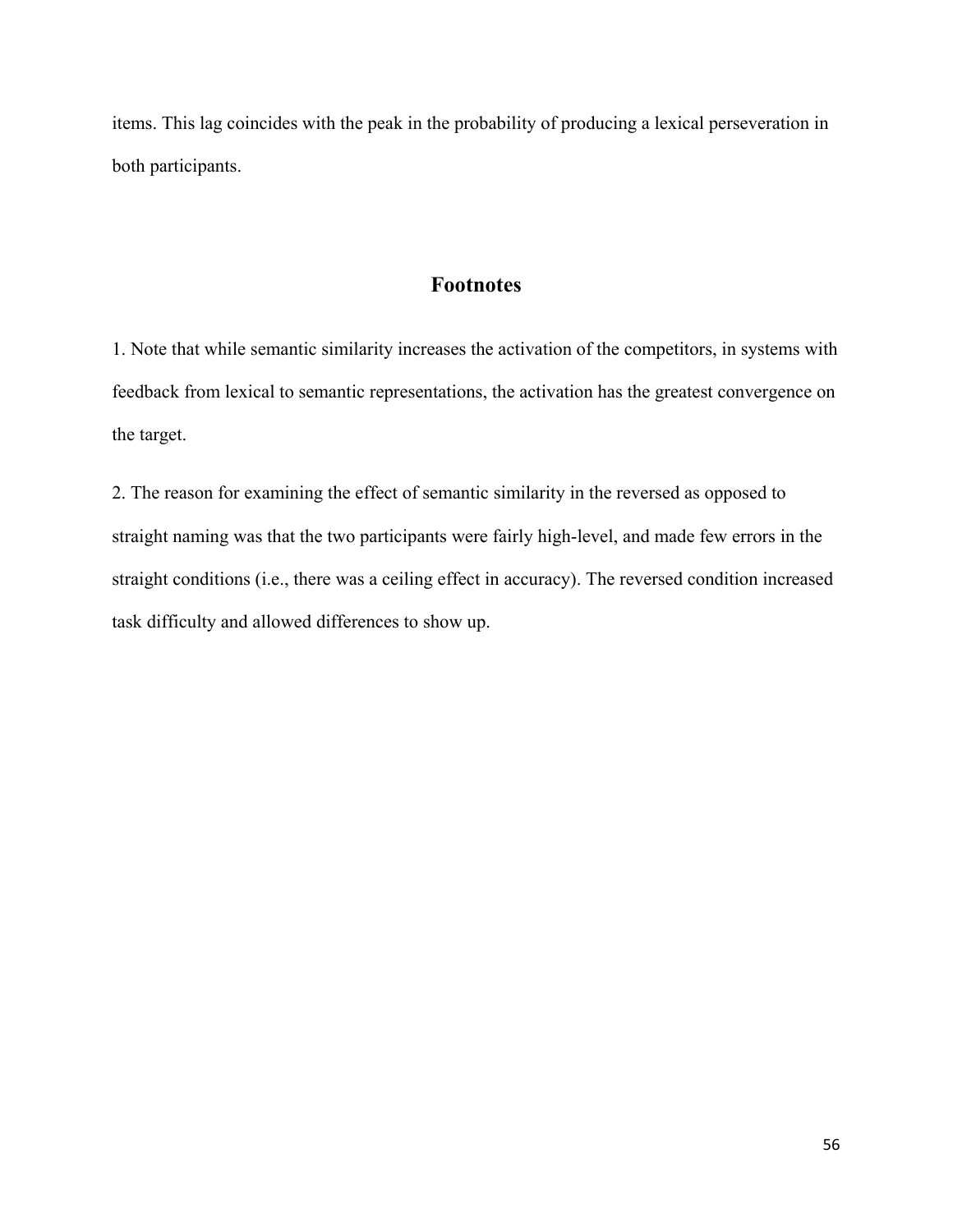items. This lag coincides with the peak in the probability of producing a lexical perseveration in both participants.

## Footnotes

1. Note that while semantic similarity increases the activation of the competitors, in systems with feedback from lexical to semantic representations, the activation has the greatest convergence on the target.

2. The reason for examining the effect of semantic similarity in the reversed as opposed to straight naming was that the two participants were fairly high-level, and made few errors in the straight conditions (i.e., there was a ceiling effect in accuracy). The reversed condition increased task difficulty and allowed differences to show up.